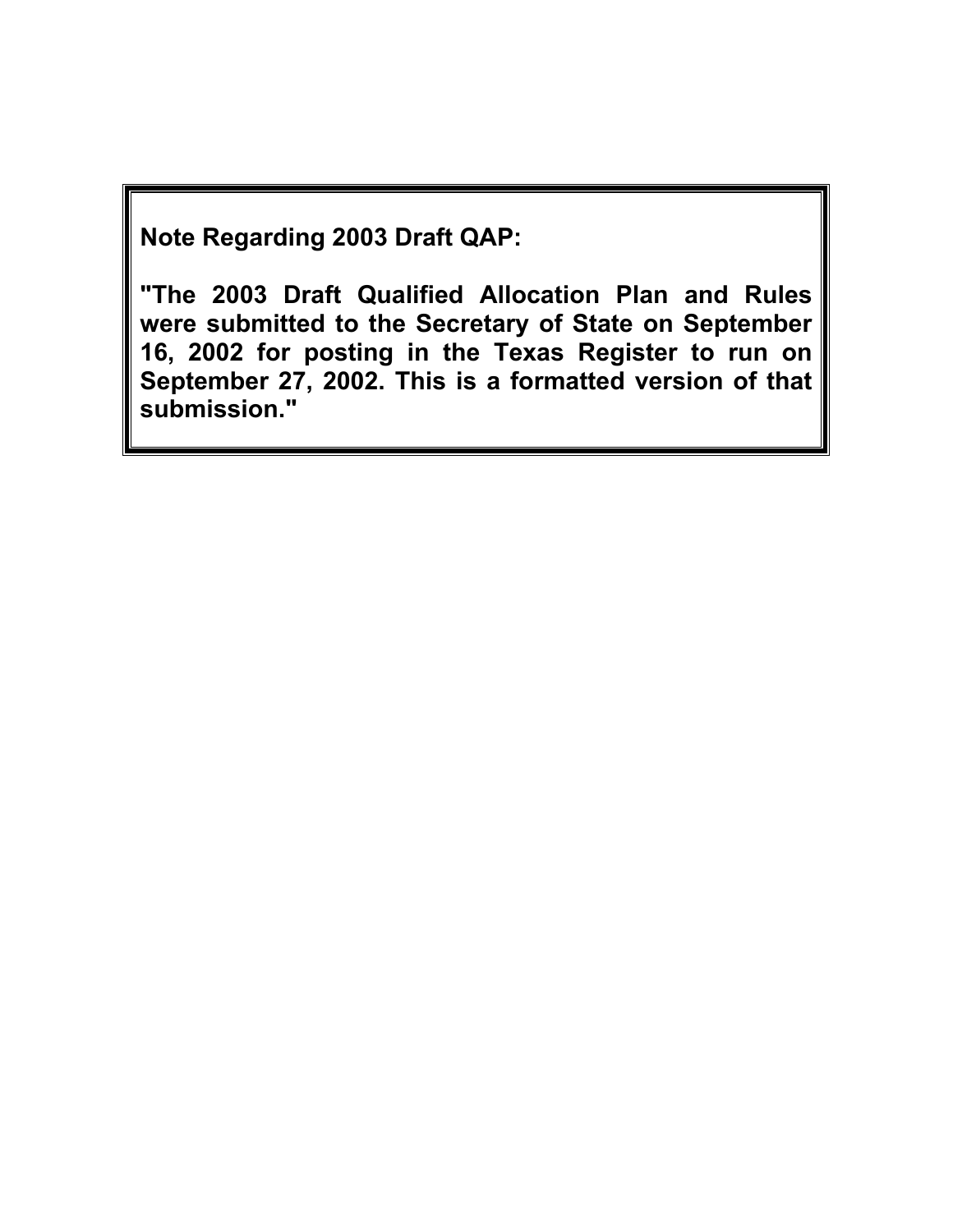**Note Regarding 2003 Draft QAP:**

**"The 2003 Draft Qualified Allocation Plan and Rules were submitted to the Secretary of State on September 16, 2002 for posting in the Texas Register to run on September 27, 2002. This is a formatted version of that submission."**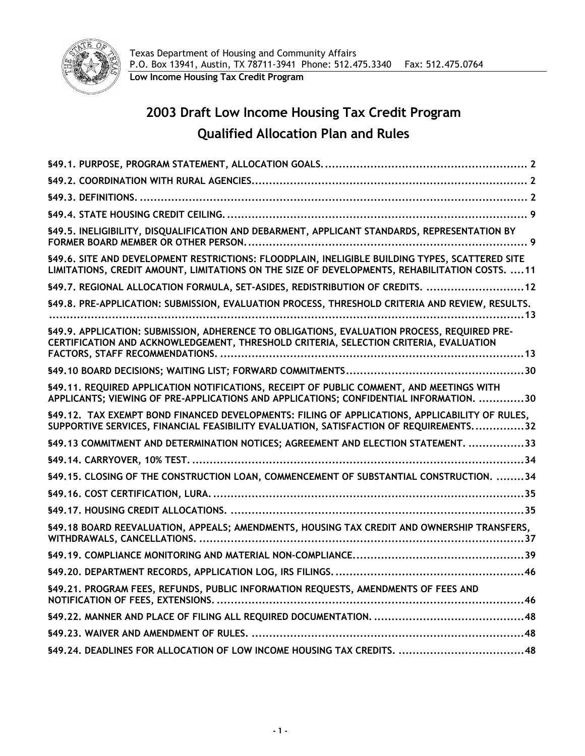Texas Department of Housing and Community Affairs
P.O. Box 13941, Austin, TX 78711-3941 Phone: 512.475.3340 Fax: 512.475.0764
**Low Income Housing Tax Credit Program**

# 2003 Draft Low Income Housing Tax Credit Program Qualified Allocation Plan and Rules

**§49.1. PURPOSE, PROGRAM STATEMENT, ALLOCATION GOALS. .......... 2**

**§49.2. COORDINATION WITH RURAL AGENCIES. .......... 2**

**§49.3. DEFINITIONS. .......... 2**

**§49.4. STATE HOUSING CREDIT CEILING. .......... 9**

**§49.5. INELIGIBILITY, DISQUALIFICATION AND DEBARMENT, APPLICANT STANDARDS, REPRESENTATION BY FORMER BOARD MEMBER OR OTHER PERSON. .......... 9**

**§49.6. SITE AND DEVELOPMENT RESTRICTIONS: FLOODPLAIN, INELIGIBLE BUILDING TYPES, SCATTERED SITE LIMITATIONS, CREDIT AMOUNT, LIMITATIONS ON THE SIZE OF DEVELOPMENTS, REHABILITATION COSTS. .......... 11**

**§49.7. REGIONAL ALLOCATION FORMULA, SET-ASIDES, REDISTRIBUTION OF CREDITS. .......... 12**

**§49.8. PRE-APPLICATION: SUBMISSION, EVALUATION PROCESS, THRESHOLD CRITERIA AND REVIEW, RESULTS. .......... 13**

**§49.9. APPLICATION: SUBMISSION, ADHERENCE TO OBLIGATIONS, EVALUATION PROCESS, REQUIRED PRE-CERTIFICATION AND ACKNOWLEDGEMENT, THRESHOLD CRITERIA, SELECTION CRITERIA, EVALUATION FACTORS, STAFF RECOMMENDATIONS. .......... 13**

**§49.10 BOARD DECISIONS; WAITING LIST; FORWARD COMMITMENTS .......... 30**

**§49.11. REQUIRED APPLICATION NOTIFICATIONS, RECEIPT OF PUBLIC COMMENT, AND MEETINGS WITH APPLICANTS; VIEWING OF PRE-APPLICATIONS AND APPLICATIONS; CONFIDENTIAL INFORMATION. .......... 30**

**§49.12. TAX EXEMPT BOND FINANCED DEVELOPMENTS: FILING OF APPLICATIONS, APPLICABILITY OF RULES, SUPPORTIVE SERVICES, FINANCIAL FEASIBILITY EVALUATION, SATISFACTION OF REQUIREMENTS. .......... 32**

**§49.13 COMMITMENT AND DETERMINATION NOTICES; AGREEMENT AND ELECTION STATEMENT. .......... 33**

**§49.14. CARRYOVER, 10% TEST. .......... 34**

**§49.15. CLOSING OF THE CONSTRUCTION LOAN, COMMENCEMENT OF SUBSTANTIAL CONSTRUCTION. .......... 34**

**§49.16. COST CERTIFICATION, LURA. .......... 35**

**§49.17. HOUSING CREDIT ALLOCATIONS. .......... 35**

**§49.18 BOARD REEVALUATION, APPEALS; AMENDMENTS, HOUSING TAX CREDIT AND OWNERSHIP TRANSFERS, WITHDRAWALS, CANCELLATIONS. .......... 37**

**§49.19. COMPLIANCE MONITORING AND MATERIAL NON-COMPLIANCE. .......... 39**

**§49.20. DEPARTMENT RECORDS, APPLICATION LOG, IRS FILINGS. .......... 46**

**§49.21. PROGRAM FEES, REFUNDS, PUBLIC INFORMATION REQUESTS, AMENDMENTS OF FEES AND NOTIFICATION OF FEES, EXTENSIONS. .......... 46**

**§49.22. MANNER AND PLACE OF FILING ALL REQUIRED DOCUMENTATION. .......... 48**

**§49.23. WAIVER AND AMENDMENT OF RULES. .......... 48**

**§49.24. DEADLINES FOR ALLOCATION OF LOW INCOME HOUSING TAX CREDITS. .......... 48**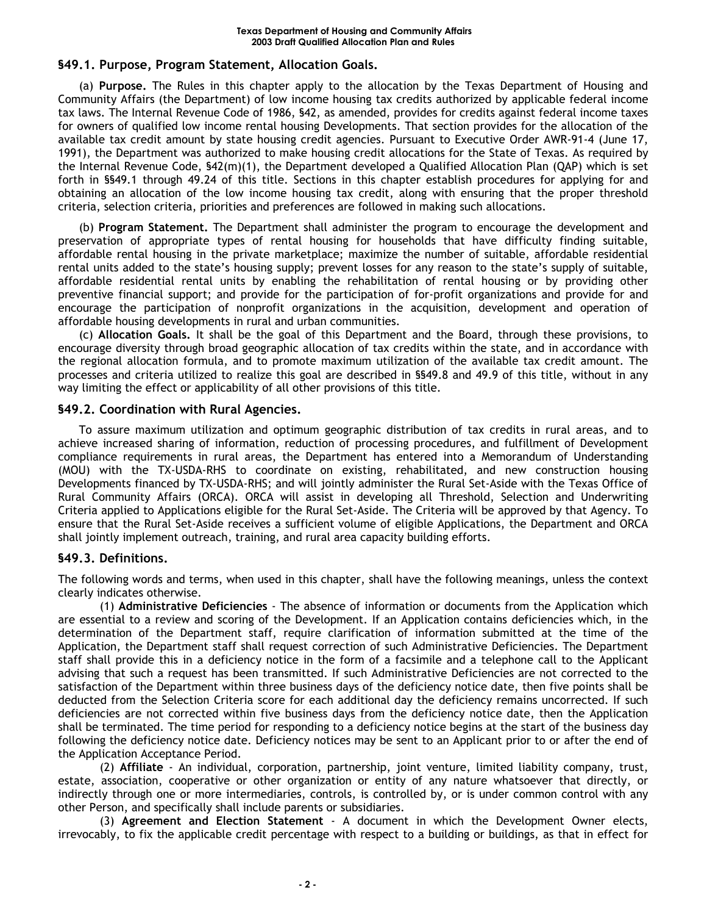## §49.1. Purpose, Program Statement, Allocation Goals.

(a) **Purpose.** The Rules in this chapter apply to the allocation by the Texas Department of Housing and Community Affairs (the Department) of low income housing tax credits authorized by applicable federal income tax laws. The Internal Revenue Code of 1986, §42, as amended, provides for credits against federal income taxes for owners of qualified low income rental housing Developments. That section provides for the allocation of the available tax credit amount by state housing credit agencies. Pursuant to Executive Order AWR-91-4 (June 17, 1991), the Department was authorized to make housing credit allocations for the State of Texas. As required by the Internal Revenue Code, §42(m)(1), the Department developed a Qualified Allocation Plan (QAP) which is set forth in §§49.1 through 49.24 of this title. Sections in this chapter establish procedures for applying for and obtaining an allocation of the low income housing tax credit, along with ensuring that the proper threshold criteria, selection criteria, priorities and preferences are followed in making such allocations.

(b) **Program Statement.** The Department shall administer the program to encourage the development and preservation of appropriate types of rental housing for households that have difficulty finding suitable, affordable rental housing in the private marketplace; maximize the number of suitable, affordable residential rental units added to the state's housing supply; prevent losses for any reason to the state's supply of suitable, affordable residential rental units by enabling the rehabilitation of rental housing or by providing other preventive financial support; and provide for the participation of for-profit organizations and provide for and encourage the participation of nonprofit organizations in the acquisition, development and operation of affordable housing developments in rural and urban communities.

(c) **Allocation Goals.** It shall be the goal of this Department and the Board, through these provisions, to encourage diversity through broad geographic allocation of tax credits within the state, and in accordance with the regional allocation formula, and to promote maximum utilization of the available tax credit amount. The processes and criteria utilized to realize this goal are described in §§49.8 and 49.9 of this title, without in any way limiting the effect or applicability of all other provisions of this title.

## §49.2. Coordination with Rural Agencies.

To assure maximum utilization and optimum geographic distribution of tax credits in rural areas, and to achieve increased sharing of information, reduction of processing procedures, and fulfillment of Development compliance requirements in rural areas, the Department has entered into a Memorandum of Understanding (MOU) with the TX-USDA-RHS to coordinate on existing, rehabilitated, and new construction housing Developments financed by TX-USDA-RHS; and will jointly administer the Rural Set-Aside with the Texas Office of Rural Community Affairs (ORCA). ORCA will assist in developing all Threshold, Selection and Underwriting Criteria applied to Applications eligible for the Rural Set-Aside. The Criteria will be approved by that Agency. To ensure that the Rural Set-Aside receives a sufficient volume of eligible Applications, the Department and ORCA shall jointly implement outreach, training, and rural area capacity building efforts.

## §49.3. Definitions.

The following words and terms, when used in this chapter, shall have the following meanings, unless the context clearly indicates otherwise.

(1) **Administrative Deficiencies** - The absence of information or documents from the Application which are essential to a review and scoring of the Development. If an Application contains deficiencies which, in the determination of the Department staff, require clarification of information submitted at the time of the Application, the Department staff shall request correction of such Administrative Deficiencies. The Department staff shall provide this in a deficiency notice in the form of a facsimile and a telephone call to the Applicant advising that such a request has been transmitted. If such Administrative Deficiencies are not corrected to the satisfaction of the Department within three business days of the deficiency notice date, then five points shall be deducted from the Selection Criteria score for each additional day the deficiency remains uncorrected. If such deficiencies are not corrected within five business days from the deficiency notice date, then the Application shall be terminated. The time period for responding to a deficiency notice begins at the start of the business day following the deficiency notice date. Deficiency notices may be sent to an Applicant prior to or after the end of the Application Acceptance Period.

(2) **Affiliate** - An individual, corporation, partnership, joint venture, limited liability company, trust, estate, association, cooperative or other organization or entity of any nature whatsoever that directly, or indirectly through one or more intermediaries, controls, is controlled by, or is under common control with any other Person, and specifically shall include parents or subsidiaries.

(3) **Agreement and Election Statement** - A document in which the Development Owner elects, irrevocably, to fix the applicable credit percentage with respect to a building or buildings, as that in effect for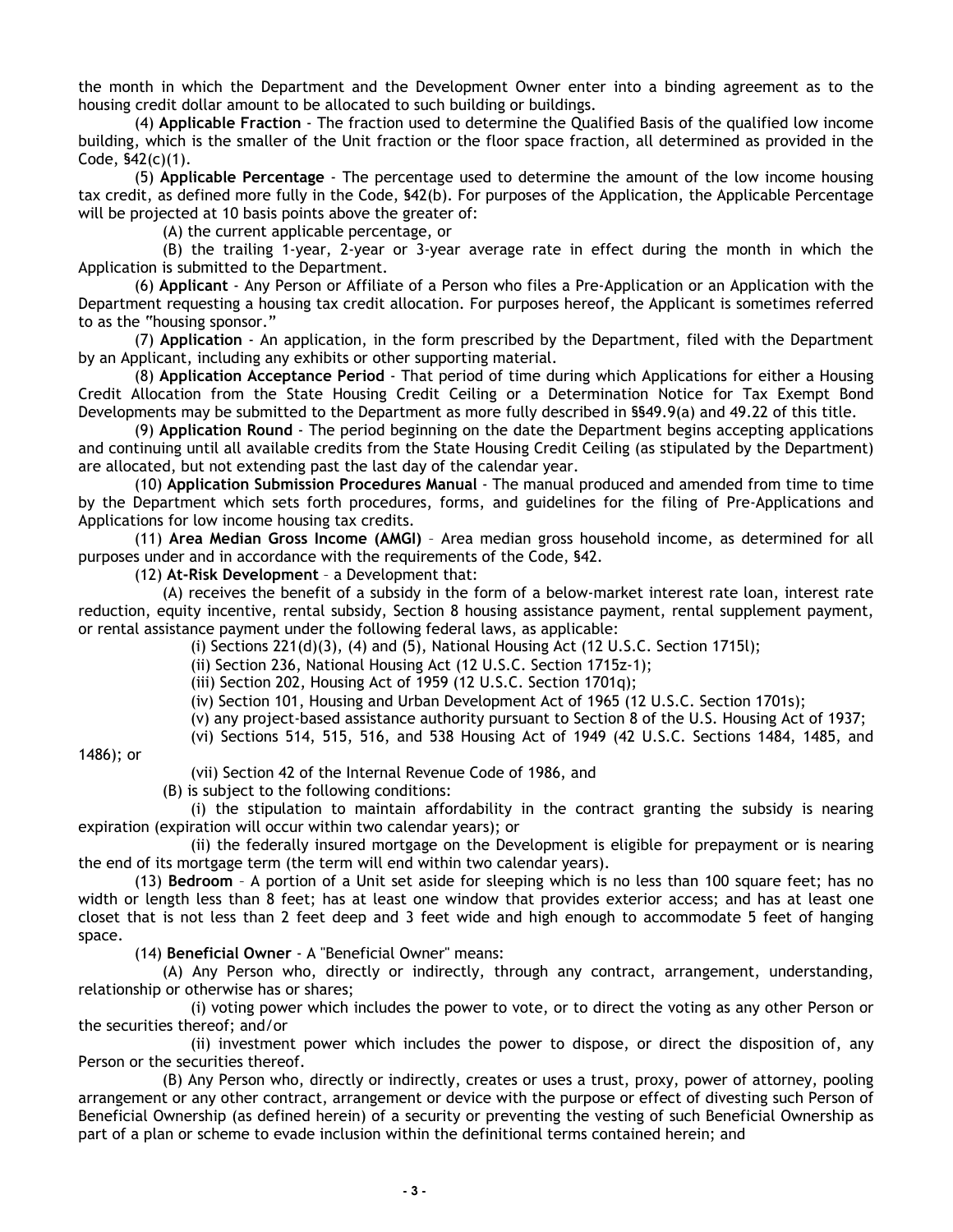the month in which the Department and the Development Owner enter into a binding agreement as to the housing credit dollar amount to be allocated to such building or buildings.

(4) **Applicable Fraction** - The fraction used to determine the Qualified Basis of the qualified low income building, which is the smaller of the Unit fraction or the floor space fraction, all determined as provided in the Code, §42(c)(1).

(5) **Applicable Percentage** - The percentage used to determine the amount of the low income housing tax credit, as defined more fully in the Code, §42(b). For purposes of the Application, the Applicable Percentage will be projected at 10 basis points above the greater of:

(A) the current applicable percentage, or

(B) the trailing 1-year, 2-year or 3-year average rate in effect during the month in which the Application is submitted to the Department.

(6) **Applicant** - Any Person or Affiliate of a Person who files a Pre-Application or an Application with the Department requesting a housing tax credit allocation. For purposes hereof, the Applicant is sometimes referred to as the "housing sponsor."

(7) **Application** - An application, in the form prescribed by the Department, filed with the Department by an Applicant, including any exhibits or other supporting material.

(8) **Application Acceptance Period** - That period of time during which Applications for either a Housing Credit Allocation from the State Housing Credit Ceiling or a Determination Notice for Tax Exempt Bond Developments may be submitted to the Department as more fully described in §§49.9(a) and 49.22 of this title.

(9) **Application Round** - The period beginning on the date the Department begins accepting applications and continuing until all available credits from the State Housing Credit Ceiling (as stipulated by the Department) are allocated, but not extending past the last day of the calendar year.

(10) **Application Submission Procedures Manual** - The manual produced and amended from time to time by the Department which sets forth procedures, forms, and guidelines for the filing of Pre-Applications and Applications for low income housing tax credits.

(11) **Area Median Gross Income (AMGI)** – Area median gross household income, as determined for all purposes under and in accordance with the requirements of the Code, §42.

(12) **At-Risk Development** – a Development that:

(A) receives the benefit of a subsidy in the form of a below-market interest rate loan, interest rate reduction, equity incentive, rental subsidy, Section 8 housing assistance payment, rental supplement payment, or rental assistance payment under the following federal laws, as applicable:

(i) Sections 221(d)(3), (4) and (5), National Housing Act (12 U.S.C. Section 1715l);

(ii) Section 236, National Housing Act (12 U.S.C. Section 1715z-1);

(iii) Section 202, Housing Act of 1959 (12 U.S.C. Section 1701q);

(iv) Section 101, Housing and Urban Development Act of 1965 (12 U.S.C. Section 1701s);

(v) any project-based assistance authority pursuant to Section 8 of the U.S. Housing Act of 1937;

(vi) Sections 514, 515, 516, and 538 Housing Act of 1949 (42 U.S.C. Sections 1484, 1485, and 1486); or

(vii) Section 42 of the Internal Revenue Code of 1986, and

(B) is subject to the following conditions:

(i) the stipulation to maintain affordability in the contract granting the subsidy is nearing expiration (expiration will occur within two calendar years); or

(ii) the federally insured mortgage on the Development is eligible for prepayment or is nearing the end of its mortgage term (the term will end within two calendar years).

(13) **Bedroom** – A portion of a Unit set aside for sleeping which is no less than 100 square feet; has no width or length less than 8 feet; has at least one window that provides exterior access; and has at least one closet that is not less than 2 feet deep and 3 feet wide and high enough to accommodate 5 feet of hanging space.

(14) **Beneficial Owner** - A "Beneficial Owner" means:

(A) Any Person who, directly or indirectly, through any contract, arrangement, understanding, relationship or otherwise has or shares;

(i) voting power which includes the power to vote, or to direct the voting as any other Person or the securities thereof; and/or

(ii) investment power which includes the power to dispose, or direct the disposition of, any Person or the securities thereof.

(B) Any Person who, directly or indirectly, creates or uses a trust, proxy, power of attorney, pooling arrangement or any other contract, arrangement or device with the purpose or effect of divesting such Person of Beneficial Ownership (as defined herein) of a security or preventing the vesting of such Beneficial Ownership as part of a plan or scheme to evade inclusion within the definitional terms contained herein; and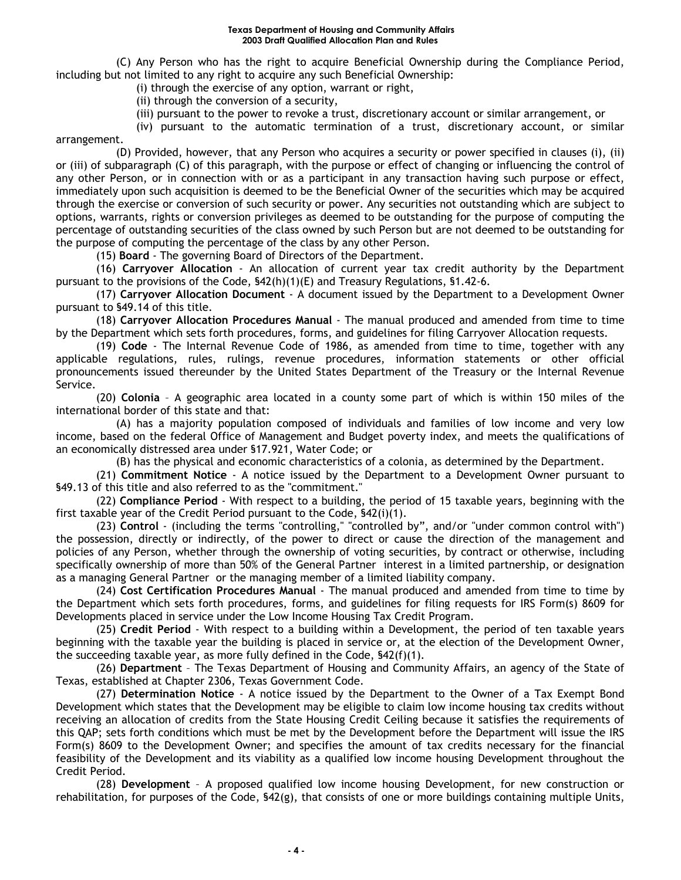(C) Any Person who has the right to acquire Beneficial Ownership during the Compliance Period, including but not limited to any right to acquire any such Beneficial Ownership:

(i) through the exercise of any option, warrant or right,

(ii) through the conversion of a security,

(iii) pursuant to the power to revoke a trust, discretionary account or similar arrangement, or

(iv) pursuant to the automatic termination of a trust, discretionary account, or similar arrangement.

(D) Provided, however, that any Person who acquires a security or power specified in clauses (i), (ii) or (iii) of subparagraph (C) of this paragraph, with the purpose or effect of changing or influencing the control of any other Person, or in connection with or as a participant in any transaction having such purpose or effect, immediately upon such acquisition is deemed to be the Beneficial Owner of the securities which may be acquired through the exercise or conversion of such security or power. Any securities not outstanding which are subject to options, warrants, rights or conversion privileges as deemed to be outstanding for the purpose of computing the percentage of outstanding securities of the class owned by such Person but are not deemed to be outstanding for the purpose of computing the percentage of the class by any other Person.

(15) **Board** - The governing Board of Directors of the Department.

(16) **Carryover Allocation** - An allocation of current year tax credit authority by the Department pursuant to the provisions of the Code, §42(h)(1)(E) and Treasury Regulations, §1.42-6.

(17) **Carryover Allocation Document** - A document issued by the Department to a Development Owner pursuant to §49.14 of this title.

(18) **Carryover Allocation Procedures Manual** - The manual produced and amended from time to time by the Department which sets forth procedures, forms, and guidelines for filing Carryover Allocation requests.

(19) **Code** - The Internal Revenue Code of 1986, as amended from time to time, together with any applicable regulations, rules, rulings, revenue procedures, information statements or other official pronouncements issued thereunder by the United States Department of the Treasury or the Internal Revenue Service.

(20) **Colonia** – A geographic area located in a county some part of which is within 150 miles of the international border of this state and that:

(A) has a majority population composed of individuals and families of low income and very low income, based on the federal Office of Management and Budget poverty index, and meets the qualifications of an economically distressed area under §17.921, Water Code; or

(B) has the physical and economic characteristics of a colonia, as determined by the Department.

(21) **Commitment Notice** - A notice issued by the Department to a Development Owner pursuant to §49.13 of this title and also referred to as the "commitment."

(22) **Compliance Period** - With respect to a building, the period of 15 taxable years, beginning with the first taxable year of the Credit Period pursuant to the Code, §42(i)(1).

(23) **Control** - (including the terms "controlling," "controlled by", and/or "under common control with") the possession, directly or indirectly, of the power to direct or cause the direction of the management and policies of any Person, whether through the ownership of voting securities, by contract or otherwise, including specifically ownership of more than 50% of the General Partner interest in a limited partnership, or designation as a managing General Partner or the managing member of a limited liability company.

(24) **Cost Certification Procedures Manual** - The manual produced and amended from time to time by the Department which sets forth procedures, forms, and guidelines for filing requests for IRS Form(s) 8609 for Developments placed in service under the Low Income Housing Tax Credit Program.

(25) **Credit Period** - With respect to a building within a Development, the period of ten taxable years beginning with the taxable year the building is placed in service or, at the election of the Development Owner, the succeeding taxable year, as more fully defined in the Code, §42(f)(1).

(26) **Department** – The Texas Department of Housing and Community Affairs, an agency of the State of Texas, established at Chapter 2306, Texas Government Code.

(27) **Determination Notice** - A notice issued by the Department to the Owner of a Tax Exempt Bond Development which states that the Development may be eligible to claim low income housing tax credits without receiving an allocation of credits from the State Housing Credit Ceiling because it satisfies the requirements of this QAP; sets forth conditions which must be met by the Development before the Department will issue the IRS Form(s) 8609 to the Development Owner; and specifies the amount of tax credits necessary for the financial feasibility of the Development and its viability as a qualified low income housing Development throughout the Credit Period.

(28) **Development** – A proposed qualified low income housing Development, for new construction or rehabilitation, for purposes of the Code, §42(g), that consists of one or more buildings containing multiple Units,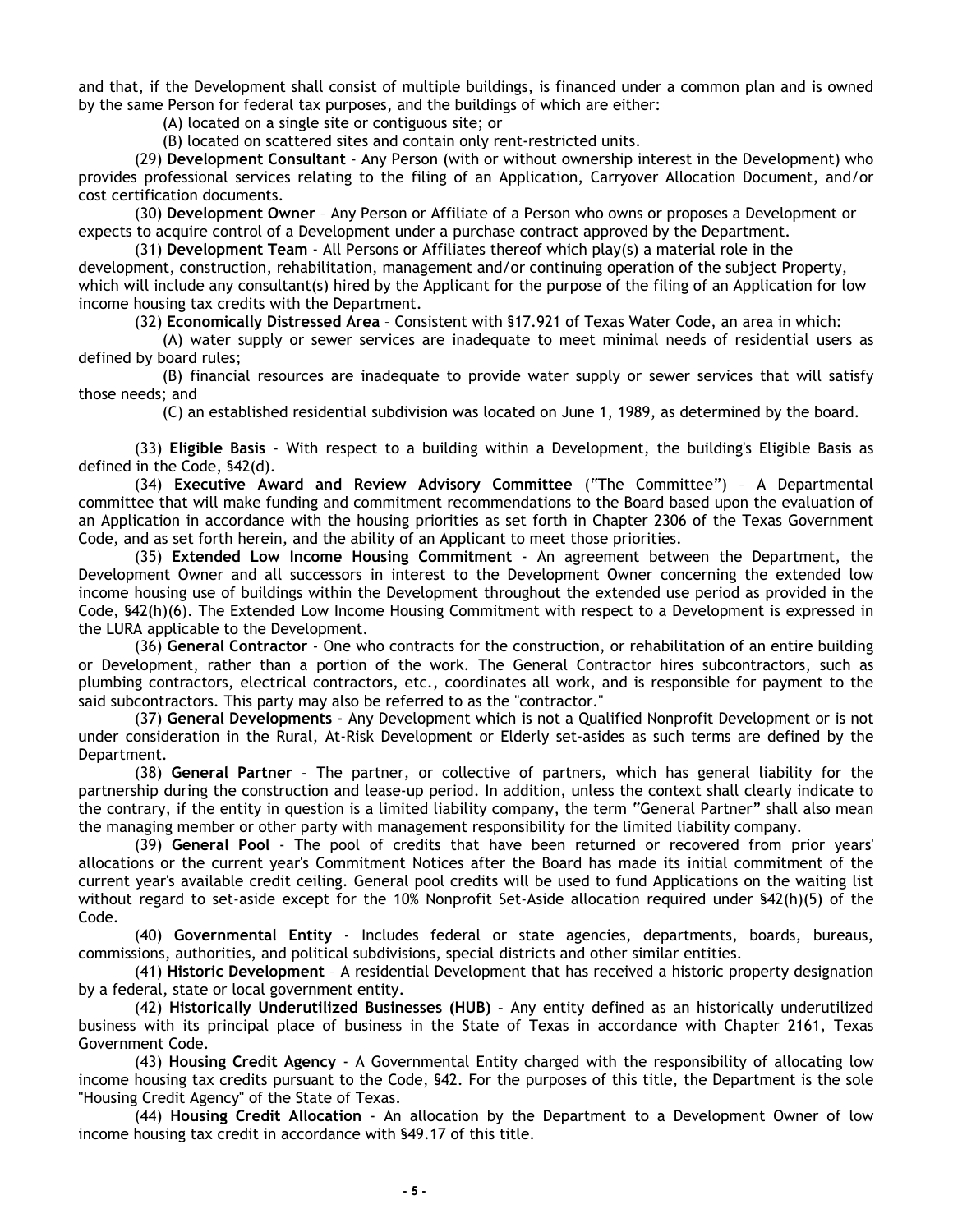and that, if the Development shall consist of multiple buildings, is financed under a common plan and is owned by the same Person for federal tax purposes, and the buildings of which are either:

(A) located on a single site or contiguous site; or

(B) located on scattered sites and contain only rent-restricted units.

(29) **Development Consultant** - Any Person (with or without ownership interest in the Development) who provides professional services relating to the filing of an Application, Carryover Allocation Document, and/or cost certification documents.

(30) **Development Owner** – Any Person or Affiliate of a Person who owns or proposes a Development or expects to acquire control of a Development under a purchase contract approved by the Department.

(31) **Development Team** - All Persons or Affiliates thereof which play(s) a material role in the development, construction, rehabilitation, management and/or continuing operation of the subject Property, which will include any consultant(s) hired by the Applicant for the purpose of the filing of an Application for low income housing tax credits with the Department.

(32) **Economically Distressed Area** – Consistent with §17.921 of Texas Water Code, an area in which:

(A) water supply or sewer services are inadequate to meet minimal needs of residential users as defined by board rules;

(B) financial resources are inadequate to provide water supply or sewer services that will satisfy those needs; and

(C) an established residential subdivision was located on June 1, 1989, as determined by the board.

(33) **Eligible Basis** - With respect to a building within a Development, the building's Eligible Basis as defined in the Code, §42(d).

(34) **Executive Award and Review Advisory Committee** ("The Committee") – A Departmental committee that will make funding and commitment recommendations to the Board based upon the evaluation of an Application in accordance with the housing priorities as set forth in Chapter 2306 of the Texas Government Code, and as set forth herein, and the ability of an Applicant to meet those priorities.

(35) **Extended Low Income Housing Commitment** - An agreement between the Department, the Development Owner and all successors in interest to the Development Owner concerning the extended low income housing use of buildings within the Development throughout the extended use period as provided in the Code, §42(h)(6). The Extended Low Income Housing Commitment with respect to a Development is expressed in the LURA applicable to the Development.

(36) **General Contractor** - One who contracts for the construction, or rehabilitation of an entire building or Development, rather than a portion of the work. The General Contractor hires subcontractors, such as plumbing contractors, electrical contractors, etc., coordinates all work, and is responsible for payment to the said subcontractors. This party may also be referred to as the "contractor."

(37) **General Developments** - Any Development which is not a Qualified Nonprofit Development or is not under consideration in the Rural, At-Risk Development or Elderly set-asides as such terms are defined by the Department.

(38) **General Partner** – The partner, or collective of partners, which has general liability for the partnership during the construction and lease-up period. In addition, unless the context shall clearly indicate to the contrary, if the entity in question is a limited liability company, the term "General Partner" shall also mean the managing member or other party with management responsibility for the limited liability company.

(39) **General Pool** - The pool of credits that have been returned or recovered from prior years' allocations or the current year's Commitment Notices after the Board has made its initial commitment of the current year's available credit ceiling. General pool credits will be used to fund Applications on the waiting list without regard to set-aside except for the 10% Nonprofit Set-Aside allocation required under §42(h)(5) of the Code.

(40) **Governmental Entity** - Includes federal or state agencies, departments, boards, bureaus, commissions, authorities, and political subdivisions, special districts and other similar entities.

(41) **Historic Development** – A residential Development that has received a historic property designation by a federal, state or local government entity.

(42) **Historically Underutilized Businesses (HUB)** – Any entity defined as an historically underutilized business with its principal place of business in the State of Texas in accordance with Chapter 2161, Texas Government Code.

(43) **Housing Credit Agency** - A Governmental Entity charged with the responsibility of allocating low income housing tax credits pursuant to the Code, §42. For the purposes of this title, the Department is the sole "Housing Credit Agency" of the State of Texas.

(44) **Housing Credit Allocation** - An allocation by the Department to a Development Owner of low income housing tax credit in accordance with §49.17 of this title.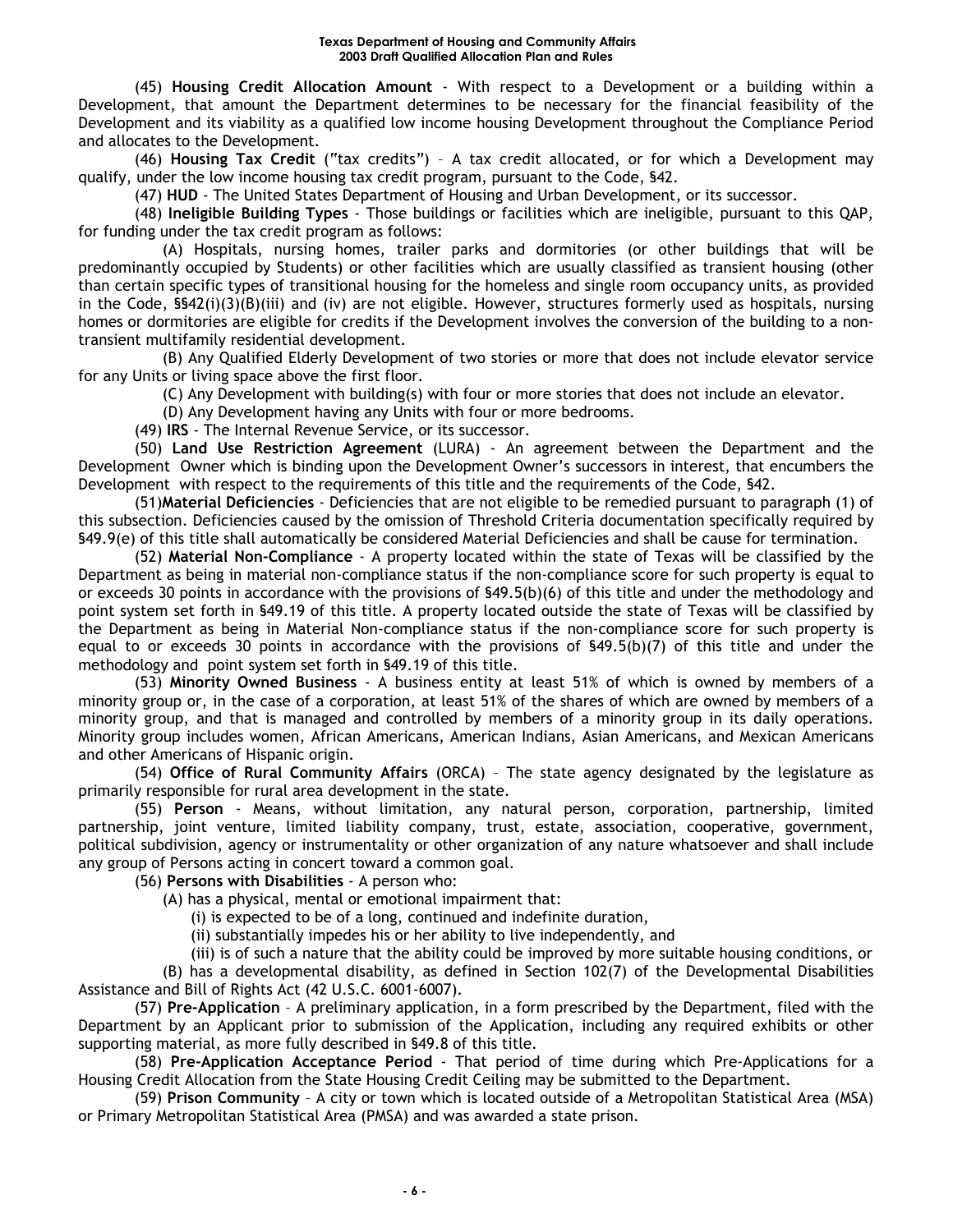(45) **Housing Credit Allocation Amount** - With respect to a Development or a building within a Development, that amount the Department determines to be necessary for the financial feasibility of the Development and its viability as a qualified low income housing Development throughout the Compliance Period and allocates to the Development.

(46) **Housing Tax Credit** ("tax credits") – A tax credit allocated, or for which a Development may qualify, under the low income housing tax credit program, pursuant to the Code, §42.

(47) **HUD** - The United States Department of Housing and Urban Development, or its successor.

(48) **Ineligible Building Types** - Those buildings or facilities which are ineligible, pursuant to this QAP, for funding under the tax credit program as follows:

(A) Hospitals, nursing homes, trailer parks and dormitories (or other buildings that will be predominantly occupied by Students) or other facilities which are usually classified as transient housing (other than certain specific types of transitional housing for the homeless and single room occupancy units, as provided in the Code, §§42(i)(3)(B)(iii) and (iv) are not eligible. However, structures formerly used as hospitals, nursing homes or dormitories are eligible for credits if the Development involves the conversion of the building to a non-transient multifamily residential development.

(B) Any Qualified Elderly Development of two stories or more that does not include elevator service for any Units or living space above the first floor.

(C) Any Development with building(s) with four or more stories that does not include an elevator.

(D) Any Development having any Units with four or more bedrooms.

(49) **IRS** - The Internal Revenue Service, or its successor.

(50) **Land Use Restriction Agreement** (LURA) - An agreement between the Department and the Development Owner which is binding upon the Development Owner's successors in interest, that encumbers the Development with respect to the requirements of this title and the requirements of the Code, §42.

(51)**Material Deficiencies** - Deficiencies that are not eligible to be remedied pursuant to paragraph (1) of this subsection. Deficiencies caused by the omission of Threshold Criteria documentation specifically required by §49.9(e) of this title shall automatically be considered Material Deficiencies and shall be cause for termination.

(52) **Material Non-Compliance** - A property located within the state of Texas will be classified by the Department as being in material non-compliance status if the non-compliance score for such property is equal to or exceeds 30 points in accordance with the provisions of §49.5(b)(6) of this title and under the methodology and point system set forth in §49.19 of this title. A property located outside the state of Texas will be classified by the Department as being in Material Non-compliance status if the non-compliance score for such property is equal to or exceeds 30 points in accordance with the provisions of §49.5(b)(7) of this title and under the methodology and point system set forth in §49.19 of this title.

(53) **Minority Owned Business** - A business entity at least 51% of which is owned by members of a minority group or, in the case of a corporation, at least 51% of the shares of which are owned by members of a minority group, and that is managed and controlled by members of a minority group in its daily operations. Minority group includes women, African Americans, American Indians, Asian Americans, and Mexican Americans and other Americans of Hispanic origin.

(54) **Office of Rural Community Affairs** (ORCA) – The state agency designated by the legislature as primarily responsible for rural area development in the state.

(55) **Person** - Means, without limitation, any natural person, corporation, partnership, limited partnership, joint venture, limited liability company, trust, estate, association, cooperative, government, political subdivision, agency or instrumentality or other organization of any nature whatsoever and shall include any group of Persons acting in concert toward a common goal.

(56) **Persons with Disabilities** - A person who:

(A) has a physical, mental or emotional impairment that:

(i) is expected to be of a long, continued and indefinite duration,

(ii) substantially impedes his or her ability to live independently, and

(iii) is of such a nature that the ability could be improved by more suitable housing conditions, or

(B) has a developmental disability, as defined in Section 102(7) of the Developmental Disabilities Assistance and Bill of Rights Act (42 U.S.C. 6001-6007).

(57) **Pre-Application** – A preliminary application, in a form prescribed by the Department, filed with the Department by an Applicant prior to submission of the Application, including any required exhibits or other supporting material, as more fully described in §49.8 of this title.

(58) **Pre-Application Acceptance Period** - That period of time during which Pre-Applications for a Housing Credit Allocation from the State Housing Credit Ceiling may be submitted to the Department.

(59) **Prison Community** – A city or town which is located outside of a Metropolitan Statistical Area (MSA) or Primary Metropolitan Statistical Area (PMSA) and was awarded a state prison.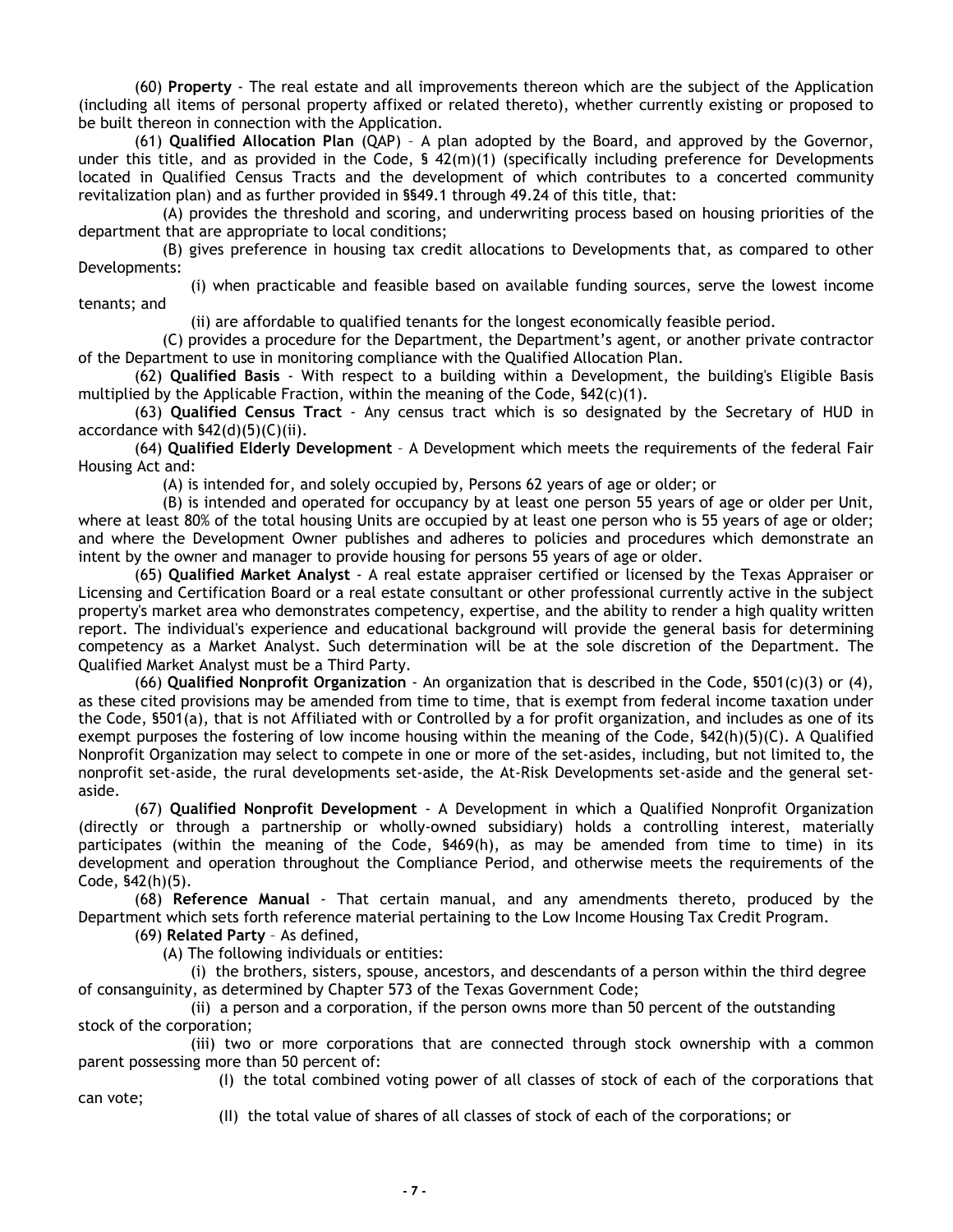(60) **Property** - The real estate and all improvements thereon which are the subject of the Application (including all items of personal property affixed or related thereto), whether currently existing or proposed to be built thereon in connection with the Application.

(61) **Qualified Allocation Plan** (QAP) – A plan adopted by the Board, and approved by the Governor, under this title, and as provided in the Code, § 42(m)(1) (specifically including preference for Developments located in Qualified Census Tracts and the development of which contributes to a concerted community revitalization plan) and as further provided in §§49.1 through 49.24 of this title, that:

(A) provides the threshold and scoring, and underwriting process based on housing priorities of the department that are appropriate to local conditions;

(B) gives preference in housing tax credit allocations to Developments that, as compared to other Developments:

(i) when practicable and feasible based on available funding sources, serve the lowest income tenants; and

(ii) are affordable to qualified tenants for the longest economically feasible period.

(C) provides a procedure for the Department, the Department's agent, or another private contractor of the Department to use in monitoring compliance with the Qualified Allocation Plan.

(62) **Qualified Basis** - With respect to a building within a Development, the building's Eligible Basis multiplied by the Applicable Fraction, within the meaning of the Code, §42(c)(1).

(63) **Qualified Census Tract** - Any census tract which is so designated by the Secretary of HUD in accordance with §42(d)(5)(C)(ii).

(64) **Qualified Elderly Development** – A Development which meets the requirements of the federal Fair Housing Act and:

(A) is intended for, and solely occupied by, Persons 62 years of age or older; or

(B) is intended and operated for occupancy by at least one person 55 years of age or older per Unit, where at least 80% of the total housing Units are occupied by at least one person who is 55 years of age or older; and where the Development Owner publishes and adheres to policies and procedures which demonstrate an intent by the owner and manager to provide housing for persons 55 years of age or older.

(65) **Qualified Market Analyst** - A real estate appraiser certified or licensed by the Texas Appraiser or Licensing and Certification Board or a real estate consultant or other professional currently active in the subject property's market area who demonstrates competency, expertise, and the ability to render a high quality written report. The individual's experience and educational background will provide the general basis for determining competency as a Market Analyst. Such determination will be at the sole discretion of the Department. The Qualified Market Analyst must be a Third Party.

(66) **Qualified Nonprofit Organization** - An organization that is described in the Code, §501(c)(3) or (4), as these cited provisions may be amended from time to time, that is exempt from federal income taxation under the Code, §501(a), that is not Affiliated with or Controlled by a for profit organization, and includes as one of its exempt purposes the fostering of low income housing within the meaning of the Code, §42(h)(5)(C). A Qualified Nonprofit Organization may select to compete in one or more of the set-asides, including, but not limited to, the nonprofit set-aside, the rural developments set-aside, the At-Risk Developments set-aside and the general set-aside.

(67) **Qualified Nonprofit Development** - A Development in which a Qualified Nonprofit Organization (directly or through a partnership or wholly-owned subsidiary) holds a controlling interest, materially participates (within the meaning of the Code, §469(h), as may be amended from time to time) in its development and operation throughout the Compliance Period, and otherwise meets the requirements of the Code, §42(h)(5).

(68) **Reference Manual** - That certain manual, and any amendments thereto, produced by the Department which sets forth reference material pertaining to the Low Income Housing Tax Credit Program.

(69) **Related Party** – As defined,

(A) The following individuals or entities:

(i) the brothers, sisters, spouse, ancestors, and descendants of a person within the third degree of consanguinity, as determined by Chapter 573 of the Texas Government Code;

(ii) a person and a corporation, if the person owns more than 50 percent of the outstanding stock of the corporation;

(iii) two or more corporations that are connected through stock ownership with a common parent possessing more than 50 percent of:

(I) the total combined voting power of all classes of stock of each of the corporations that can vote;

(II) the total value of shares of all classes of stock of each of the corporations; or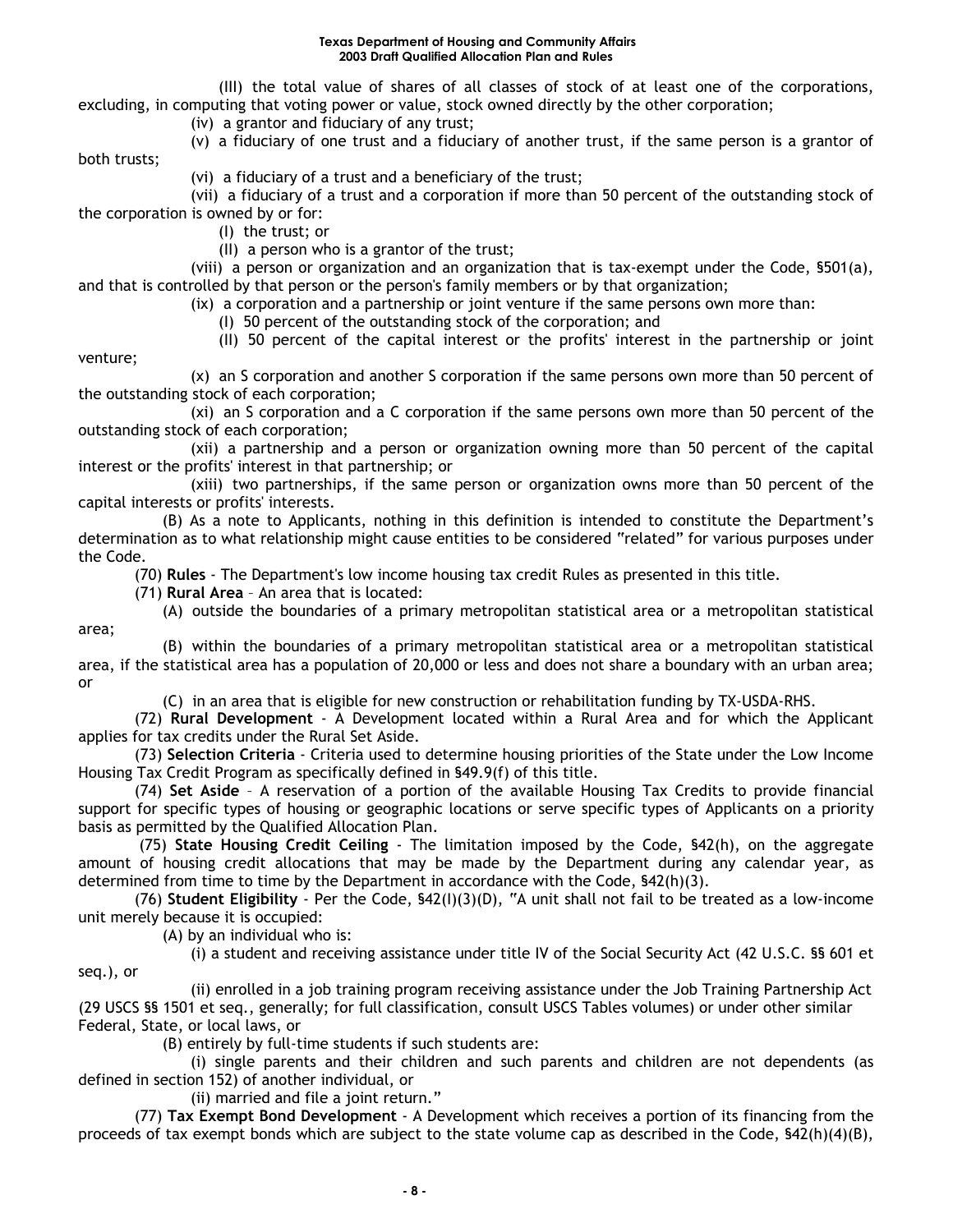(III) the total value of shares of all classes of stock of at least one of the corporations, excluding, in computing that voting power or value, stock owned directly by the other corporation;

(iv) a grantor and fiduciary of any trust;

(v) a fiduciary of one trust and a fiduciary of another trust, if the same person is a grantor of both trusts;

(vi) a fiduciary of a trust and a beneficiary of the trust;

(vii) a fiduciary of a trust and a corporation if more than 50 percent of the outstanding stock of the corporation is owned by or for:

(I) the trust; or

(II) a person who is a grantor of the trust;

(viii) a person or organization and an organization that is tax-exempt under the Code, §501(a), and that is controlled by that person or the person's family members or by that organization;

(ix) a corporation and a partnership or joint venture if the same persons own more than:

(I) 50 percent of the outstanding stock of the corporation; and

(II) 50 percent of the capital interest or the profits' interest in the partnership or joint venture;

(x) an S corporation and another S corporation if the same persons own more than 50 percent of the outstanding stock of each corporation;

(xi) an S corporation and a C corporation if the same persons own more than 50 percent of the outstanding stock of each corporation;

(xii) a partnership and a person or organization owning more than 50 percent of the capital interest or the profits' interest in that partnership; or

(xiii) two partnerships, if the same person or organization owns more than 50 percent of the capital interests or profits' interests.

(B) As a note to Applicants, nothing in this definition is intended to constitute the Department's determination as to what relationship might cause entities to be considered "related" for various purposes under the Code.

(70) **Rules** - The Department's low income housing tax credit Rules as presented in this title.

(71) **Rural Area** – An area that is located:

(A) outside the boundaries of a primary metropolitan statistical area or a metropolitan statistical area;

(B) within the boundaries of a primary metropolitan statistical area or a metropolitan statistical area, if the statistical area has a population of 20,000 or less and does not share a boundary with an urban area; or

(C) in an area that is eligible for new construction or rehabilitation funding by TX-USDA-RHS.

(72) **Rural Development** - A Development located within a Rural Area and for which the Applicant applies for tax credits under the Rural Set Aside.

(73) **Selection Criteria** - Criteria used to determine housing priorities of the State under the Low Income Housing Tax Credit Program as specifically defined in §49.9(f) of this title.

(74) **Set Aside** – A reservation of a portion of the available Housing Tax Credits to provide financial support for specific types of housing or geographic locations or serve specific types of Applicants on a priority basis as permitted by the Qualified Allocation Plan.

(75) **State Housing Credit Ceiling** - The limitation imposed by the Code, §42(h), on the aggregate amount of housing credit allocations that may be made by the Department during any calendar year, as determined from time to time by the Department in accordance with the Code, §42(h)(3).

(76) **Student Eligibility** - Per the Code, §42(I)(3)(D), "A unit shall not fail to be treated as a low-income unit merely because it is occupied:

(A) by an individual who is:

(i) a student and receiving assistance under title IV of the Social Security Act (42 U.S.C. §§ 601 et seq.), or

(ii) enrolled in a job training program receiving assistance under the Job Training Partnership Act (29 USCS §§ 1501 et seq., generally; for full classification, consult USCS Tables volumes) or under other similar Federal, State, or local laws, or

(B) entirely by full-time students if such students are:

(i) single parents and their children and such parents and children are not dependents (as defined in section 152) of another individual, or

(ii) married and file a joint return."

(77) **Tax Exempt Bond Development** - A Development which receives a portion of its financing from the proceeds of tax exempt bonds which are subject to the state volume cap as described in the Code, §42(h)(4)(B),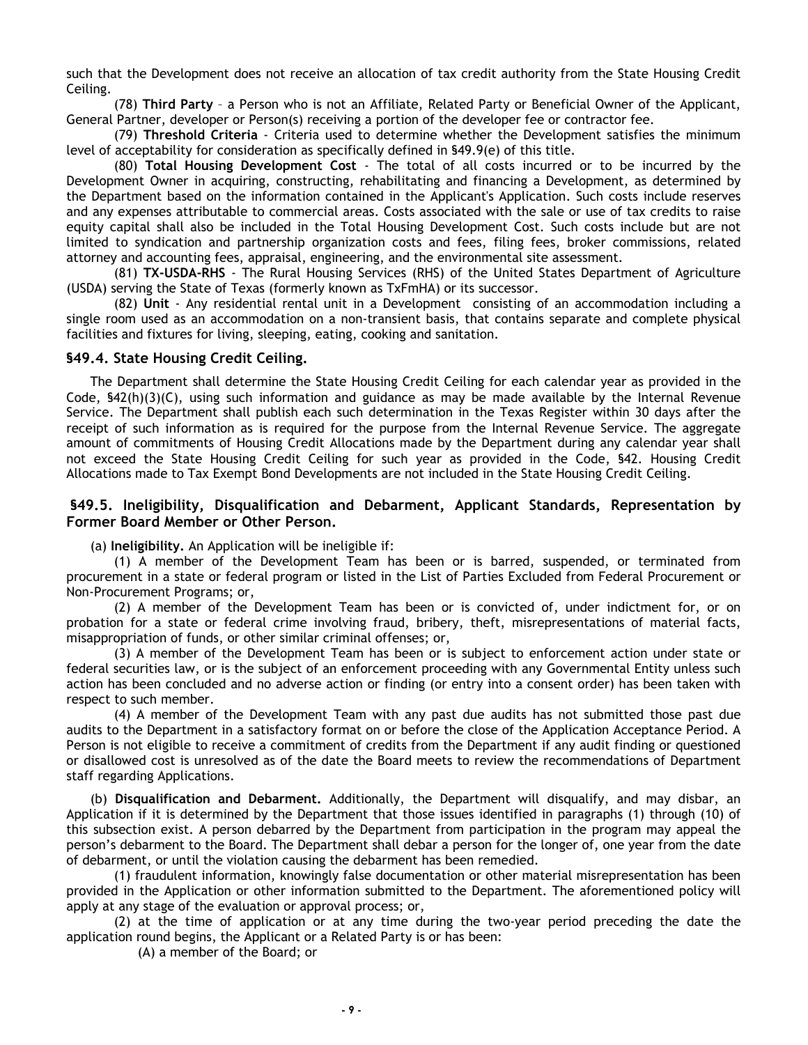such that the Development does not receive an allocation of tax credit authority from the State Housing Credit Ceiling.

(78) **Third Party** – a Person who is not an Affiliate, Related Party or Beneficial Owner of the Applicant, General Partner, developer or Person(s) receiving a portion of the developer fee or contractor fee.

(79) **Threshold Criteria** - Criteria used to determine whether the Development satisfies the minimum level of acceptability for consideration as specifically defined in §49.9(e) of this title.

(80) **Total Housing Development Cost** - The total of all costs incurred or to be incurred by the Development Owner in acquiring, constructing, rehabilitating and financing a Development, as determined by the Department based on the information contained in the Applicant's Application. Such costs include reserves and any expenses attributable to commercial areas. Costs associated with the sale or use of tax credits to raise equity capital shall also be included in the Total Housing Development Cost. Such costs include but are not limited to syndication and partnership organization costs and fees, filing fees, broker commissions, related attorney and accounting fees, appraisal, engineering, and the environmental site assessment.

(81) **TX-USDA-RHS** - The Rural Housing Services (RHS) of the United States Department of Agriculture (USDA) serving the State of Texas (formerly known as TxFmHA) or its successor.

(82) **Unit** - Any residential rental unit in a Development consisting of an accommodation including a single room used as an accommodation on a non-transient basis, that contains separate and complete physical facilities and fixtures for living, sleeping, eating, cooking and sanitation.

### §49.4. State Housing Credit Ceiling.

The Department shall determine the State Housing Credit Ceiling for each calendar year as provided in the Code, §42(h)(3)(C), using such information and guidance as may be made available by the Internal Revenue Service. The Department shall publish each such determination in the Texas Register within 30 days after the receipt of such information as is required for the purpose from the Internal Revenue Service. The aggregate amount of commitments of Housing Credit Allocations made by the Department during any calendar year shall not exceed the State Housing Credit Ceiling for such year as provided in the Code, §42. Housing Credit Allocations made to Tax Exempt Bond Developments are not included in the State Housing Credit Ceiling.

### §49.5. Ineligibility, Disqualification and Debarment, Applicant Standards, Representation by Former Board Member or Other Person.

(a) **Ineligibility.** An Application will be ineligible if:

(1) A member of the Development Team has been or is barred, suspended, or terminated from procurement in a state or federal program or listed in the List of Parties Excluded from Federal Procurement or Non-Procurement Programs; or,

(2) A member of the Development Team has been or is convicted of, under indictment for, or on probation for a state or federal crime involving fraud, bribery, theft, misrepresentations of material facts, misappropriation of funds, or other similar criminal offenses; or,

(3) A member of the Development Team has been or is subject to enforcement action under state or federal securities law, or is the subject of an enforcement proceeding with any Governmental Entity unless such action has been concluded and no adverse action or finding (or entry into a consent order) has been taken with respect to such member.

(4) A member of the Development Team with any past due audits has not submitted those past due audits to the Department in a satisfactory format on or before the close of the Application Acceptance Period. A Person is not eligible to receive a commitment of credits from the Department if any audit finding or questioned or disallowed cost is unresolved as of the date the Board meets to review the recommendations of Department staff regarding Applications.

(b) **Disqualification and Debarment.** Additionally, the Department will disqualify, and may disbar, an Application if it is determined by the Department that those issues identified in paragraphs (1) through (10) of this subsection exist. A person debarred by the Department from participation in the program may appeal the person's debarment to the Board. The Department shall debar a person for the longer of, one year from the date of debarment, or until the violation causing the debarment has been remedied.

(1) fraudulent information, knowingly false documentation or other material misrepresentation has been provided in the Application or other information submitted to the Department. The aforementioned policy will apply at any stage of the evaluation or approval process; or,

(2) at the time of application or at any time during the two-year period preceding the date the application round begins, the Applicant or a Related Party is or has been:

(A) a member of the Board; or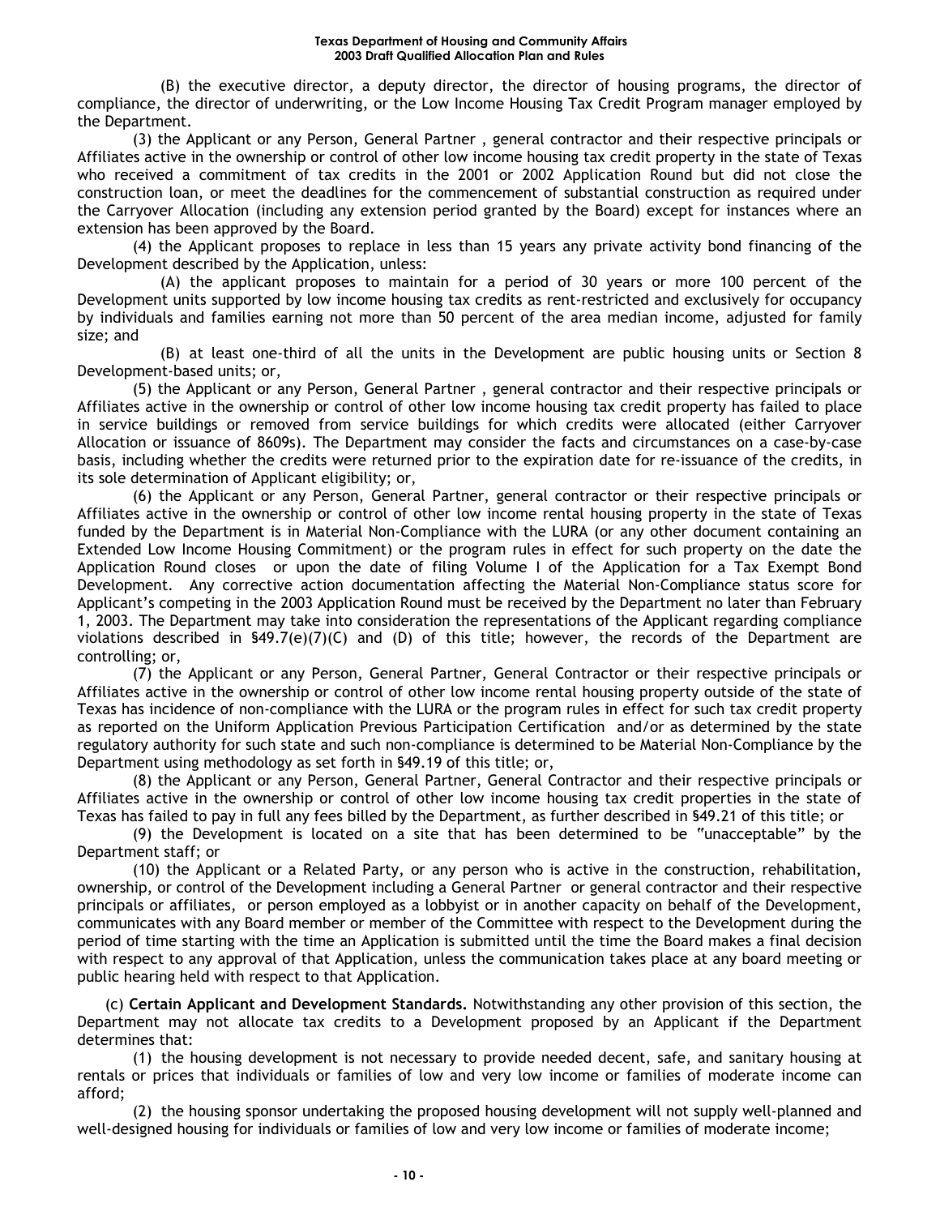(B) the executive director, a deputy director, the director of housing programs, the director of compliance, the director of underwriting, or the Low Income Housing Tax Credit Program manager employed by the Department.

(3) the Applicant or any Person, General Partner , general contractor and their respective principals or Affiliates active in the ownership or control of other low income housing tax credit property in the state of Texas who received a commitment of tax credits in the 2001 or 2002 Application Round but did not close the construction loan, or meet the deadlines for the commencement of substantial construction as required under the Carryover Allocation (including any extension period granted by the Board) except for instances where an extension has been approved by the Board.

(4) the Applicant proposes to replace in less than 15 years any private activity bond financing of the Development described by the Application, unless:

(A) the applicant proposes to maintain for a period of 30 years or more 100 percent of the Development units supported by low income housing tax credits as rent-restricted and exclusively for occupancy by individuals and families earning not more than 50 percent of the area median income, adjusted for family size; and

(B) at least one-third of all the units in the Development are public housing units or Section 8 Development-based units; or,

(5) the Applicant or any Person, General Partner , general contractor and their respective principals or Affiliates active in the ownership or control of other low income housing tax credit property has failed to place in service buildings or removed from service buildings for which credits were allocated (either Carryover Allocation or issuance of 8609s). The Department may consider the facts and circumstances on a case-by-case basis, including whether the credits were returned prior to the expiration date for re-issuance of the credits, in its sole determination of Applicant eligibility; or,

(6) the Applicant or any Person, General Partner, general contractor or their respective principals or Affiliates active in the ownership or control of other low income rental housing property in the state of Texas funded by the Department is in Material Non-Compliance with the LURA (or any other document containing an Extended Low Income Housing Commitment) or the program rules in effect for such property on the date the Application Round closes or upon the date of filing Volume I of the Application for a Tax Exempt Bond Development. Any corrective action documentation affecting the Material Non-Compliance status score for Applicant's competing in the 2003 Application Round must be received by the Department no later than February 1, 2003. The Department may take into consideration the representations of the Applicant regarding compliance violations described in §49.7(e)(7)(C) and (D) of this title; however, the records of the Department are controlling; or,

(7) the Applicant or any Person, General Partner, General Contractor or their respective principals or Affiliates active in the ownership or control of other low income rental housing property outside of the state of Texas has incidence of non-compliance with the LURA or the program rules in effect for such tax credit property as reported on the Uniform Application Previous Participation Certification and/or as determined by the state regulatory authority for such state and such non-compliance is determined to be Material Non-Compliance by the Department using methodology as set forth in §49.19 of this title; or,

(8) the Applicant or any Person, General Partner, General Contractor and their respective principals or Affiliates active in the ownership or control of other low income housing tax credit properties in the state of Texas has failed to pay in full any fees billed by the Department, as further described in §49.21 of this title; or

(9) the Development is located on a site that has been determined to be "unacceptable" by the Department staff; or

(10) the Applicant or a Related Party, or any person who is active in the construction, rehabilitation, ownership, or control of the Development including a General Partner or general contractor and their respective principals or affiliates, or person employed as a lobbyist or in another capacity on behalf of the Development, communicates with any Board member or member of the Committee with respect to the Development during the period of time starting with the time an Application is submitted until the time the Board makes a final decision with respect to any approval of that Application, unless the communication takes place at any board meeting or public hearing held with respect to that Application.

(c) **Certain Applicant and Development Standards.** Notwithstanding any other provision of this section, the Department may not allocate tax credits to a Development proposed by an Applicant if the Department determines that:

(1) the housing development is not necessary to provide needed decent, safe, and sanitary housing at rentals or prices that individuals or families of low and very low income or families of moderate income can afford;

(2) the housing sponsor undertaking the proposed housing development will not supply well-planned and well-designed housing for individuals or families of low and very low income or families of moderate income;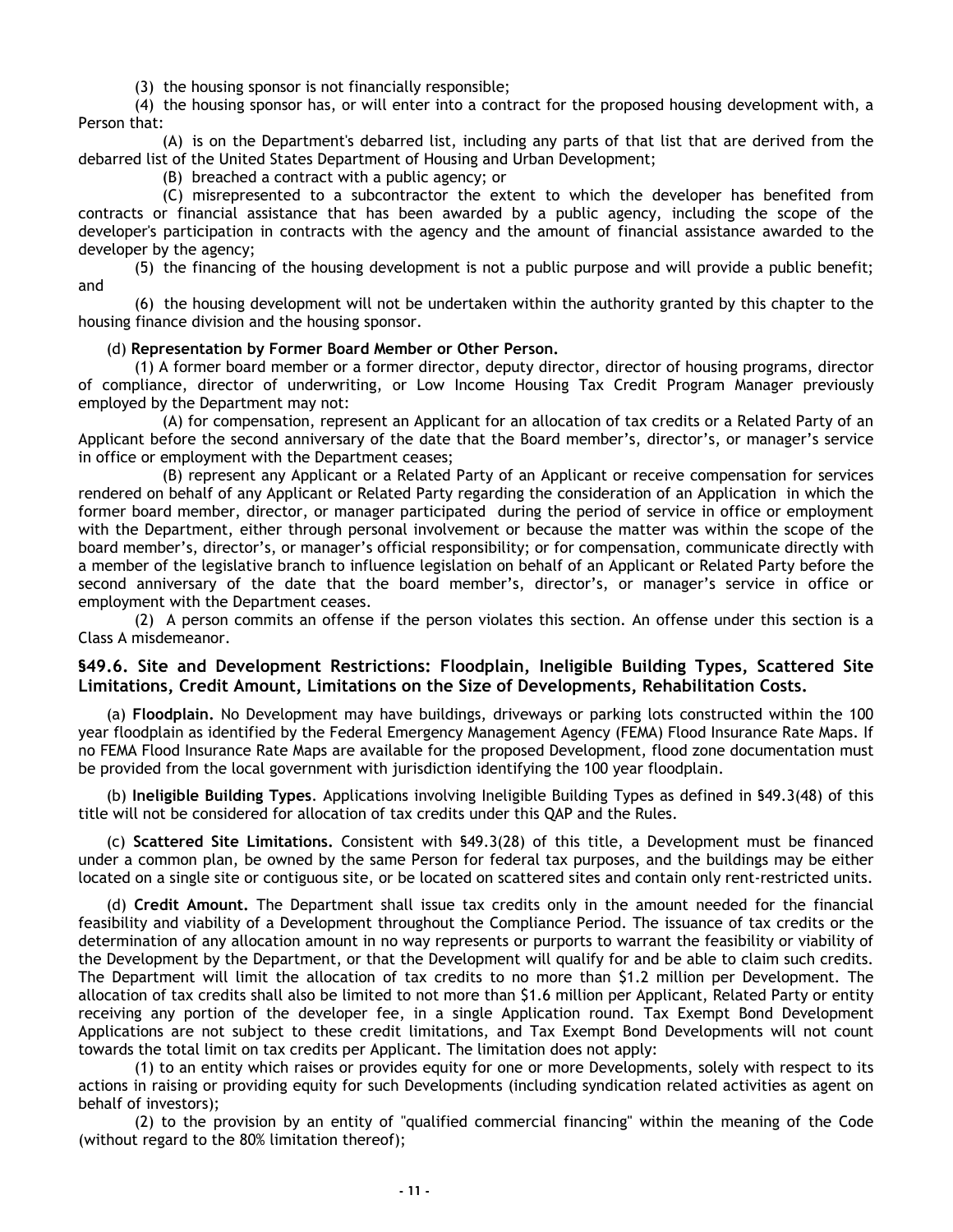(3) the housing sponsor is not financially responsible;

(4) the housing sponsor has, or will enter into a contract for the proposed housing development with, a Person that:

(A) is on the Department's debarred list, including any parts of that list that are derived from the debarred list of the United States Department of Housing and Urban Development;

(B) breached a contract with a public agency; or

(C) misrepresented to a subcontractor the extent to which the developer has benefited from contracts or financial assistance that has been awarded by a public agency, including the scope of the developer's participation in contracts with the agency and the amount of financial assistance awarded to the developer by the agency;

(5) the financing of the housing development is not a public purpose and will provide a public benefit; and

(6) the housing development will not be undertaken within the authority granted by this chapter to the housing finance division and the housing sponsor.

(d) **Representation by Former Board Member or Other Person.**

(1) A former board member or a former director, deputy director, director of housing programs, director of compliance, director of underwriting, or Low Income Housing Tax Credit Program Manager previously employed by the Department may not:

(A) for compensation, represent an Applicant for an allocation of tax credits or a Related Party of an Applicant before the second anniversary of the date that the Board member's, director's, or manager's service in office or employment with the Department ceases;

(B) represent any Applicant or a Related Party of an Applicant or receive compensation for services rendered on behalf of any Applicant or Related Party regarding the consideration of an Application in which the former board member, director, or manager participated during the period of service in office or employment with the Department, either through personal involvement or because the matter was within the scope of the board member's, director's, or manager's official responsibility; or for compensation, communicate directly with a member of the legislative branch to influence legislation on behalf of an Applicant or Related Party before the second anniversary of the date that the board member's, director's, or manager's service in office or employment with the Department ceases.

(2) A person commits an offense if the person violates this section. An offense under this section is a Class A misdemeanor.

## §49.6. Site and Development Restrictions: Floodplain, Ineligible Building Types, Scattered Site Limitations, Credit Amount, Limitations on the Size of Developments, Rehabilitation Costs.

(a) **Floodplain.** No Development may have buildings, driveways or parking lots constructed within the 100 year floodplain as identified by the Federal Emergency Management Agency (FEMA) Flood Insurance Rate Maps. If no FEMA Flood Insurance Rate Maps are available for the proposed Development, flood zone documentation must be provided from the local government with jurisdiction identifying the 100 year floodplain.

(b) **Ineligible Building Types**. Applications involving Ineligible Building Types as defined in §49.3(48) of this title will not be considered for allocation of tax credits under this QAP and the Rules.

(c) **Scattered Site Limitations.** Consistent with §49.3(28) of this title, a Development must be financed under a common plan, be owned by the same Person for federal tax purposes, and the buildings may be either located on a single site or contiguous site, or be located on scattered sites and contain only rent-restricted units.

(d) **Credit Amount.** The Department shall issue tax credits only in the amount needed for the financial feasibility and viability of a Development throughout the Compliance Period. The issuance of tax credits or the determination of any allocation amount in no way represents or purports to warrant the feasibility or viability of the Development by the Department, or that the Development will qualify for and be able to claim such credits. The Department will limit the allocation of tax credits to no more than \$1.2 million per Development. The allocation of tax credits shall also be limited to not more than \$1.6 million per Applicant, Related Party or entity receiving any portion of the developer fee, in a single Application round. Tax Exempt Bond Development Applications are not subject to these credit limitations, and Tax Exempt Bond Developments will not count towards the total limit on tax credits per Applicant. The limitation does not apply:

(1) to an entity which raises or provides equity for one or more Developments, solely with respect to its actions in raising or providing equity for such Developments (including syndication related activities as agent on behalf of investors);

(2) to the provision by an entity of "qualified commercial financing" within the meaning of the Code (without regard to the 80% limitation thereof);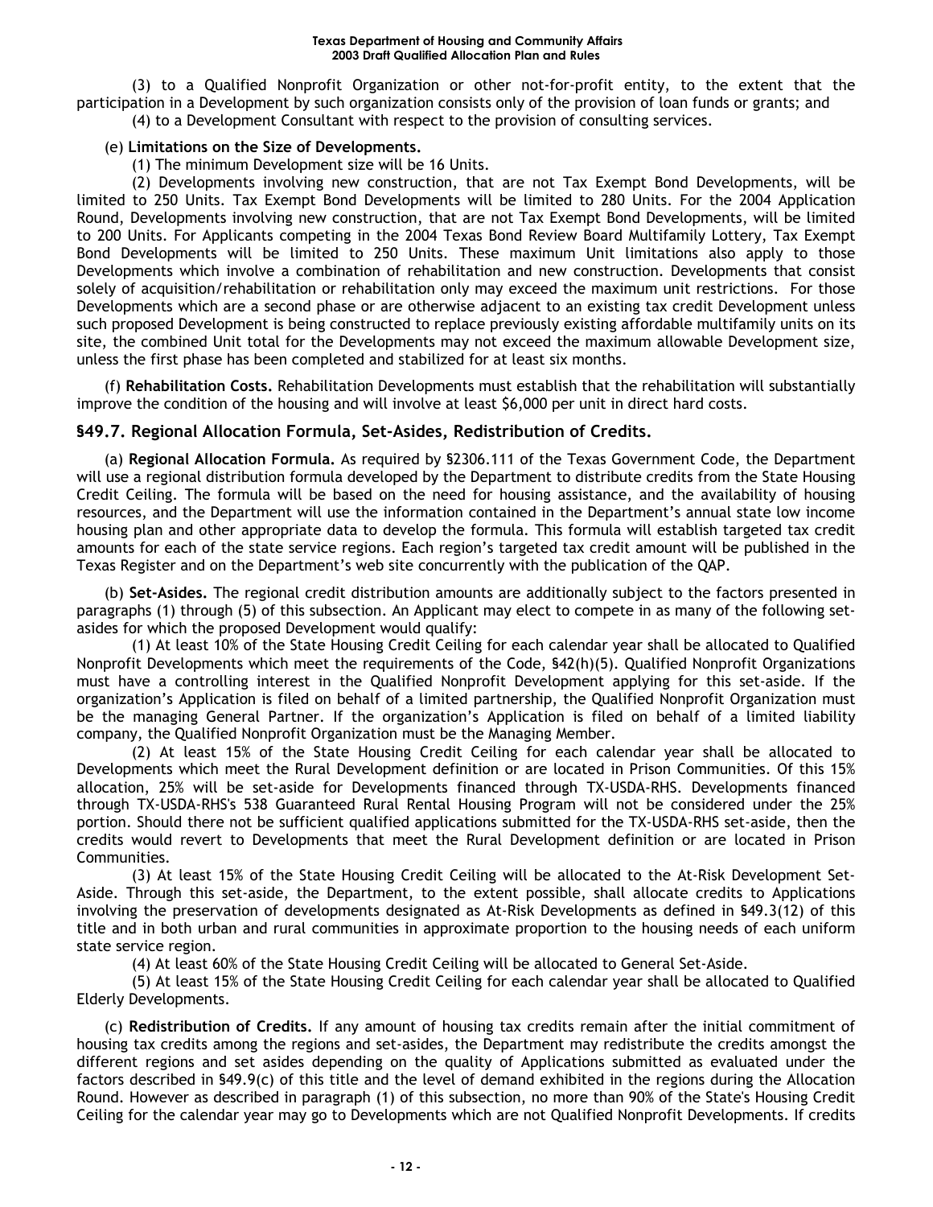(3) to a Qualified Nonprofit Organization or other not-for-profit entity, to the extent that the participation in a Development by such organization consists only of the provision of loan funds or grants; and

(4) to a Development Consultant with respect to the provision of consulting services.

(e) **Limitations on the Size of Developments.**

(1) The minimum Development size will be 16 Units.

(2) Developments involving new construction, that are not Tax Exempt Bond Developments, will be limited to 250 Units. Tax Exempt Bond Developments will be limited to 280 Units. For the 2004 Application Round, Developments involving new construction, that are not Tax Exempt Bond Developments, will be limited to 200 Units. For Applicants competing in the 2004 Texas Bond Review Board Multifamily Lottery, Tax Exempt Bond Developments will be limited to 250 Units. These maximum Unit limitations also apply to those Developments which involve a combination of rehabilitation and new construction. Developments that consist solely of acquisition/rehabilitation or rehabilitation only may exceed the maximum unit restrictions. For those Developments which are a second phase or are otherwise adjacent to an existing tax credit Development unless such proposed Development is being constructed to replace previously existing affordable multifamily units on its site, the combined Unit total for the Developments may not exceed the maximum allowable Development size, unless the first phase has been completed and stabilized for at least six months.

(f) **Rehabilitation Costs.** Rehabilitation Developments must establish that the rehabilitation will substantially improve the condition of the housing and will involve at least $6,000 per unit in direct hard costs.

## §49.7. Regional Allocation Formula, Set-Asides, Redistribution of Credits.

(a) **Regional Allocation Formula.** As required by §2306.111 of the Texas Government Code, the Department will use a regional distribution formula developed by the Department to distribute credits from the State Housing Credit Ceiling. The formula will be based on the need for housing assistance, and the availability of housing resources, and the Department will use the information contained in the Department's annual state low income housing plan and other appropriate data to develop the formula. This formula will establish targeted tax credit amounts for each of the state service regions. Each region's targeted tax credit amount will be published in the Texas Register and on the Department's web site concurrently with the publication of the QAP.

(b) **Set-Asides.** The regional credit distribution amounts are additionally subject to the factors presented in paragraphs (1) through (5) of this subsection. An Applicant may elect to compete in as many of the following set-asides for which the proposed Development would qualify:

(1) At least 10% of the State Housing Credit Ceiling for each calendar year shall be allocated to Qualified Nonprofit Developments which meet the requirements of the Code, §42(h)(5). Qualified Nonprofit Organizations must have a controlling interest in the Qualified Nonprofit Development applying for this set-aside. If the organization's Application is filed on behalf of a limited partnership, the Qualified Nonprofit Organization must be the managing General Partner. If the organization's Application is filed on behalf of a limited liability company, the Qualified Nonprofit Organization must be the Managing Member.

(2) At least 15% of the State Housing Credit Ceiling for each calendar year shall be allocated to Developments which meet the Rural Development definition or are located in Prison Communities. Of this 15% allocation, 25% will be set-aside for Developments financed through TX-USDA-RHS. Developments financed through TX-USDA-RHS's 538 Guaranteed Rural Rental Housing Program will not be considered under the 25% portion. Should there not be sufficient qualified applications submitted for the TX-USDA-RHS set-aside, then the credits would revert to Developments that meet the Rural Development definition or are located in Prison Communities.

(3) At least 15% of the State Housing Credit Ceiling will be allocated to the At-Risk Development Set-Aside. Through this set-aside, the Department, to the extent possible, shall allocate credits to Applications involving the preservation of developments designated as At-Risk Developments as defined in §49.3(12) of this title and in both urban and rural communities in approximate proportion to the housing needs of each uniform state service region.

(4) At least 60% of the State Housing Credit Ceiling will be allocated to General Set-Aside.

(5) At least 15% of the State Housing Credit Ceiling for each calendar year shall be allocated to Qualified Elderly Developments.

(c) **Redistribution of Credits.** If any amount of housing tax credits remain after the initial commitment of housing tax credits among the regions and set-asides, the Department may redistribute the credits amongst the different regions and set asides depending on the quality of Applications submitted as evaluated under the factors described in §49.9(c) of this title and the level of demand exhibited in the regions during the Allocation Round. However as described in paragraph (1) of this subsection, no more than 90% of the State's Housing Credit Ceiling for the calendar year may go to Developments which are not Qualified Nonprofit Developments. If credits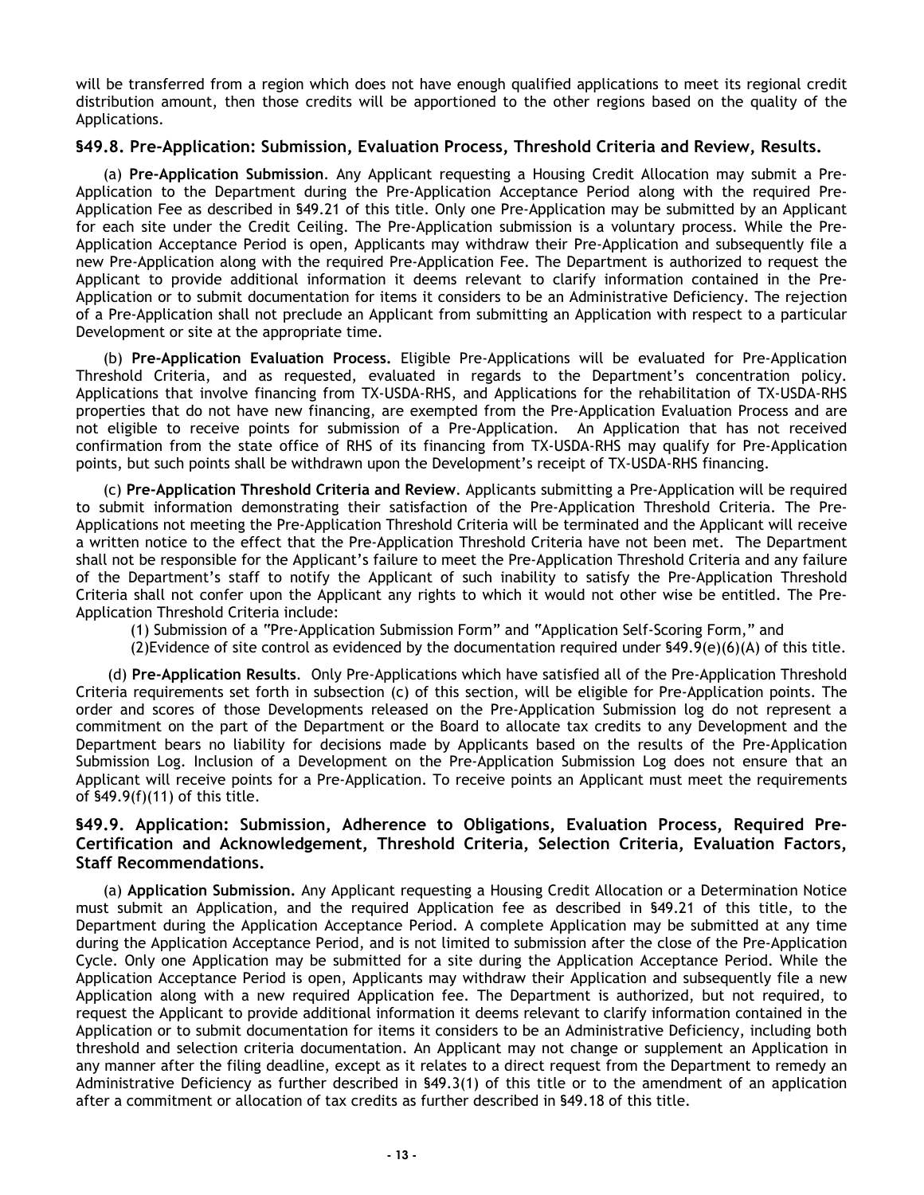will be transferred from a region which does not have enough qualified applications to meet its regional credit distribution amount, then those credits will be apportioned to the other regions based on the quality of the Applications.

### §49.8. Pre-Application: Submission, Evaluation Process, Threshold Criteria and Review, Results.

(a) **Pre-Application Submission**. Any Applicant requesting a Housing Credit Allocation may submit a Pre-Application to the Department during the Pre-Application Acceptance Period along with the required Pre-Application Fee as described in §49.21 of this title. Only one Pre-Application may be submitted by an Applicant for each site under the Credit Ceiling. The Pre-Application submission is a voluntary process. While the Pre-Application Acceptance Period is open, Applicants may withdraw their Pre-Application and subsequently file a new Pre-Application along with the required Pre-Application Fee. The Department is authorized to request the Applicant to provide additional information it deems relevant to clarify information contained in the Pre-Application or to submit documentation for items it considers to be an Administrative Deficiency. The rejection of a Pre-Application shall not preclude an Applicant from submitting an Application with respect to a particular Development or site at the appropriate time.

(b) **Pre-Application Evaluation Process.** Eligible Pre-Applications will be evaluated for Pre-Application Threshold Criteria, and as requested, evaluated in regards to the Department's concentration policy. Applications that involve financing from TX-USDA-RHS, and Applications for the rehabilitation of TX-USDA-RHS properties that do not have new financing, are exempted from the Pre-Application Evaluation Process and are not eligible to receive points for submission of a Pre-Application. An Application that has not received confirmation from the state office of RHS of its financing from TX-USDA-RHS may qualify for Pre-Application points, but such points shall be withdrawn upon the Development's receipt of TX-USDA-RHS financing.

(c) **Pre-Application Threshold Criteria and Review**. Applicants submitting a Pre-Application will be required to submit information demonstrating their satisfaction of the Pre-Application Threshold Criteria. The Pre-Applications not meeting the Pre-Application Threshold Criteria will be terminated and the Applicant will receive a written notice to the effect that the Pre-Application Threshold Criteria have not been met. The Department shall not be responsible for the Applicant's failure to meet the Pre-Application Threshold Criteria and any failure of the Department's staff to notify the Applicant of such inability to satisfy the Pre-Application Threshold Criteria shall not confer upon the Applicant any rights to which it would not other wise be entitled. The Pre-Application Threshold Criteria include:

(1) Submission of a "Pre-Application Submission Form" and "Application Self-Scoring Form," and

(2)Evidence of site control as evidenced by the documentation required under §49.9(e)(6)(A) of this title.

(d) **Pre-Application Results**. Only Pre-Applications which have satisfied all of the Pre-Application Threshold Criteria requirements set forth in subsection (c) of this section, will be eligible for Pre-Application points. The order and scores of those Developments released on the Pre-Application Submission log do not represent a commitment on the part of the Department or the Board to allocate tax credits to any Development and the Department bears no liability for decisions made by Applicants based on the results of the Pre-Application Submission Log. Inclusion of a Development on the Pre-Application Submission Log does not ensure that an Applicant will receive points for a Pre-Application. To receive points an Applicant must meet the requirements of §49.9(f)(11) of this title.

### §49.9. Application: Submission, Adherence to Obligations, Evaluation Process, Required Pre-Certification and Acknowledgement, Threshold Criteria, Selection Criteria, Evaluation Factors, Staff Recommendations.

(a) **Application Submission.** Any Applicant requesting a Housing Credit Allocation or a Determination Notice must submit an Application, and the required Application fee as described in §49.21 of this title, to the Department during the Application Acceptance Period. A complete Application may be submitted at any time during the Application Acceptance Period, and is not limited to submission after the close of the Pre-Application Cycle. Only one Application may be submitted for a site during the Application Acceptance Period. While the Application Acceptance Period is open, Applicants may withdraw their Application and subsequently file a new Application along with a new required Application fee. The Department is authorized, but not required, to request the Applicant to provide additional information it deems relevant to clarify information contained in the Application or to submit documentation for items it considers to be an Administrative Deficiency, including both threshold and selection criteria documentation. An Applicant may not change or supplement an Application in any manner after the filing deadline, except as it relates to a direct request from the Department to remedy an Administrative Deficiency as further described in §49.3(1) of this title or to the amendment of an application after a commitment or allocation of tax credits as further described in §49.18 of this title.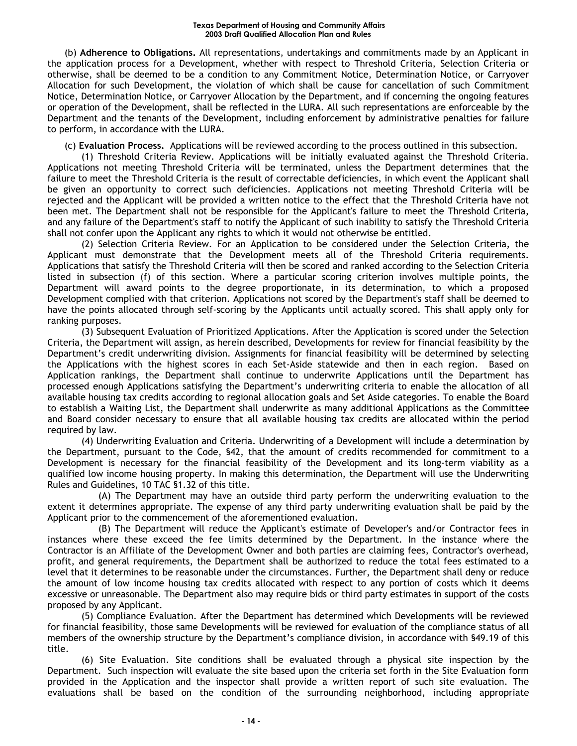(b) **Adherence to Obligations.** All representations, undertakings and commitments made by an Applicant in the application process for a Development, whether with respect to Threshold Criteria, Selection Criteria or otherwise, shall be deemed to be a condition to any Commitment Notice, Determination Notice, or Carryover Allocation for such Development, the violation of which shall be cause for cancellation of such Commitment Notice, Determination Notice, or Carryover Allocation by the Department, and if concerning the ongoing features or operation of the Development, shall be reflected in the LURA. All such representations are enforceable by the Department and the tenants of the Development, including enforcement by administrative penalties for failure to perform, in accordance with the LURA.

(c) **Evaluation Process.** Applications will be reviewed according to the process outlined in this subsection.

(1) Threshold Criteria Review. Applications will be initially evaluated against the Threshold Criteria. Applications not meeting Threshold Criteria will be terminated, unless the Department determines that the failure to meet the Threshold Criteria is the result of correctable deficiencies, in which event the Applicant shall be given an opportunity to correct such deficiencies. Applications not meeting Threshold Criteria will be rejected and the Applicant will be provided a written notice to the effect that the Threshold Criteria have not been met. The Department shall not be responsible for the Applicant's failure to meet the Threshold Criteria, and any failure of the Department's staff to notify the Applicant of such inability to satisfy the Threshold Criteria shall not confer upon the Applicant any rights to which it would not otherwise be entitled.

(2) Selection Criteria Review. For an Application to be considered under the Selection Criteria, the Applicant must demonstrate that the Development meets all of the Threshold Criteria requirements. Applications that satisfy the Threshold Criteria will then be scored and ranked according to the Selection Criteria listed in subsection (f) of this section. Where a particular scoring criterion involves multiple points, the Department will award points to the degree proportionate, in its determination, to which a proposed Development complied with that criterion. Applications not scored by the Department's staff shall be deemed to have the points allocated through self-scoring by the Applicants until actually scored. This shall apply only for ranking purposes.

(3) Subsequent Evaluation of Prioritized Applications. After the Application is scored under the Selection Criteria, the Department will assign, as herein described, Developments for review for financial feasibility by the Department's credit underwriting division. Assignments for financial feasibility will be determined by selecting the Applications with the highest scores in each Set-Aside statewide and then in each region. Based on Application rankings, the Department shall continue to underwrite Applications until the Department has processed enough Applications satisfying the Department's underwriting criteria to enable the allocation of all available housing tax credits according to regional allocation goals and Set Aside categories. To enable the Board to establish a Waiting List, the Department shall underwrite as many additional Applications as the Committee and Board consider necessary to ensure that all available housing tax credits are allocated within the period required by law.

(4) Underwriting Evaluation and Criteria. Underwriting of a Development will include a determination by the Department, pursuant to the Code, §42, that the amount of credits recommended for commitment to a Development is necessary for the financial feasibility of the Development and its long-term viability as a qualified low income housing property. In making this determination, the Department will use the Underwriting Rules and Guidelines, 10 TAC §1.32 of this title.

(A) The Department may have an outside third party perform the underwriting evaluation to the extent it determines appropriate. The expense of any third party underwriting evaluation shall be paid by the Applicant prior to the commencement of the aforementioned evaluation.

(B) The Department will reduce the Applicant's estimate of Developer's and/or Contractor fees in instances where these exceed the fee limits determined by the Department. In the instance where the Contractor is an Affiliate of the Development Owner and both parties are claiming fees, Contractor's overhead, profit, and general requirements, the Department shall be authorized to reduce the total fees estimated to a level that it determines to be reasonable under the circumstances. Further, the Department shall deny or reduce the amount of low income housing tax credits allocated with respect to any portion of costs which it deems excessive or unreasonable. The Department also may require bids or third party estimates in support of the costs proposed by any Applicant.

(5) Compliance Evaluation. After the Department has determined which Developments will be reviewed for financial feasibility, those same Developments will be reviewed for evaluation of the compliance status of all members of the ownership structure by the Department's compliance division, in accordance with §49.19 of this title.

(6) Site Evaluation. Site conditions shall be evaluated through a physical site inspection by the Department. Such inspection will evaluate the site based upon the criteria set forth in the Site Evaluation form provided in the Application and the inspector shall provide a written report of such site evaluation. The evaluations shall be based on the condition of the surrounding neighborhood, including appropriate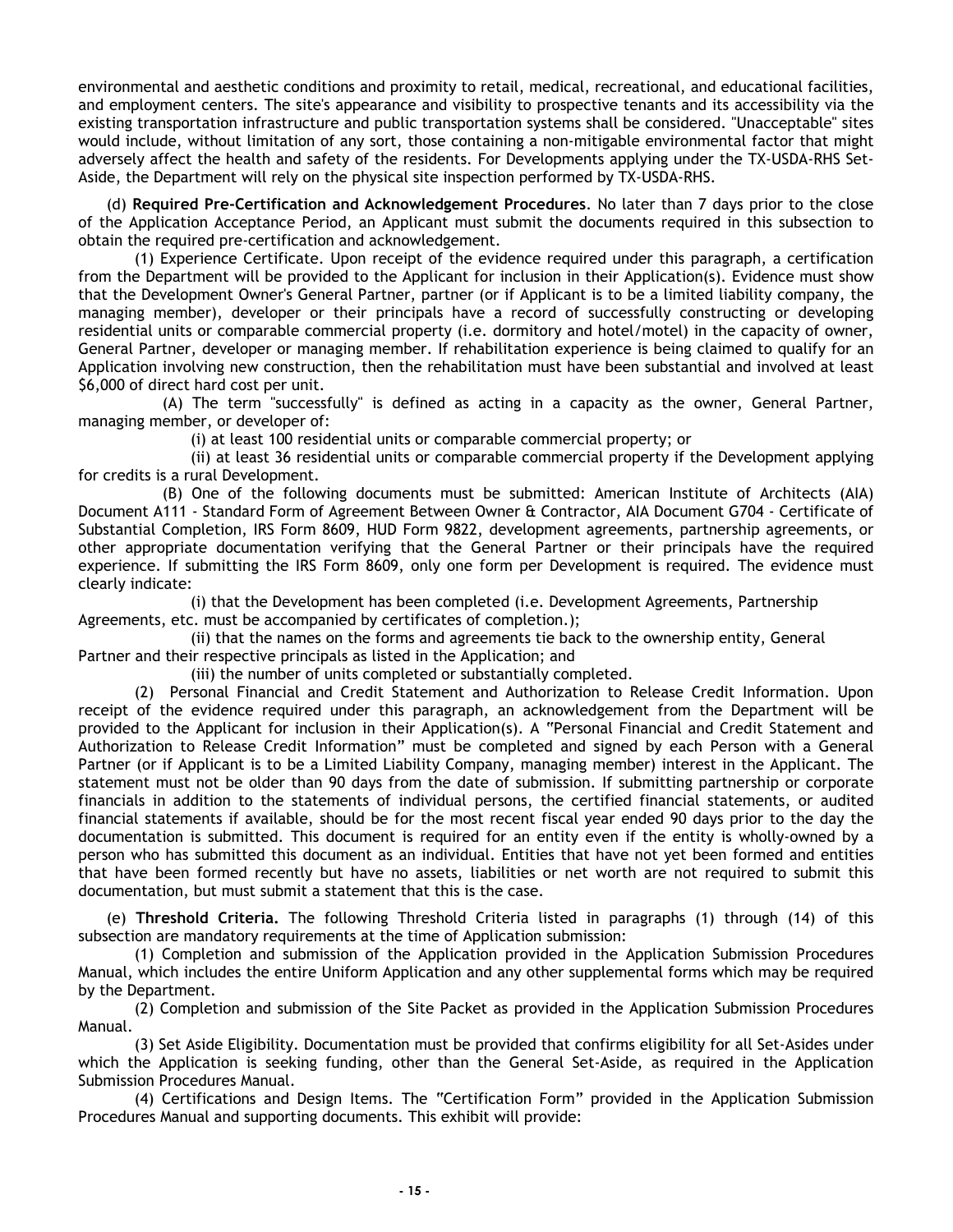environmental and aesthetic conditions and proximity to retail, medical, recreational, and educational facilities, and employment centers. The site's appearance and visibility to prospective tenants and its accessibility via the existing transportation infrastructure and public transportation systems shall be considered. "Unacceptable" sites would include, without limitation of any sort, those containing a non-mitigable environmental factor that might adversely affect the health and safety of the residents. For Developments applying under the TX-USDA-RHS Set-Aside, the Department will rely on the physical site inspection performed by TX-USDA-RHS.

(d) **Required Pre-Certification and Acknowledgement Procedures**. No later than 7 days prior to the close of the Application Acceptance Period, an Applicant must submit the documents required in this subsection to obtain the required pre-certification and acknowledgement.

(1) Experience Certificate. Upon receipt of the evidence required under this paragraph, a certification from the Department will be provided to the Applicant for inclusion in their Application(s). Evidence must show that the Development Owner's General Partner, partner (or if Applicant is to be a limited liability company, the managing member), developer or their principals have a record of successfully constructing or developing residential units or comparable commercial property (i.e. dormitory and hotel/motel) in the capacity of owner, General Partner, developer or managing member. If rehabilitation experience is being claimed to qualify for an Application involving new construction, then the rehabilitation must have been substantial and involved at least $6,000 of direct hard cost per unit.

(A) The term "successfully" is defined as acting in a capacity as the owner, General Partner, managing member, or developer of:

(i) at least 100 residential units or comparable commercial property; or

(ii) at least 36 residential units or comparable commercial property if the Development applying for credits is a rural Development.

(B) One of the following documents must be submitted: American Institute of Architects (AIA) Document A111 - Standard Form of Agreement Between Owner & Contractor, AIA Document G704 - Certificate of Substantial Completion, IRS Form 8609, HUD Form 9822, development agreements, partnership agreements, or other appropriate documentation verifying that the General Partner or their principals have the required experience. If submitting the IRS Form 8609, only one form per Development is required. The evidence must clearly indicate:

(i) that the Development has been completed (i.e. Development Agreements, Partnership Agreements, etc. must be accompanied by certificates of completion.);

(ii) that the names on the forms and agreements tie back to the ownership entity, General Partner and their respective principals as listed in the Application; and

(iii) the number of units completed or substantially completed.

(2) Personal Financial and Credit Statement and Authorization to Release Credit Information. Upon receipt of the evidence required under this paragraph, an acknowledgement from the Department will be provided to the Applicant for inclusion in their Application(s). A "Personal Financial and Credit Statement and Authorization to Release Credit Information" must be completed and signed by each Person with a General Partner (or if Applicant is to be a Limited Liability Company, managing member) interest in the Applicant. The statement must not be older than 90 days from the date of submission. If submitting partnership or corporate financials in addition to the statements of individual persons, the certified financial statements, or audited financial statements if available, should be for the most recent fiscal year ended 90 days prior to the day the documentation is submitted. This document is required for an entity even if the entity is wholly-owned by a person who has submitted this document as an individual. Entities that have not yet been formed and entities that have been formed recently but have no assets, liabilities or net worth are not required to submit this documentation, but must submit a statement that this is the case.

(e) **Threshold Criteria.** The following Threshold Criteria listed in paragraphs (1) through (14) of this subsection are mandatory requirements at the time of Application submission:

(1) Completion and submission of the Application provided in the Application Submission Procedures Manual, which includes the entire Uniform Application and any other supplemental forms which may be required by the Department.

(2) Completion and submission of the Site Packet as provided in the Application Submission Procedures Manual.

(3) Set Aside Eligibility. Documentation must be provided that confirms eligibility for all Set-Asides under which the Application is seeking funding, other than the General Set-Aside, as required in the Application Submission Procedures Manual.

(4) Certifications and Design Items. The "Certification Form" provided in the Application Submission Procedures Manual and supporting documents. This exhibit will provide: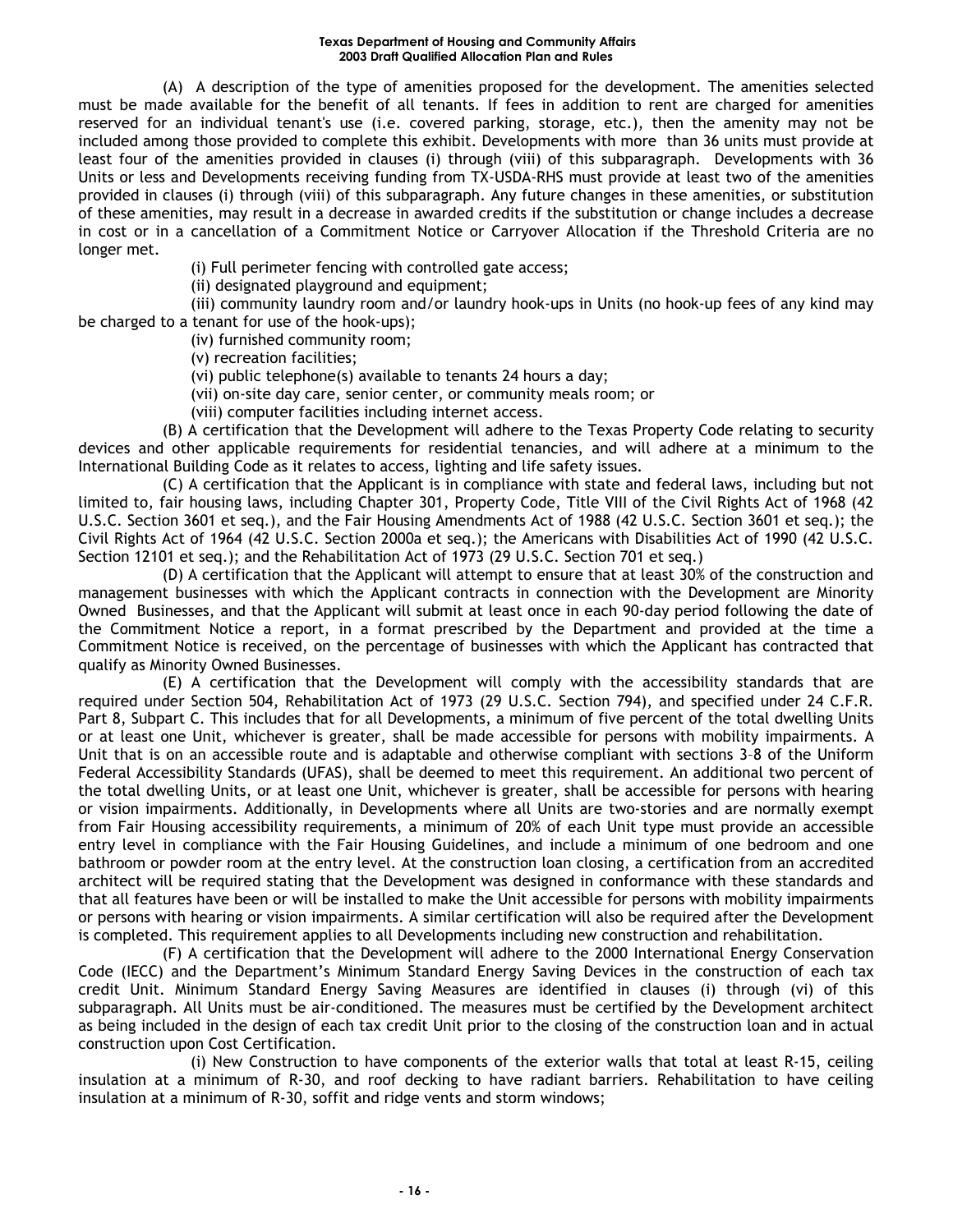(A) A description of the type of amenities proposed for the development. The amenities selected must be made available for the benefit of all tenants. If fees in addition to rent are charged for amenities reserved for an individual tenant's use (i.e. covered parking, storage, etc.), then the amenity may not be included among those provided to complete this exhibit. Developments with more than 36 units must provide at least four of the amenities provided in clauses (i) through (viii) of this subparagraph. Developments with 36 Units or less and Developments receiving funding from TX-USDA-RHS must provide at least two of the amenities provided in clauses (i) through (viii) of this subparagraph. Any future changes in these amenities, or substitution of these amenities, may result in a decrease in awarded credits if the substitution or change includes a decrease in cost or in a cancellation of a Commitment Notice or Carryover Allocation if the Threshold Criteria are no longer met.

(i) Full perimeter fencing with controlled gate access;

(ii) designated playground and equipment;

(iii) community laundry room and/or laundry hook-ups in Units (no hook-up fees of any kind may be charged to a tenant for use of the hook-ups);

(iv) furnished community room;

(v) recreation facilities;

(vi) public telephone(s) available to tenants 24 hours a day;

(vii) on-site day care, senior center, or community meals room; or

(viii) computer facilities including internet access.

(B) A certification that the Development will adhere to the Texas Property Code relating to security devices and other applicable requirements for residential tenancies, and will adhere at a minimum to the International Building Code as it relates to access, lighting and life safety issues.

(C) A certification that the Applicant is in compliance with state and federal laws, including but not limited to, fair housing laws, including Chapter 301, Property Code, Title VIII of the Civil Rights Act of 1968 (42 U.S.C. Section 3601 et seq.), and the Fair Housing Amendments Act of 1988 (42 U.S.C. Section 3601 et seq.); the Civil Rights Act of 1964 (42 U.S.C. Section 2000a et seq.); the Americans with Disabilities Act of 1990 (42 U.S.C. Section 12101 et seq.); and the Rehabilitation Act of 1973 (29 U.S.C. Section 701 et seq.)

(D) A certification that the Applicant will attempt to ensure that at least 30% of the construction and management businesses with which the Applicant contracts in connection with the Development are Minority Owned Businesses, and that the Applicant will submit at least once in each 90-day period following the date of the Commitment Notice a report, in a format prescribed by the Department and provided at the time a Commitment Notice is received, on the percentage of businesses with which the Applicant has contracted that qualify as Minority Owned Businesses.

(E) A certification that the Development will comply with the accessibility standards that are required under Section 504, Rehabilitation Act of 1973 (29 U.S.C. Section 794), and specified under 24 C.F.R. Part 8, Subpart C. This includes that for all Developments, a minimum of five percent of the total dwelling Units or at least one Unit, whichever is greater, shall be made accessible for persons with mobility impairments. A Unit that is on an accessible route and is adaptable and otherwise compliant with sections 3–8 of the Uniform Federal Accessibility Standards (UFAS), shall be deemed to meet this requirement. An additional two percent of the total dwelling Units, or at least one Unit, whichever is greater, shall be accessible for persons with hearing or vision impairments. Additionally, in Developments where all Units are two-stories and are normally exempt from Fair Housing accessibility requirements, a minimum of 20% of each Unit type must provide an accessible entry level in compliance with the Fair Housing Guidelines, and include a minimum of one bedroom and one bathroom or powder room at the entry level. At the construction loan closing, a certification from an accredited architect will be required stating that the Development was designed in conformance with these standards and that all features have been or will be installed to make the Unit accessible for persons with mobility impairments or persons with hearing or vision impairments. A similar certification will also be required after the Development is completed. This requirement applies to all Developments including new construction and rehabilitation.

(F) A certification that the Development will adhere to the 2000 International Energy Conservation Code (IECC) and the Department's Minimum Standard Energy Saving Devices in the construction of each tax credit Unit. Minimum Standard Energy Saving Measures are identified in clauses (i) through (vi) of this subparagraph. All Units must be air-conditioned. The measures must be certified by the Development architect as being included in the design of each tax credit Unit prior to the closing of the construction loan and in actual construction upon Cost Certification.

(i) New Construction to have components of the exterior walls that total at least R-15, ceiling insulation at a minimum of R-30, and roof decking to have radiant barriers. Rehabilitation to have ceiling insulation at a minimum of R-30, soffit and ridge vents and storm windows;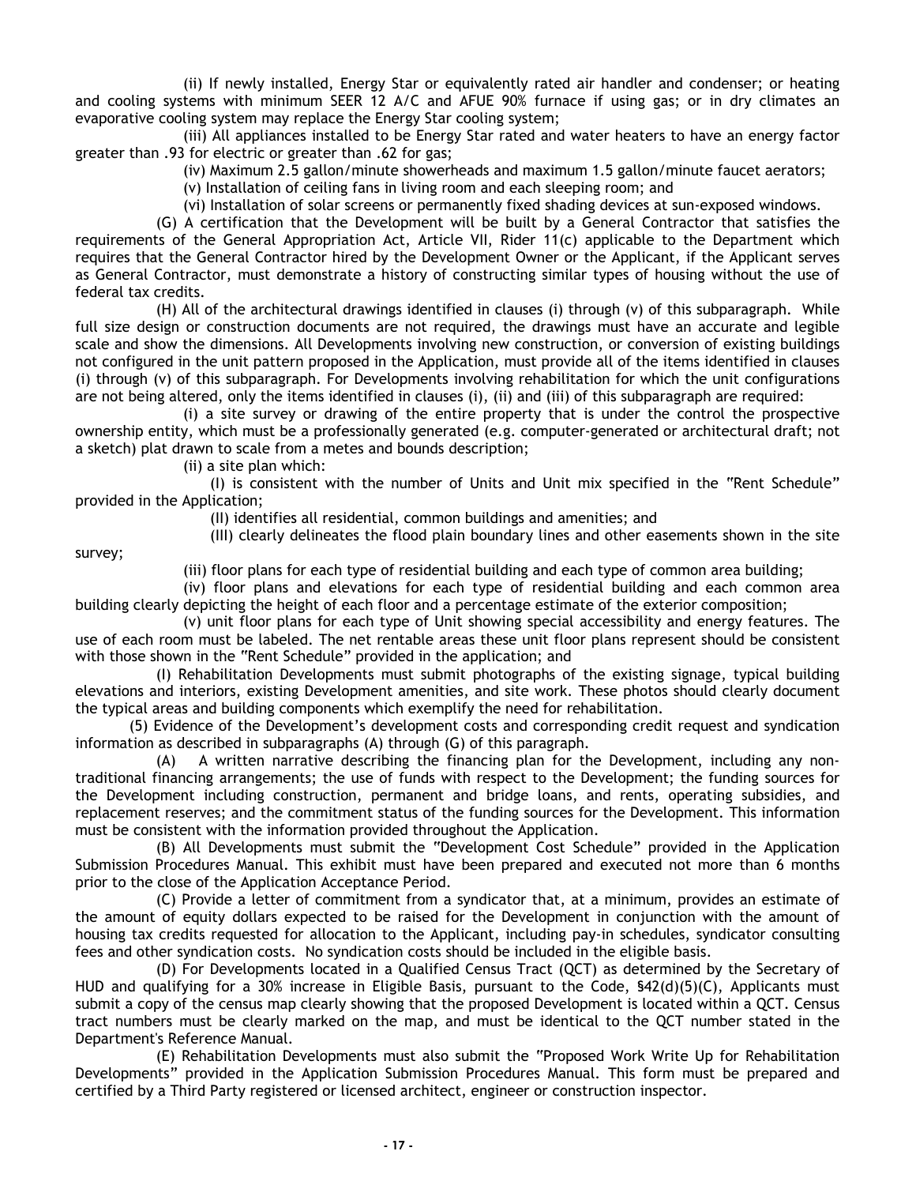(ii) If newly installed, Energy Star or equivalently rated air handler and condenser; or heating and cooling systems with minimum SEER 12 A/C and AFUE 90% furnace if using gas; or in dry climates an evaporative cooling system may replace the Energy Star cooling system;

(iii) All appliances installed to be Energy Star rated and water heaters to have an energy factor greater than .93 for electric or greater than .62 for gas;

(iv) Maximum 2.5 gallon/minute showerheads and maximum 1.5 gallon/minute faucet aerators;

(v) Installation of ceiling fans in living room and each sleeping room; and

(vi) Installation of solar screens or permanently fixed shading devices at sun-exposed windows.

(G) A certification that the Development will be built by a General Contractor that satisfies the requirements of the General Appropriation Act, Article VII, Rider 11(c) applicable to the Department which requires that the General Contractor hired by the Development Owner or the Applicant, if the Applicant serves as General Contractor, must demonstrate a history of constructing similar types of housing without the use of federal tax credits.

(H) All of the architectural drawings identified in clauses (i) through (v) of this subparagraph. While full size design or construction documents are not required, the drawings must have an accurate and legible scale and show the dimensions. All Developments involving new construction, or conversion of existing buildings not configured in the unit pattern proposed in the Application, must provide all of the items identified in clauses (i) through (v) of this subparagraph. For Developments involving rehabilitation for which the unit configurations are not being altered, only the items identified in clauses (i), (ii) and (iii) of this subparagraph are required:

(i) a site survey or drawing of the entire property that is under the control the prospective ownership entity, which must be a professionally generated (e.g. computer-generated or architectural draft; not a sketch) plat drawn to scale from a metes and bounds description;

(ii) a site plan which:

(I) is consistent with the number of Units and Unit mix specified in the "Rent Schedule" provided in the Application;

(II) identifies all residential, common buildings and amenities; and

(III) clearly delineates the flood plain boundary lines and other easements shown in the site survey;

(iii) floor plans for each type of residential building and each type of common area building;

(iv) floor plans and elevations for each type of residential building and each common area building clearly depicting the height of each floor and a percentage estimate of the exterior composition;

(v) unit floor plans for each type of Unit showing special accessibility and energy features. The use of each room must be labeled. The net rentable areas these unit floor plans represent should be consistent with those shown in the "Rent Schedule" provided in the application; and

(I) Rehabilitation Developments must submit photographs of the existing signage, typical building elevations and interiors, existing Development amenities, and site work. These photos should clearly document the typical areas and building components which exemplify the need for rehabilitation.

(5) Evidence of the Development's development costs and corresponding credit request and syndication information as described in subparagraphs (A) through (G) of this paragraph.

(A) A written narrative describing the financing plan for the Development, including any non-traditional financing arrangements; the use of funds with respect to the Development; the funding sources for the Development including construction, permanent and bridge loans, and rents, operating subsidies, and replacement reserves; and the commitment status of the funding sources for the Development. This information must be consistent with the information provided throughout the Application.

(B) All Developments must submit the "Development Cost Schedule" provided in the Application Submission Procedures Manual. This exhibit must have been prepared and executed not more than 6 months prior to the close of the Application Acceptance Period.

(C) Provide a letter of commitment from a syndicator that, at a minimum, provides an estimate of the amount of equity dollars expected to be raised for the Development in conjunction with the amount of housing tax credits requested for allocation to the Applicant, including pay-in schedules, syndicator consulting fees and other syndication costs. No syndication costs should be included in the eligible basis.

(D) For Developments located in a Qualified Census Tract (QCT) as determined by the Secretary of HUD and qualifying for a 30% increase in Eligible Basis, pursuant to the Code, §42(d)(5)(C), Applicants must submit a copy of the census map clearly showing that the proposed Development is located within a QCT. Census tract numbers must be clearly marked on the map, and must be identical to the QCT number stated in the Department's Reference Manual.

(E) Rehabilitation Developments must also submit the "Proposed Work Write Up for Rehabilitation Developments" provided in the Application Submission Procedures Manual. This form must be prepared and certified by a Third Party registered or licensed architect, engineer or construction inspector.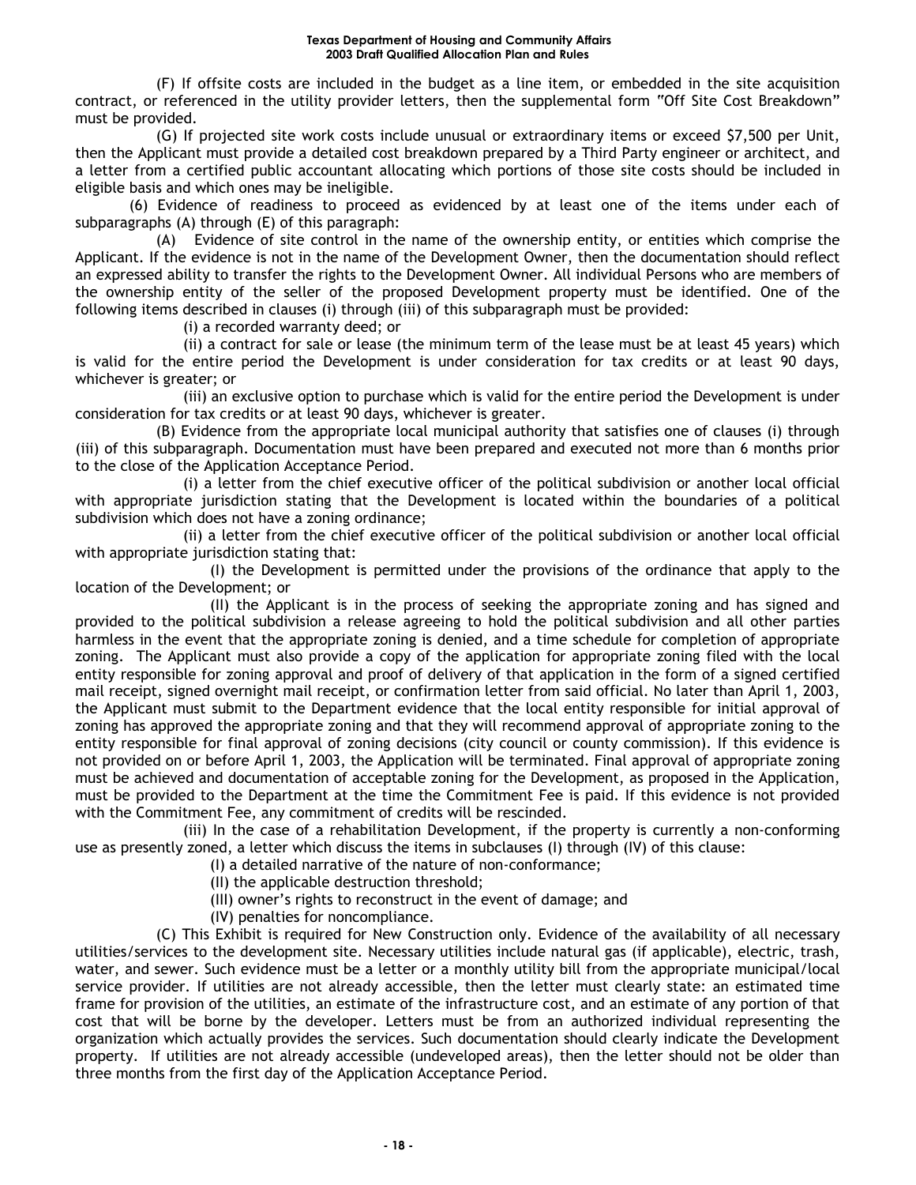(F) If offsite costs are included in the budget as a line item, or embedded in the site acquisition contract, or referenced in the utility provider letters, then the supplemental form "Off Site Cost Breakdown" must be provided.

(G) If projected site work costs include unusual or extraordinary items or exceed $7,500 per Unit, then the Applicant must provide a detailed cost breakdown prepared by a Third Party engineer or architect, and a letter from a certified public accountant allocating which portions of those site costs should be included in eligible basis and which ones may be ineligible.

(6) Evidence of readiness to proceed as evidenced by at least one of the items under each of subparagraphs (A) through (E) of this paragraph:

(A) Evidence of site control in the name of the ownership entity, or entities which comprise the Applicant. If the evidence is not in the name of the Development Owner, then the documentation should reflect an expressed ability to transfer the rights to the Development Owner. All individual Persons who are members of the ownership entity of the seller of the proposed Development property must be identified. One of the following items described in clauses (i) through (iii) of this subparagraph must be provided:

(i) a recorded warranty deed; or

(ii) a contract for sale or lease (the minimum term of the lease must be at least 45 years) which is valid for the entire period the Development is under consideration for tax credits or at least 90 days, whichever is greater; or

(iii) an exclusive option to purchase which is valid for the entire period the Development is under consideration for tax credits or at least 90 days, whichever is greater.

(B) Evidence from the appropriate local municipal authority that satisfies one of clauses (i) through (iii) of this subparagraph. Documentation must have been prepared and executed not more than 6 months prior to the close of the Application Acceptance Period.

(i) a letter from the chief executive officer of the political subdivision or another local official with appropriate jurisdiction stating that the Development is located within the boundaries of a political subdivision which does not have a zoning ordinance;

(ii) a letter from the chief executive officer of the political subdivision or another local official with appropriate jurisdiction stating that:

(I) the Development is permitted under the provisions of the ordinance that apply to the location of the Development; or

(II) the Applicant is in the process of seeking the appropriate zoning and has signed and provided to the political subdivision a release agreeing to hold the political subdivision and all other parties harmless in the event that the appropriate zoning is denied, and a time schedule for completion of appropriate zoning. The Applicant must also provide a copy of the application for appropriate zoning filed with the local entity responsible for zoning approval and proof of delivery of that application in the form of a signed certified mail receipt, signed overnight mail receipt, or confirmation letter from said official. No later than April 1, 2003, the Applicant must submit to the Department evidence that the local entity responsible for initial approval of zoning has approved the appropriate zoning and that they will recommend approval of appropriate zoning to the entity responsible for final approval of zoning decisions (city council or county commission). If this evidence is not provided on or before April 1, 2003, the Application will be terminated. Final approval of appropriate zoning must be achieved and documentation of acceptable zoning for the Development, as proposed in the Application, must be provided to the Department at the time the Commitment Fee is paid. If this evidence is not provided with the Commitment Fee, any commitment of credits will be rescinded.

(iii) In the case of a rehabilitation Development, if the property is currently a non-conforming use as presently zoned, a letter which discuss the items in subclauses (I) through (IV) of this clause:

(I) a detailed narrative of the nature of non-conformance;

(II) the applicable destruction threshold;

(III) owner's rights to reconstruct in the event of damage; and

(IV) penalties for noncompliance.

(C) This Exhibit is required for New Construction only. Evidence of the availability of all necessary utilities/services to the development site. Necessary utilities include natural gas (if applicable), electric, trash, water, and sewer. Such evidence must be a letter or a monthly utility bill from the appropriate municipal/local service provider. If utilities are not already accessible, then the letter must clearly state: an estimated time frame for provision of the utilities, an estimate of the infrastructure cost, and an estimate of any portion of that cost that will be borne by the developer. Letters must be from an authorized individual representing the organization which actually provides the services. Such documentation should clearly indicate the Development property. If utilities are not already accessible (undeveloped areas), then the letter should not be older than three months from the first day of the Application Acceptance Period.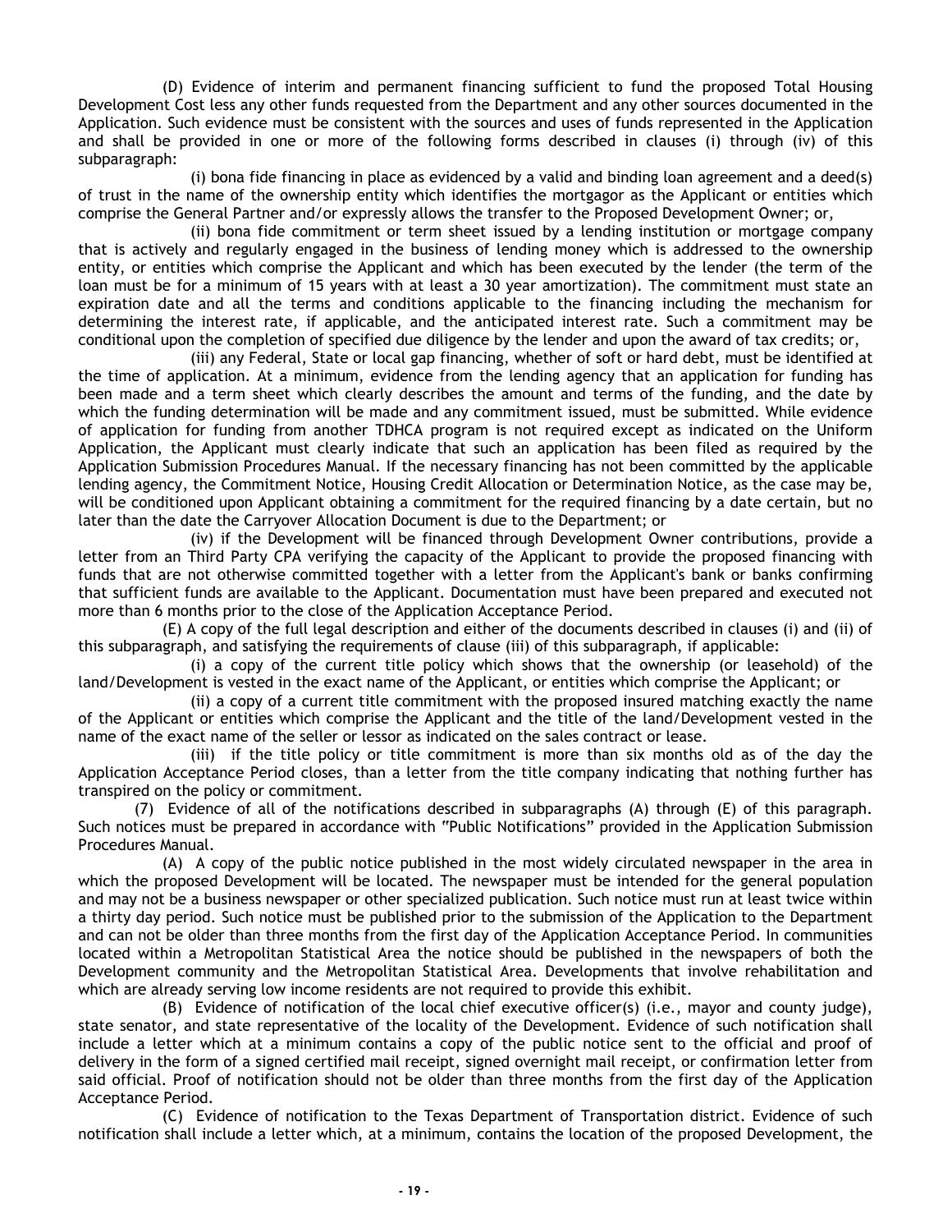(D) Evidence of interim and permanent financing sufficient to fund the proposed Total Housing Development Cost less any other funds requested from the Department and any other sources documented in the Application. Such evidence must be consistent with the sources and uses of funds represented in the Application and shall be provided in one or more of the following forms described in clauses (i) through (iv) of this subparagraph:

(i) bona fide financing in place as evidenced by a valid and binding loan agreement and a deed(s) of trust in the name of the ownership entity which identifies the mortgagor as the Applicant or entities which comprise the General Partner and/or expressly allows the transfer to the Proposed Development Owner; or,

(ii) bona fide commitment or term sheet issued by a lending institution or mortgage company that is actively and regularly engaged in the business of lending money which is addressed to the ownership entity, or entities which comprise the Applicant and which has been executed by the lender (the term of the loan must be for a minimum of 15 years with at least a 30 year amortization). The commitment must state an expiration date and all the terms and conditions applicable to the financing including the mechanism for determining the interest rate, if applicable, and the anticipated interest rate. Such a commitment may be conditional upon the completion of specified due diligence by the lender and upon the award of tax credits; or,

(iii) any Federal, State or local gap financing, whether of soft or hard debt, must be identified at the time of application. At a minimum, evidence from the lending agency that an application for funding has been made and a term sheet which clearly describes the amount and terms of the funding, and the date by which the funding determination will be made and any commitment issued, must be submitted. While evidence of application for funding from another TDHCA program is not required except as indicated on the Uniform Application, the Applicant must clearly indicate that such an application has been filed as required by the Application Submission Procedures Manual. If the necessary financing has not been committed by the applicable lending agency, the Commitment Notice, Housing Credit Allocation or Determination Notice, as the case may be, will be conditioned upon Applicant obtaining a commitment for the required financing by a date certain, but no later than the date the Carryover Allocation Document is due to the Department; or

(iv) if the Development will be financed through Development Owner contributions, provide a letter from an Third Party CPA verifying the capacity of the Applicant to provide the proposed financing with funds that are not otherwise committed together with a letter from the Applicant's bank or banks confirming that sufficient funds are available to the Applicant. Documentation must have been prepared and executed not more than 6 months prior to the close of the Application Acceptance Period.

(E) A copy of the full legal description and either of the documents described in clauses (i) and (ii) of this subparagraph, and satisfying the requirements of clause (iii) of this subparagraph, if applicable:

(i) a copy of the current title policy which shows that the ownership (or leasehold) of the land/Development is vested in the exact name of the Applicant, or entities which comprise the Applicant; or

(ii) a copy of a current title commitment with the proposed insured matching exactly the name of the Applicant or entities which comprise the Applicant and the title of the land/Development vested in the name of the exact name of the seller or lessor as indicated on the sales contract or lease.

(iii) if the title policy or title commitment is more than six months old as of the day the Application Acceptance Period closes, than a letter from the title company indicating that nothing further has transpired on the policy or commitment.

(7) Evidence of all of the notifications described in subparagraphs (A) through (E) of this paragraph. Such notices must be prepared in accordance with "Public Notifications" provided in the Application Submission Procedures Manual.

(A) A copy of the public notice published in the most widely circulated newspaper in the area in which the proposed Development will be located. The newspaper must be intended for the general population and may not be a business newspaper or other specialized publication. Such notice must run at least twice within a thirty day period. Such notice must be published prior to the submission of the Application to the Department and can not be older than three months from the first day of the Application Acceptance Period. In communities located within a Metropolitan Statistical Area the notice should be published in the newspapers of both the Development community and the Metropolitan Statistical Area. Developments that involve rehabilitation and which are already serving low income residents are not required to provide this exhibit.

(B) Evidence of notification of the local chief executive officer(s) (i.e., mayor and county judge), state senator, and state representative of the locality of the Development. Evidence of such notification shall include a letter which at a minimum contains a copy of the public notice sent to the official and proof of delivery in the form of a signed certified mail receipt, signed overnight mail receipt, or confirmation letter from said official. Proof of notification should not be older than three months from the first day of the Application Acceptance Period.

(C) Evidence of notification to the Texas Department of Transportation district. Evidence of such notification shall include a letter which, at a minimum, contains the location of the proposed Development, the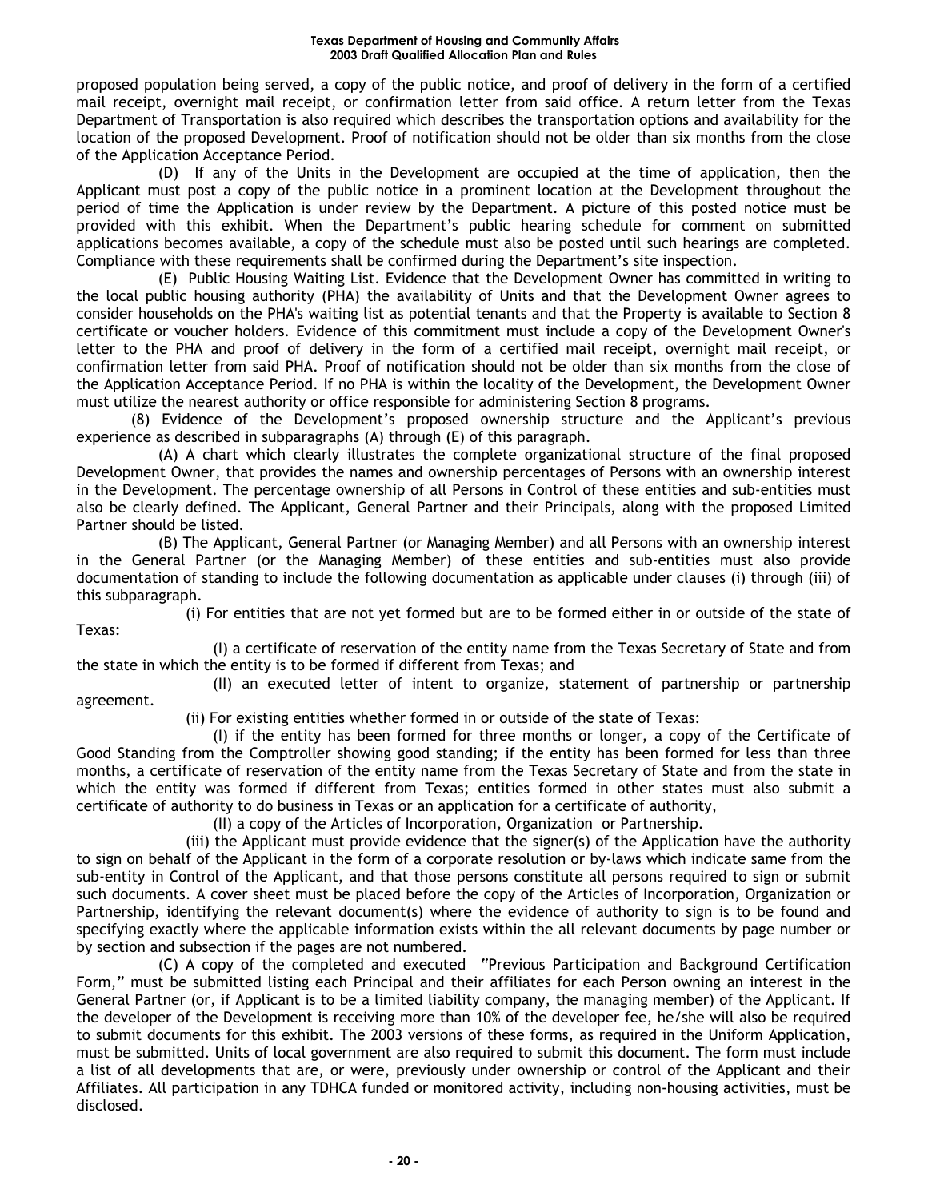proposed population being served, a copy of the public notice, and proof of delivery in the form of a certified mail receipt, overnight mail receipt, or confirmation letter from said office. A return letter from the Texas Department of Transportation is also required which describes the transportation options and availability for the location of the proposed Development. Proof of notification should not be older than six months from the close of the Application Acceptance Period.

(D) If any of the Units in the Development are occupied at the time of application, then the Applicant must post a copy of the public notice in a prominent location at the Development throughout the period of time the Application is under review by the Department. A picture of this posted notice must be provided with this exhibit. When the Department's public hearing schedule for comment on submitted applications becomes available, a copy of the schedule must also be posted until such hearings are completed. Compliance with these requirements shall be confirmed during the Department's site inspection.

(E) Public Housing Waiting List. Evidence that the Development Owner has committed in writing to the local public housing authority (PHA) the availability of Units and that the Development Owner agrees to consider households on the PHA's waiting list as potential tenants and that the Property is available to Section 8 certificate or voucher holders. Evidence of this commitment must include a copy of the Development Owner's letter to the PHA and proof of delivery in the form of a certified mail receipt, overnight mail receipt, or confirmation letter from said PHA. Proof of notification should not be older than six months from the close of the Application Acceptance Period. If no PHA is within the locality of the Development, the Development Owner must utilize the nearest authority or office responsible for administering Section 8 programs.

(8) Evidence of the Development's proposed ownership structure and the Applicant's previous experience as described in subparagraphs (A) through (E) of this paragraph.

(A) A chart which clearly illustrates the complete organizational structure of the final proposed Development Owner, that provides the names and ownership percentages of Persons with an ownership interest in the Development. The percentage ownership of all Persons in Control of these entities and sub-entities must also be clearly defined. The Applicant, General Partner and their Principals, along with the proposed Limited Partner should be listed.

(B) The Applicant, General Partner (or Managing Member) and all Persons with an ownership interest in the General Partner (or the Managing Member) of these entities and sub-entities must also provide documentation of standing to include the following documentation as applicable under clauses (i) through (iii) of this subparagraph.

(i) For entities that are not yet formed but are to be formed either in or outside of the state of Texas:

(I) a certificate of reservation of the entity name from the Texas Secretary of State and from the state in which the entity is to be formed if different from Texas; and

(II) an executed letter of intent to organize, statement of partnership or partnership agreement.

(ii) For existing entities whether formed in or outside of the state of Texas:

(I) if the entity has been formed for three months or longer, a copy of the Certificate of Good Standing from the Comptroller showing good standing; if the entity has been formed for less than three months, a certificate of reservation of the entity name from the Texas Secretary of State and from the state in which the entity was formed if different from Texas; entities formed in other states must also submit a certificate of authority to do business in Texas or an application for a certificate of authority,

(II) a copy of the Articles of Incorporation, Organization or Partnership.

(iii) the Applicant must provide evidence that the signer(s) of the Application have the authority to sign on behalf of the Applicant in the form of a corporate resolution or by-laws which indicate same from the sub-entity in Control of the Applicant, and that those persons constitute all persons required to sign or submit such documents. A cover sheet must be placed before the copy of the Articles of Incorporation, Organization or Partnership, identifying the relevant document(s) where the evidence of authority to sign is to be found and specifying exactly where the applicable information exists within the all relevant documents by page number or by section and subsection if the pages are not numbered.

(C) A copy of the completed and executed "Previous Participation and Background Certification Form," must be submitted listing each Principal and their affiliates for each Person owning an interest in the General Partner (or, if Applicant is to be a limited liability company, the managing member) of the Applicant. If the developer of the Development is receiving more than 10% of the developer fee, he/she will also be required to submit documents for this exhibit. The 2003 versions of these forms, as required in the Uniform Application, must be submitted. Units of local government are also required to submit this document. The form must include a list of all developments that are, or were, previously under ownership or control of the Applicant and their Affiliates. All participation in any TDHCA funded or monitored activity, including non-housing activities, must be disclosed.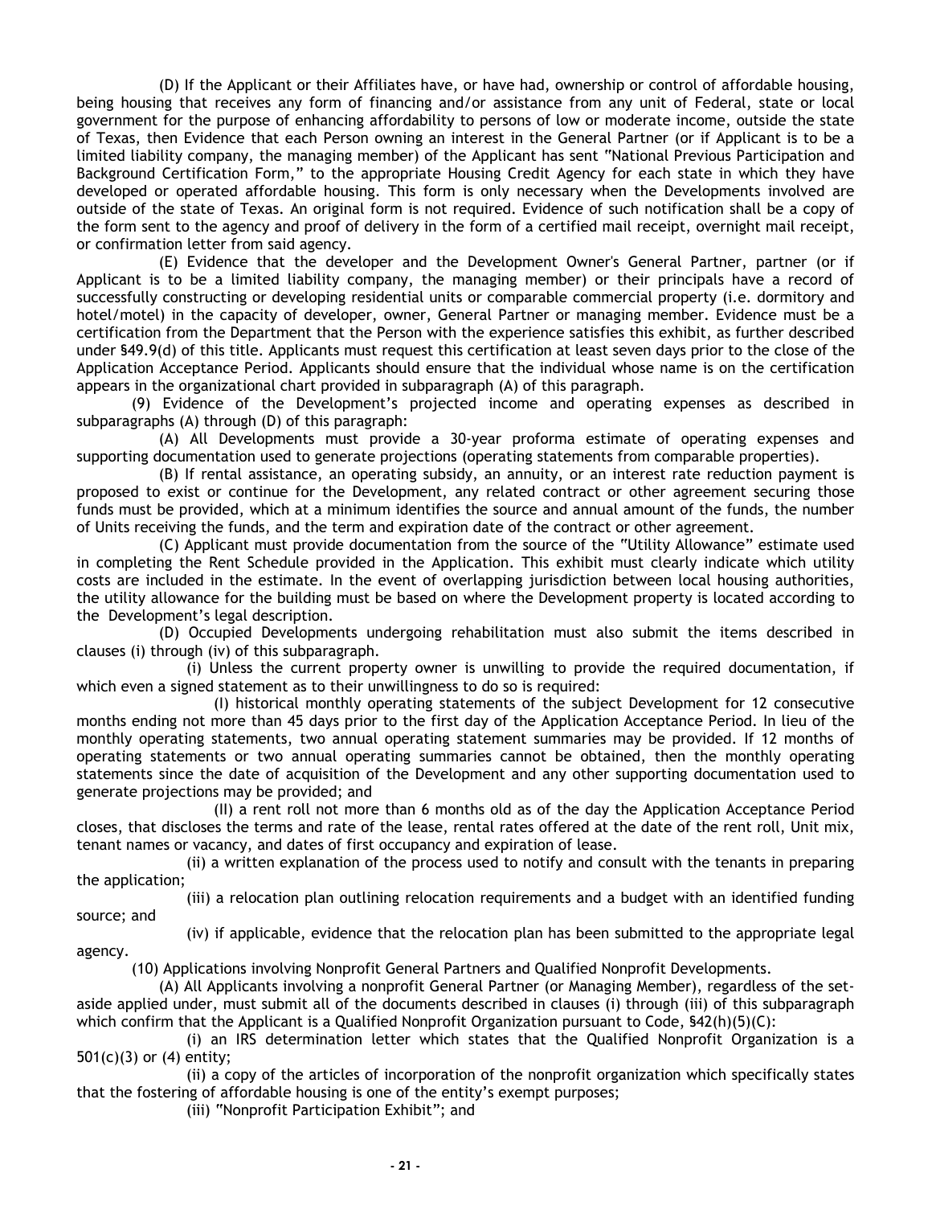(D) If the Applicant or their Affiliates have, or have had, ownership or control of affordable housing, being housing that receives any form of financing and/or assistance from any unit of Federal, state or local government for the purpose of enhancing affordability to persons of low or moderate income, outside the state of Texas, then Evidence that each Person owning an interest in the General Partner (or if Applicant is to be a limited liability company, the managing member) of the Applicant has sent "National Previous Participation and Background Certification Form," to the appropriate Housing Credit Agency for each state in which they have developed or operated affordable housing. This form is only necessary when the Developments involved are outside of the state of Texas. An original form is not required. Evidence of such notification shall be a copy of the form sent to the agency and proof of delivery in the form of a certified mail receipt, overnight mail receipt, or confirmation letter from said agency.

(E) Evidence that the developer and the Development Owner's General Partner, partner (or if Applicant is to be a limited liability company, the managing member) or their principals have a record of successfully constructing or developing residential units or comparable commercial property (i.e. dormitory and hotel/motel) in the capacity of developer, owner, General Partner or managing member. Evidence must be a certification from the Department that the Person with the experience satisfies this exhibit, as further described under §49.9(d) of this title. Applicants must request this certification at least seven days prior to the close of the Application Acceptance Period. Applicants should ensure that the individual whose name is on the certification appears in the organizational chart provided in subparagraph (A) of this paragraph.

(9) Evidence of the Development's projected income and operating expenses as described in subparagraphs (A) through (D) of this paragraph:

(A) All Developments must provide a 30-year proforma estimate of operating expenses and supporting documentation used to generate projections (operating statements from comparable properties).

(B) If rental assistance, an operating subsidy, an annuity, or an interest rate reduction payment is proposed to exist or continue for the Development, any related contract or other agreement securing those funds must be provided, which at a minimum identifies the source and annual amount of the funds, the number of Units receiving the funds, and the term and expiration date of the contract or other agreement.

(C) Applicant must provide documentation from the source of the "Utility Allowance" estimate used in completing the Rent Schedule provided in the Application. This exhibit must clearly indicate which utility costs are included in the estimate. In the event of overlapping jurisdiction between local housing authorities, the utility allowance for the building must be based on where the Development property is located according to the Development's legal description.

(D) Occupied Developments undergoing rehabilitation must also submit the items described in clauses (i) through (iv) of this subparagraph.

(i) Unless the current property owner is unwilling to provide the required documentation, if which even a signed statement as to their unwillingness to do so is required:

(I) historical monthly operating statements of the subject Development for 12 consecutive months ending not more than 45 days prior to the first day of the Application Acceptance Period. In lieu of the monthly operating statements, two annual operating statement summaries may be provided. If 12 months of operating statements or two annual operating summaries cannot be obtained, then the monthly operating statements since the date of acquisition of the Development and any other supporting documentation used to generate projections may be provided; and

(II) a rent roll not more than 6 months old as of the day the Application Acceptance Period closes, that discloses the terms and rate of the lease, rental rates offered at the date of the rent roll, Unit mix, tenant names or vacancy, and dates of first occupancy and expiration of lease.

(ii) a written explanation of the process used to notify and consult with the tenants in preparing the application;

(iii) a relocation plan outlining relocation requirements and a budget with an identified funding source; and

(iv) if applicable, evidence that the relocation plan has been submitted to the appropriate legal agency.

(10) Applications involving Nonprofit General Partners and Qualified Nonprofit Developments.

(A) All Applicants involving a nonprofit General Partner (or Managing Member), regardless of the set-aside applied under, must submit all of the documents described in clauses (i) through (iii) of this subparagraph which confirm that the Applicant is a Qualified Nonprofit Organization pursuant to Code, §42(h)(5)(C):

(i) an IRS determination letter which states that the Qualified Nonprofit Organization is a 501(c)(3) or (4) entity;

(ii) a copy of the articles of incorporation of the nonprofit organization which specifically states that the fostering of affordable housing is one of the entity's exempt purposes;

(iii) "Nonprofit Participation Exhibit"; and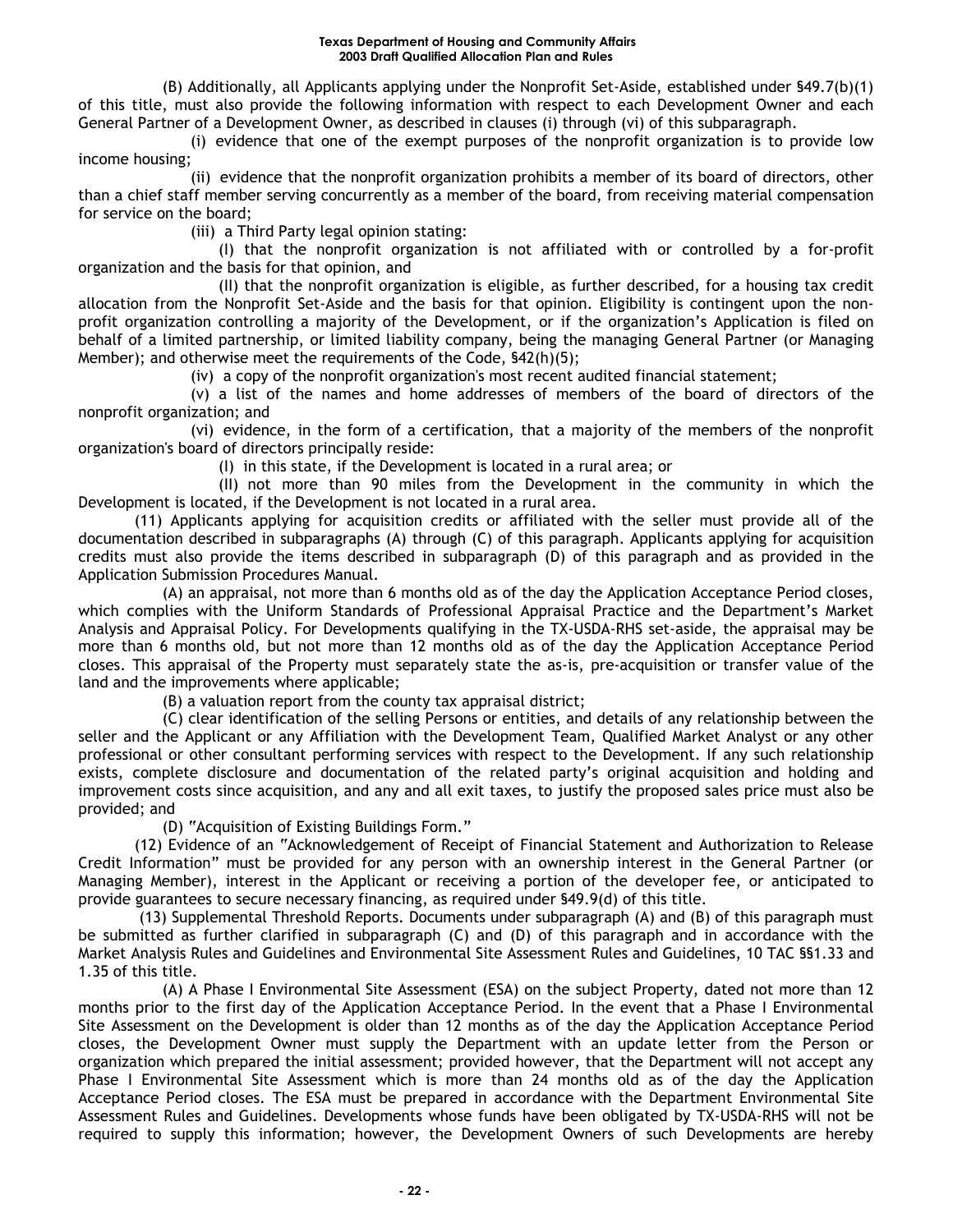(B) Additionally, all Applicants applying under the Nonprofit Set-Aside, established under §49.7(b)(1) of this title, must also provide the following information with respect to each Development Owner and each General Partner of a Development Owner, as described in clauses (i) through (vi) of this subparagraph.

(i) evidence that one of the exempt purposes of the nonprofit organization is to provide low income housing;

(ii) evidence that the nonprofit organization prohibits a member of its board of directors, other than a chief staff member serving concurrently as a member of the board, from receiving material compensation for service on the board;

(iii) a Third Party legal opinion stating:

(I) that the nonprofit organization is not affiliated with or controlled by a for-profit organization and the basis for that opinion, and

(II) that the nonprofit organization is eligible, as further described, for a housing tax credit allocation from the Nonprofit Set-Aside and the basis for that opinion. Eligibility is contingent upon the non-profit organization controlling a majority of the Development, or if the organization's Application is filed on behalf of a limited partnership, or limited liability company, being the managing General Partner (or Managing Member); and otherwise meet the requirements of the Code, §42(h)(5);

(iv) a copy of the nonprofit organization's most recent audited financial statement;

(v) a list of the names and home addresses of members of the board of directors of the nonprofit organization; and

(vi) evidence, in the form of a certification, that a majority of the members of the nonprofit organization's board of directors principally reside:

(I) in this state, if the Development is located in a rural area; or

(II) not more than 90 miles from the Development in the community in which the Development is located, if the Development is not located in a rural area.

(11) Applicants applying for acquisition credits or affiliated with the seller must provide all of the documentation described in subparagraphs (A) through (C) of this paragraph. Applicants applying for acquisition credits must also provide the items described in subparagraph (D) of this paragraph and as provided in the Application Submission Procedures Manual.

(A) an appraisal, not more than 6 months old as of the day the Application Acceptance Period closes, which complies with the Uniform Standards of Professional Appraisal Practice and the Department's Market Analysis and Appraisal Policy. For Developments qualifying in the TX-USDA-RHS set-aside, the appraisal may be more than 6 months old, but not more than 12 months old as of the day the Application Acceptance Period closes. This appraisal of the Property must separately state the as-is, pre-acquisition or transfer value of the land and the improvements where applicable;

(B) a valuation report from the county tax appraisal district;

(C) clear identification of the selling Persons or entities, and details of any relationship between the seller and the Applicant or any Affiliation with the Development Team, Qualified Market Analyst or any other professional or other consultant performing services with respect to the Development. If any such relationship exists, complete disclosure and documentation of the related party's original acquisition and holding and improvement costs since acquisition, and any and all exit taxes, to justify the proposed sales price must also be provided; and

(D) "Acquisition of Existing Buildings Form."

(12) Evidence of an "Acknowledgement of Receipt of Financial Statement and Authorization to Release Credit Information" must be provided for any person with an ownership interest in the General Partner (or Managing Member), interest in the Applicant or receiving a portion of the developer fee, or anticipated to provide guarantees to secure necessary financing, as required under §49.9(d) of this title.

(13) Supplemental Threshold Reports. Documents under subparagraph (A) and (B) of this paragraph must be submitted as further clarified in subparagraph (C) and (D) of this paragraph and in accordance with the Market Analysis Rules and Guidelines and Environmental Site Assessment Rules and Guidelines, 10 TAC §§1.33 and 1.35 of this title.

(A) A Phase I Environmental Site Assessment (ESA) on the subject Property, dated not more than 12 months prior to the first day of the Application Acceptance Period. In the event that a Phase I Environmental Site Assessment on the Development is older than 12 months as of the day the Application Acceptance Period closes, the Development Owner must supply the Department with an update letter from the Person or organization which prepared the initial assessment; provided however, that the Department will not accept any Phase I Environmental Site Assessment which is more than 24 months old as of the day the Application Acceptance Period closes. The ESA must be prepared in accordance with the Department Environmental Site Assessment Rules and Guidelines. Developments whose funds have been obligated by TX-USDA-RHS will not be required to supply this information; however, the Development Owners of such Developments are hereby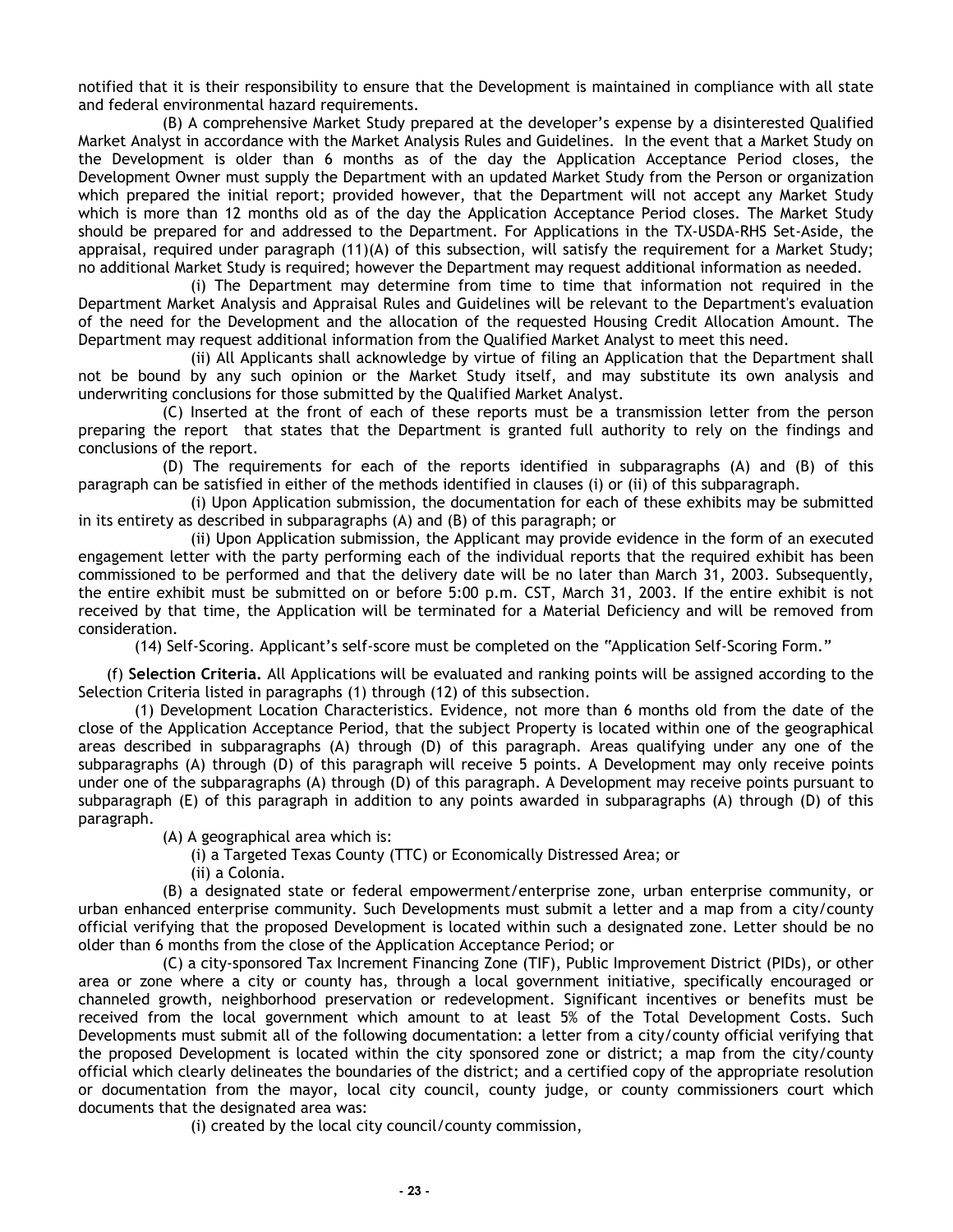notified that it is their responsibility to ensure that the Development is maintained in compliance with all state and federal environmental hazard requirements.

(B) A comprehensive Market Study prepared at the developer's expense by a disinterested Qualified Market Analyst in accordance with the Market Analysis Rules and Guidelines. In the event that a Market Study on the Development is older than 6 months as of the day the Application Acceptance Period closes, the Development Owner must supply the Department with an updated Market Study from the Person or organization which prepared the initial report; provided however, that the Department will not accept any Market Study which is more than 12 months old as of the day the Application Acceptance Period closes. The Market Study should be prepared for and addressed to the Department. For Applications in the TX-USDA-RHS Set-Aside, the appraisal, required under paragraph (11)(A) of this subsection, will satisfy the requirement for a Market Study; no additional Market Study is required; however the Department may request additional information as needed.

(i) The Department may determine from time to time that information not required in the Department Market Analysis and Appraisal Rules and Guidelines will be relevant to the Department's evaluation of the need for the Development and the allocation of the requested Housing Credit Allocation Amount. The Department may request additional information from the Qualified Market Analyst to meet this need.

(ii) All Applicants shall acknowledge by virtue of filing an Application that the Department shall not be bound by any such opinion or the Market Study itself, and may substitute its own analysis and underwriting conclusions for those submitted by the Qualified Market Analyst.

(C) Inserted at the front of each of these reports must be a transmission letter from the person preparing the report that states that the Department is granted full authority to rely on the findings and conclusions of the report.

(D) The requirements for each of the reports identified in subparagraphs (A) and (B) of this paragraph can be satisfied in either of the methods identified in clauses (i) or (ii) of this subparagraph.

(i) Upon Application submission, the documentation for each of these exhibits may be submitted in its entirety as described in subparagraphs (A) and (B) of this paragraph; or

(ii) Upon Application submission, the Applicant may provide evidence in the form of an executed engagement letter with the party performing each of the individual reports that the required exhibit has been commissioned to be performed and that the delivery date will be no later than March 31, 2003. Subsequently, the entire exhibit must be submitted on or before 5:00 p.m. CST, March 31, 2003. If the entire exhibit is not received by that time, the Application will be terminated for a Material Deficiency and will be removed from consideration.

(14) Self-Scoring. Applicant's self-score must be completed on the "Application Self-Scoring Form."

(f) **Selection Criteria.** All Applications will be evaluated and ranking points will be assigned according to the Selection Criteria listed in paragraphs (1) through (12) of this subsection.

(1) Development Location Characteristics. Evidence, not more than 6 months old from the date of the close of the Application Acceptance Period, that the subject Property is located within one of the geographical areas described in subparagraphs (A) through (D) of this paragraph. Areas qualifying under any one of the subparagraphs (A) through (D) of this paragraph will receive 5 points. A Development may only receive points under one of the subparagraphs (A) through (D) of this paragraph. A Development may receive points pursuant to subparagraph (E) of this paragraph in addition to any points awarded in subparagraphs (A) through (D) of this paragraph.

(A) A geographical area which is:

(i) a Targeted Texas County (TTC) or Economically Distressed Area; or

(ii) a Colonia.

(B) a designated state or federal empowerment/enterprise zone, urban enterprise community, or urban enhanced enterprise community. Such Developments must submit a letter and a map from a city/county official verifying that the proposed Development is located within such a designated zone. Letter should be no older than 6 months from the close of the Application Acceptance Period; or

(C) a city-sponsored Tax Increment Financing Zone (TIF), Public Improvement District (PIDs), or other area or zone where a city or county has, through a local government initiative, specifically encouraged or channeled growth, neighborhood preservation or redevelopment. Significant incentives or benefits must be received from the local government which amount to at least 5% of the Total Development Costs. Such Developments must submit all of the following documentation: a letter from a city/county official verifying that the proposed Development is located within the city sponsored zone or district; a map from the city/county official which clearly delineates the boundaries of the district; and a certified copy of the appropriate resolution or documentation from the mayor, local city council, county judge, or county commissioners court which documents that the designated area was:

(i) created by the local city council/county commission,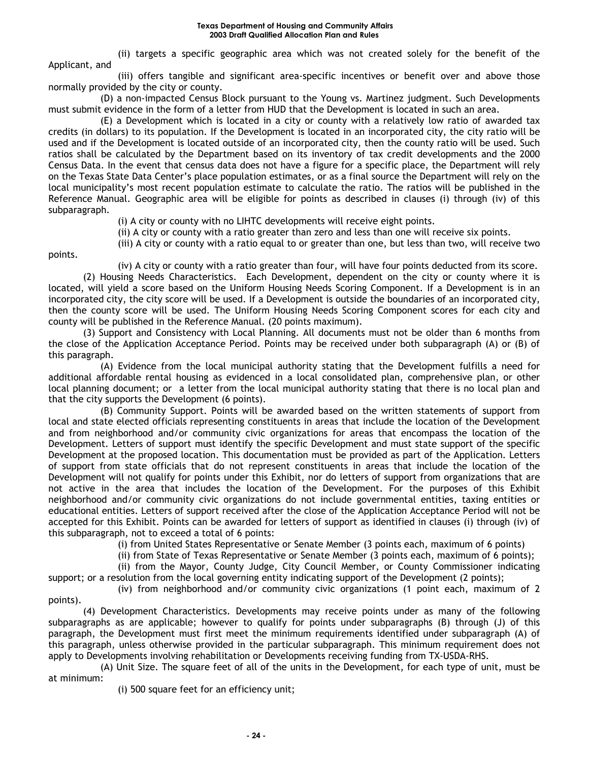(ii) targets a specific geographic area which was not created solely for the benefit of the Applicant, and

(iii) offers tangible and significant area-specific incentives or benefit over and above those normally provided by the city or county.

(D) a non-impacted Census Block pursuant to the Young vs. Martinez judgment. Such Developments must submit evidence in the form of a letter from HUD that the Development is located in such an area.

(E) a Development which is located in a city or county with a relatively low ratio of awarded tax credits (in dollars) to its population. If the Development is located in an incorporated city, the city ratio will be used and if the Development is located outside of an incorporated city, then the county ratio will be used. Such ratios shall be calculated by the Department based on its inventory of tax credit developments and the 2000 Census Data. In the event that census data does not have a figure for a specific place, the Department will rely on the Texas State Data Center's place population estimates, or as a final source the Department will rely on the local municipality's most recent population estimate to calculate the ratio. The ratios will be published in the Reference Manual. Geographic area will be eligible for points as described in clauses (i) through (iv) of this subparagraph.

(i) A city or county with no LIHTC developments will receive eight points.

(ii) A city or county with a ratio greater than zero and less than one will receive six points.

(iii) A city or county with a ratio equal to or greater than one, but less than two, will receive two points.

(iv) A city or county with a ratio greater than four, will have four points deducted from its score.

(2) Housing Needs Characteristics. Each Development, dependent on the city or county where it is located, will yield a score based on the Uniform Housing Needs Scoring Component. If a Development is in an incorporated city, the city score will be used. If a Development is outside the boundaries of an incorporated city, then the county score will be used. The Uniform Housing Needs Scoring Component scores for each city and county will be published in the Reference Manual. (20 points maximum).

(3) Support and Consistency with Local Planning. All documents must not be older than 6 months from the close of the Application Acceptance Period. Points may be received under both subparagraph (A) or (B) of this paragraph.

(A) Evidence from the local municipal authority stating that the Development fulfills a need for additional affordable rental housing as evidenced in a local consolidated plan, comprehensive plan, or other local planning document; or a letter from the local municipal authority stating that there is no local plan and that the city supports the Development (6 points).

(B) Community Support. Points will be awarded based on the written statements of support from local and state elected officials representing constituents in areas that include the location of the Development and from neighborhood and/or community civic organizations for areas that encompass the location of the Development. Letters of support must identify the specific Development and must state support of the specific Development at the proposed location. This documentation must be provided as part of the Application. Letters of support from state officials that do not represent constituents in areas that include the location of the Development will not qualify for points under this Exhibit, nor do letters of support from organizations that are not active in the area that includes the location of the Development. For the purposes of this Exhibit neighborhood and/or community civic organizations do not include governmental entities, taxing entities or educational entities. Letters of support received after the close of the Application Acceptance Period will not be accepted for this Exhibit. Points can be awarded for letters of support as identified in clauses (i) through (iv) of this subparagraph, not to exceed a total of 6 points:

(i) from United States Representative or Senate Member (3 points each, maximum of 6 points)

(ii) from State of Texas Representative or Senate Member (3 points each, maximum of 6 points);

(ii) from the Mayor, County Judge, City Council Member, or County Commissioner indicating support; or a resolution from the local governing entity indicating support of the Development (2 points);

(iv) from neighborhood and/or community civic organizations (1 point each, maximum of 2 points).

(4) Development Characteristics. Developments may receive points under as many of the following subparagraphs as are applicable; however to qualify for points under subparagraphs (B) through (J) of this paragraph, the Development must first meet the minimum requirements identified under subparagraph (A) of this paragraph, unless otherwise provided in the particular subparagraph. This minimum requirement does not apply to Developments involving rehabilitation or Developments receiving funding from TX-USDA-RHS.

(A) Unit Size. The square feet of all of the units in the Development, for each type of unit, must be at minimum:

(i) 500 square feet for an efficiency unit;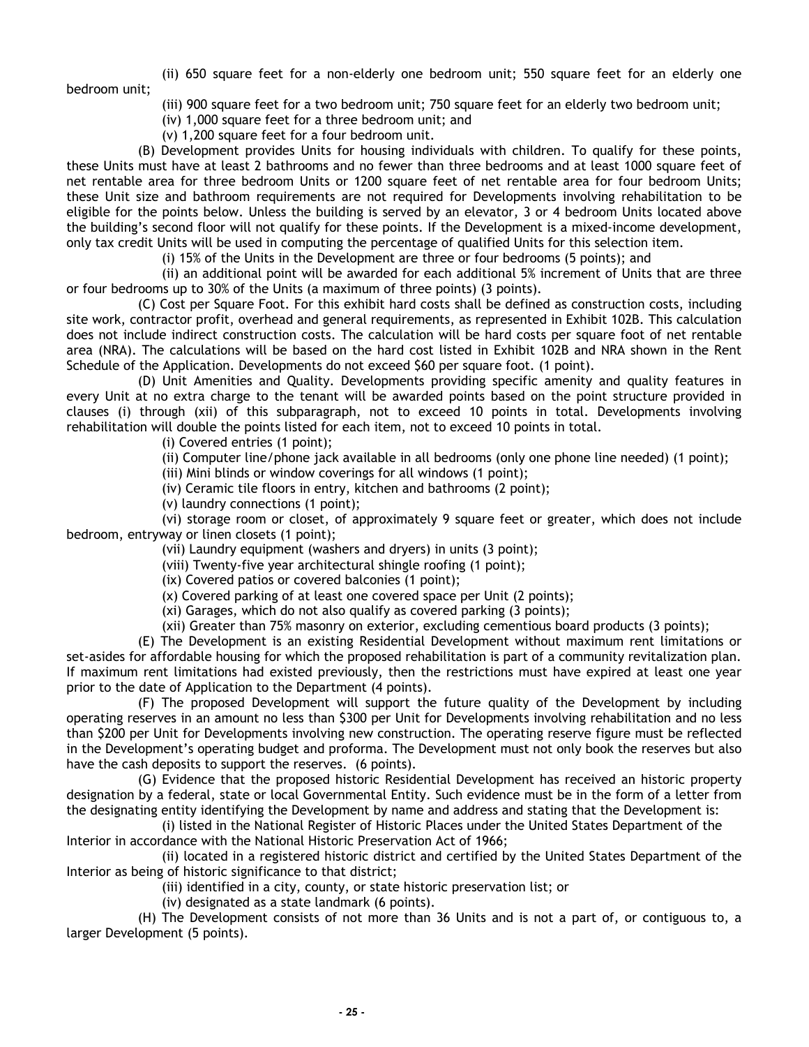(ii) 650 square feet for a non-elderly one bedroom unit; 550 square feet for an elderly one bedroom unit;

(iii) 900 square feet for a two bedroom unit; 750 square feet for an elderly two bedroom unit;

(iv) 1,000 square feet for a three bedroom unit; and

(v) 1,200 square feet for a four bedroom unit.

(B) Development provides Units for housing individuals with children. To qualify for these points, these Units must have at least 2 bathrooms and no fewer than three bedrooms and at least 1000 square feet of net rentable area for three bedroom Units or 1200 square feet of net rentable area for four bedroom Units; these Unit size and bathroom requirements are not required for Developments involving rehabilitation to be eligible for the points below. Unless the building is served by an elevator, 3 or 4 bedroom Units located above the building's second floor will not qualify for these points. If the Development is a mixed-income development, only tax credit Units will be used in computing the percentage of qualified Units for this selection item.

(i) 15% of the Units in the Development are three or four bedrooms (5 points); and

(ii) an additional point will be awarded for each additional 5% increment of Units that are three or four bedrooms up to 30% of the Units (a maximum of three points) (3 points).

(C) Cost per Square Foot. For this exhibit hard costs shall be defined as construction costs, including site work, contractor profit, overhead and general requirements, as represented in Exhibit 102B. This calculation does not include indirect construction costs. The calculation will be hard costs per square foot of net rentable area (NRA). The calculations will be based on the hard cost listed in Exhibit 102B and NRA shown in the Rent Schedule of the Application. Developments do not exceed $60 per square foot. (1 point).

(D) Unit Amenities and Quality. Developments providing specific amenity and quality features in every Unit at no extra charge to the tenant will be awarded points based on the point structure provided in clauses (i) through (xii) of this subparagraph, not to exceed 10 points in total. Developments involving rehabilitation will double the points listed for each item, not to exceed 10 points in total.

(i) Covered entries (1 point);

(ii) Computer line/phone jack available in all bedrooms (only one phone line needed) (1 point);

(iii) Mini blinds or window coverings for all windows (1 point);

(iv) Ceramic tile floors in entry, kitchen and bathrooms (2 point);

(v) laundry connections (1 point);

(vi) storage room or closet, of approximately 9 square feet or greater, which does not include bedroom, entryway or linen closets (1 point);

(vii) Laundry equipment (washers and dryers) in units (3 point);

(viii) Twenty-five year architectural shingle roofing (1 point);

(ix) Covered patios or covered balconies (1 point);

(x) Covered parking of at least one covered space per Unit (2 points);

(xi) Garages, which do not also qualify as covered parking (3 points);

(xii) Greater than 75% masonry on exterior, excluding cementious board products (3 points);

(E) The Development is an existing Residential Development without maximum rent limitations or set-asides for affordable housing for which the proposed rehabilitation is part of a community revitalization plan. If maximum rent limitations had existed previously, then the restrictions must have expired at least one year prior to the date of Application to the Department (4 points).

(F) The proposed Development will support the future quality of the Development by including operating reserves in an amount no less than $300 per Unit for Developments involving rehabilitation and no less than $200 per Unit for Developments involving new construction. The operating reserve figure must be reflected in the Development's operating budget and proforma. The Development must not only book the reserves but also have the cash deposits to support the reserves. (6 points).

(G) Evidence that the proposed historic Residential Development has received an historic property designation by a federal, state or local Governmental Entity. Such evidence must be in the form of a letter from the designating entity identifying the Development by name and address and stating that the Development is:

(i) listed in the National Register of Historic Places under the United States Department of the Interior in accordance with the National Historic Preservation Act of 1966;

(ii) located in a registered historic district and certified by the United States Department of the Interior as being of historic significance to that district;

(iii) identified in a city, county, or state historic preservation list; or

(iv) designated as a state landmark (6 points).

(H) The Development consists of not more than 36 Units and is not a part of, or contiguous to, a larger Development (5 points).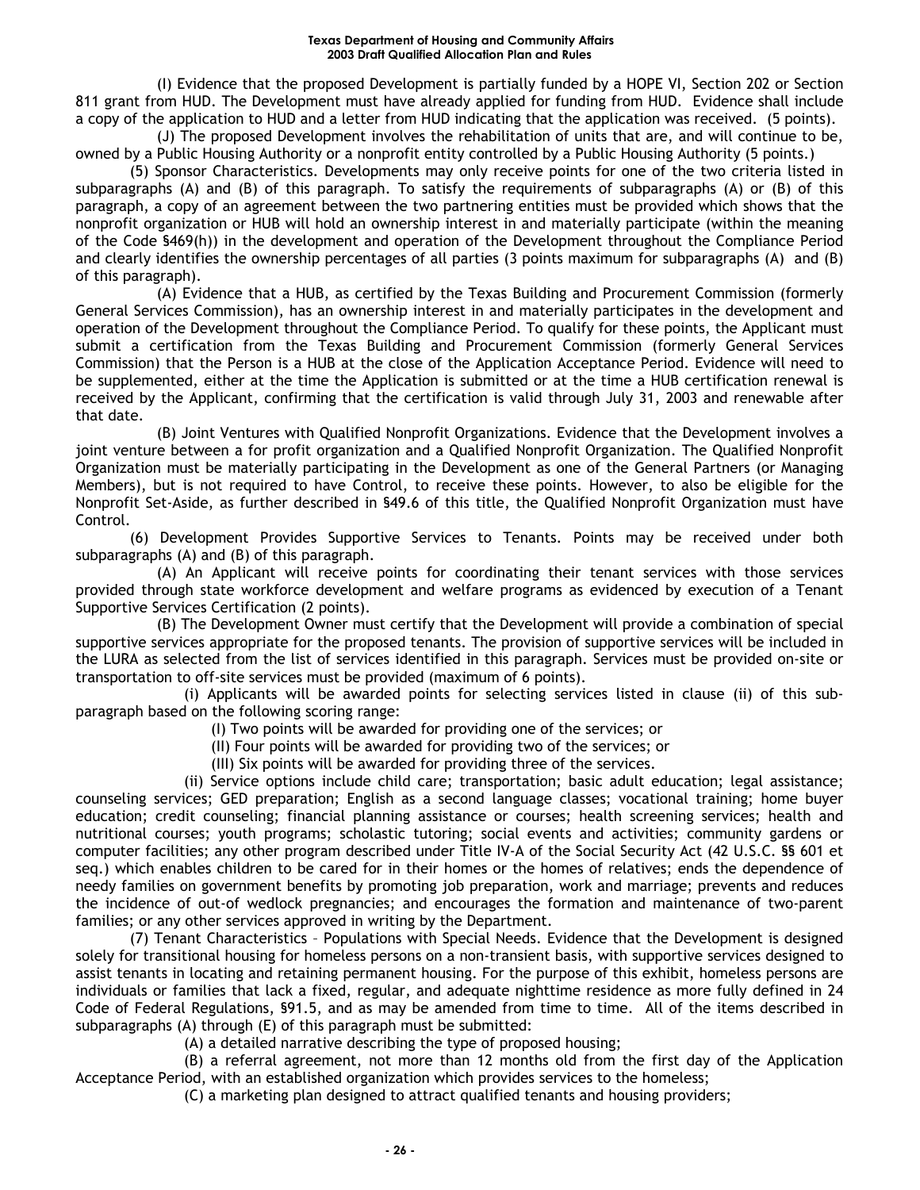(I) Evidence that the proposed Development is partially funded by a HOPE VI, Section 202 or Section 811 grant from HUD. The Development must have already applied for funding from HUD. Evidence shall include a copy of the application to HUD and a letter from HUD indicating that the application was received. (5 points).

(J) The proposed Development involves the rehabilitation of units that are, and will continue to be, owned by a Public Housing Authority or a nonprofit entity controlled by a Public Housing Authority (5 points.)

(5) Sponsor Characteristics. Developments may only receive points for one of the two criteria listed in subparagraphs (A) and (B) of this paragraph. To satisfy the requirements of subparagraphs (A) or (B) of this paragraph, a copy of an agreement between the two partnering entities must be provided which shows that the nonprofit organization or HUB will hold an ownership interest in and materially participate (within the meaning of the Code §469(h)) in the development and operation of the Development throughout the Compliance Period and clearly identifies the ownership percentages of all parties (3 points maximum for subparagraphs (A) and (B) of this paragraph).

(A) Evidence that a HUB, as certified by the Texas Building and Procurement Commission (formerly General Services Commission), has an ownership interest in and materially participates in the development and operation of the Development throughout the Compliance Period. To qualify for these points, the Applicant must submit a certification from the Texas Building and Procurement Commission (formerly General Services Commission) that the Person is a HUB at the close of the Application Acceptance Period. Evidence will need to be supplemented, either at the time the Application is submitted or at the time a HUB certification renewal is received by the Applicant, confirming that the certification is valid through July 31, 2003 and renewable after that date.

(B) Joint Ventures with Qualified Nonprofit Organizations. Evidence that the Development involves a joint venture between a for profit organization and a Qualified Nonprofit Organization. The Qualified Nonprofit Organization must be materially participating in the Development as one of the General Partners (or Managing Members), but is not required to have Control, to receive these points. However, to also be eligible for the Nonprofit Set-Aside, as further described in §49.6 of this title, the Qualified Nonprofit Organization must have Control.

(6) Development Provides Supportive Services to Tenants. Points may be received under both subparagraphs (A) and (B) of this paragraph.

(A) An Applicant will receive points for coordinating their tenant services with those services provided through state workforce development and welfare programs as evidenced by execution of a Tenant Supportive Services Certification (2 points).

(B) The Development Owner must certify that the Development will provide a combination of special supportive services appropriate for the proposed tenants. The provision of supportive services will be included in the LURA as selected from the list of services identified in this paragraph. Services must be provided on-site or transportation to off-site services must be provided (maximum of 6 points).

(i) Applicants will be awarded points for selecting services listed in clause (ii) of this sub-paragraph based on the following scoring range:

(I) Two points will be awarded for providing one of the services; or

(II) Four points will be awarded for providing two of the services; or

(III) Six points will be awarded for providing three of the services.

(ii) Service options include child care; transportation; basic adult education; legal assistance; counseling services; GED preparation; English as a second language classes; vocational training; home buyer education; credit counseling; financial planning assistance or courses; health screening services; health and nutritional courses; youth programs; scholastic tutoring; social events and activities; community gardens or computer facilities; any other program described under Title IV-A of the Social Security Act (42 U.S.C. §§ 601 et seq.) which enables children to be cared for in their homes or the homes of relatives; ends the dependence of needy families on government benefits by promoting job preparation, work and marriage; prevents and reduces the incidence of out-of wedlock pregnancies; and encourages the formation and maintenance of two-parent families; or any other services approved in writing by the Department.

(7) Tenant Characteristics – Populations with Special Needs. Evidence that the Development is designed solely for transitional housing for homeless persons on a non-transient basis, with supportive services designed to assist tenants in locating and retaining permanent housing. For the purpose of this exhibit, homeless persons are individuals or families that lack a fixed, regular, and adequate nighttime residence as more fully defined in 24 Code of Federal Regulations, §91.5, and as may be amended from time to time. All of the items described in subparagraphs (A) through (E) of this paragraph must be submitted:

(A) a detailed narrative describing the type of proposed housing;

(B) a referral agreement, not more than 12 months old from the first day of the Application Acceptance Period, with an established organization which provides services to the homeless;

(C) a marketing plan designed to attract qualified tenants and housing providers;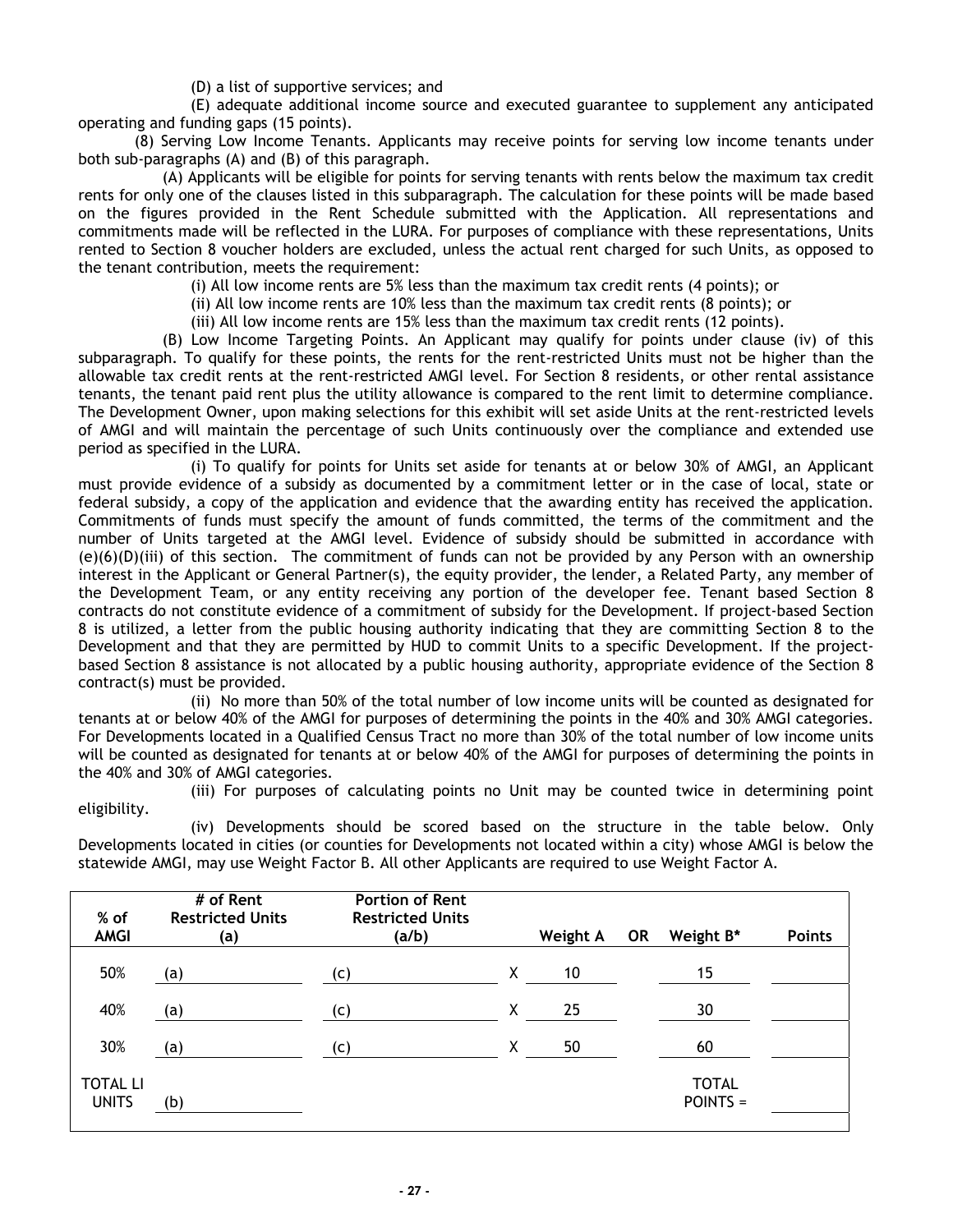(D) a list of supportive services; and

(E) adequate additional income source and executed guarantee to supplement any anticipated operating and funding gaps (15 points).

(8) Serving Low Income Tenants. Applicants may receive points for serving low income tenants under both sub-paragraphs (A) and (B) of this paragraph.

(A) Applicants will be eligible for points for serving tenants with rents below the maximum tax credit rents for only one of the clauses listed in this subparagraph. The calculation for these points will be made based on the figures provided in the Rent Schedule submitted with the Application. All representations and commitments made will be reflected in the LURA. For purposes of compliance with these representations, Units rented to Section 8 voucher holders are excluded, unless the actual rent charged for such Units, as opposed to the tenant contribution, meets the requirement:

(i) All low income rents are 5% less than the maximum tax credit rents (4 points); or

(ii) All low income rents are 10% less than the maximum tax credit rents (8 points); or

(iii) All low income rents are 15% less than the maximum tax credit rents (12 points).

(B) Low Income Targeting Points. An Applicant may qualify for points under clause (iv) of this subparagraph. To qualify for these points, the rents for the rent-restricted Units must not be higher than the allowable tax credit rents at the rent-restricted AMGI level. For Section 8 residents, or other rental assistance tenants, the tenant paid rent plus the utility allowance is compared to the rent limit to determine compliance. The Development Owner, upon making selections for this exhibit will set aside Units at the rent-restricted levels of AMGI and will maintain the percentage of such Units continuously over the compliance and extended use period as specified in the LURA.

(i) To qualify for points for Units set aside for tenants at or below 30% of AMGI, an Applicant must provide evidence of a subsidy as documented by a commitment letter or in the case of local, state or federal subsidy, a copy of the application and evidence that the awarding entity has received the application. Commitments of funds must specify the amount of funds committed, the terms of the commitment and the number of Units targeted at the AMGI level. Evidence of subsidy should be submitted in accordance with (e)(6)(D)(iii) of this section. The commitment of funds can not be provided by any Person with an ownership interest in the Applicant or General Partner(s), the equity provider, the lender, a Related Party, any member of the Development Team, or any entity receiving any portion of the developer fee. Tenant based Section 8 contracts do not constitute evidence of a commitment of subsidy for the Development. If project-based Section 8 is utilized, a letter from the public housing authority indicating that they are committing Section 8 to the Development and that they are permitted by HUD to commit Units to a specific Development. If the project-based Section 8 assistance is not allocated by a public housing authority, appropriate evidence of the Section 8 contract(s) must be provided.

(ii) No more than 50% of the total number of low income units will be counted as designated for tenants at or below 40% of the AMGI for purposes of determining the points in the 40% and 30% AMGI categories. For Developments located in a Qualified Census Tract no more than 30% of the total number of low income units will be counted as designated for tenants at or below 40% of the AMGI for purposes of determining the points in the 40% and 30% of AMGI categories.

(iii) For purposes of calculating points no Unit may be counted twice in determining point eligibility.

(iv) Developments should be scored based on the structure in the table below. Only Developments located in cities (or counties for Developments not located within a city) whose AMGI is below the statewide AMGI, may use Weight Factor B. All other Applicants are required to use Weight Factor A.

| % of AMGI | # of Rent Restricted Units (a) | Portion of Rent Restricted Units (a/b) | | Weight A | OR | Weight B* | Points |
|---|---|---|---|---|---|---|---|
| 50% | (a) | (c) | X | 10 | | 15 | |
| 40% | (a) | (c) | X | 25 | | 30 | |
| 30% | (a) | (c) | X | 50 | | 60 | |
| TOTAL LI UNITS | (b) | | | | | TOTAL POINTS = | |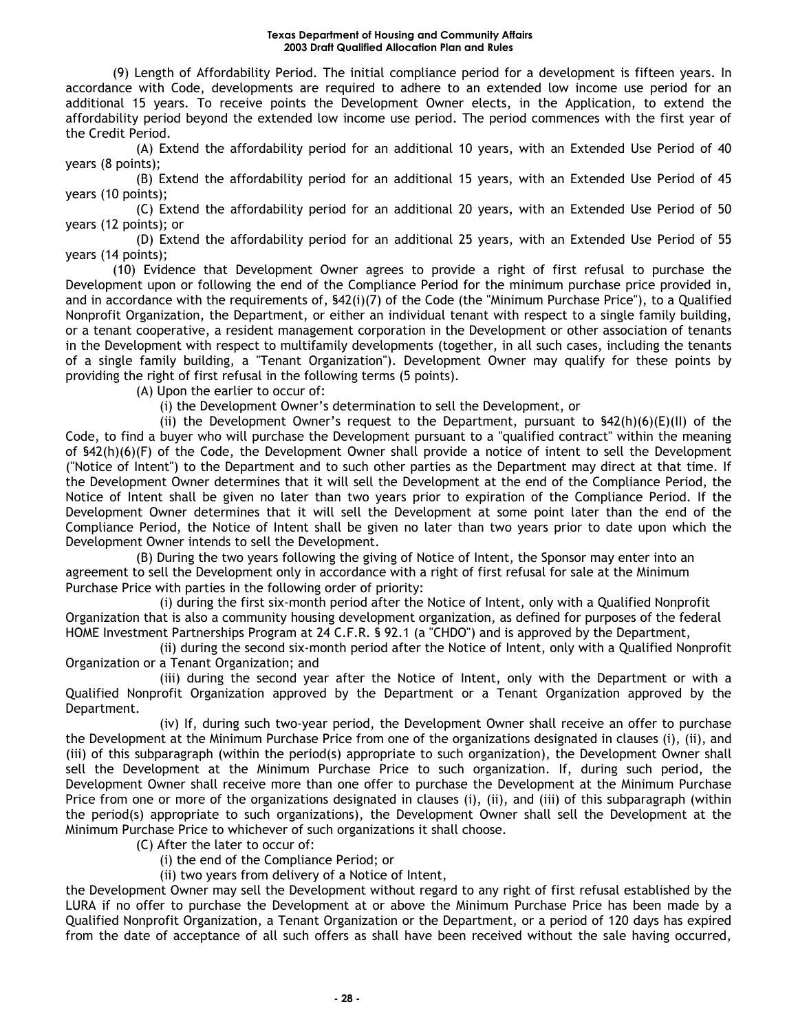(9) Length of Affordability Period. The initial compliance period for a development is fifteen years. In accordance with Code, developments are required to adhere to an extended low income use period for an additional 15 years. To receive points the Development Owner elects, in the Application, to extend the affordability period beyond the extended low income use period. The period commences with the first year of the Credit Period.

(A) Extend the affordability period for an additional 10 years, with an Extended Use Period of 40 years (8 points);

(B) Extend the affordability period for an additional 15 years, with an Extended Use Period of 45 years (10 points);

(C) Extend the affordability period for an additional 20 years, with an Extended Use Period of 50 years (12 points); or

(D) Extend the affordability period for an additional 25 years, with an Extended Use Period of 55 years (14 points);

(10) Evidence that Development Owner agrees to provide a right of first refusal to purchase the Development upon or following the end of the Compliance Period for the minimum purchase price provided in, and in accordance with the requirements of, §42(i)(7) of the Code (the "Minimum Purchase Price"), to a Qualified Nonprofit Organization, the Department, or either an individual tenant with respect to a single family building, or a tenant cooperative, a resident management corporation in the Development or other association of tenants in the Development with respect to multifamily developments (together, in all such cases, including the tenants of a single family building, a "Tenant Organization"). Development Owner may qualify for these points by providing the right of first refusal in the following terms (5 points).

(A) Upon the earlier to occur of:

(i) the Development Owner's determination to sell the Development, or

(ii) the Development Owner's request to the Department, pursuant to §42(h)(6)(E)(II) of the Code, to find a buyer who will purchase the Development pursuant to a "qualified contract" within the meaning of §42(h)(6)(F) of the Code, the Development Owner shall provide a notice of intent to sell the Development ("Notice of Intent") to the Department and to such other parties as the Department may direct at that time. If the Development Owner determines that it will sell the Development at the end of the Compliance Period, the Notice of Intent shall be given no later than two years prior to expiration of the Compliance Period. If the Development Owner determines that it will sell the Development at some point later than the end of the Compliance Period, the Notice of Intent shall be given no later than two years prior to date upon which the Development Owner intends to sell the Development.

(B) During the two years following the giving of Notice of Intent, the Sponsor may enter into an agreement to sell the Development only in accordance with a right of first refusal for sale at the Minimum Purchase Price with parties in the following order of priority:

(i) during the first six-month period after the Notice of Intent, only with a Qualified Nonprofit Organization that is also a community housing development organization, as defined for purposes of the federal HOME Investment Partnerships Program at 24 C.F.R. § 92.1 (a "CHDO") and is approved by the Department,

(ii) during the second six-month period after the Notice of Intent, only with a Qualified Nonprofit Organization or a Tenant Organization; and

(iii) during the second year after the Notice of Intent, only with the Department or with a Qualified Nonprofit Organization approved by the Department or a Tenant Organization approved by the Department.

(iv) If, during such two-year period, the Development Owner shall receive an offer to purchase the Development at the Minimum Purchase Price from one of the organizations designated in clauses (i), (ii), and (iii) of this subparagraph (within the period(s) appropriate to such organization), the Development Owner shall sell the Development at the Minimum Purchase Price to such organization. If, during such period, the Development Owner shall receive more than one offer to purchase the Development at the Minimum Purchase Price from one or more of the organizations designated in clauses (i), (ii), and (iii) of this subparagraph (within the period(s) appropriate to such organizations), the Development Owner shall sell the Development at the Minimum Purchase Price to whichever of such organizations it shall choose.

(C) After the later to occur of:

(i) the end of the Compliance Period; or

(ii) two years from delivery of a Notice of Intent,

the Development Owner may sell the Development without regard to any right of first refusal established by the LURA if no offer to purchase the Development at or above the Minimum Purchase Price has been made by a Qualified Nonprofit Organization, a Tenant Organization or the Department, or a period of 120 days has expired from the date of acceptance of all such offers as shall have been received without the sale having occurred,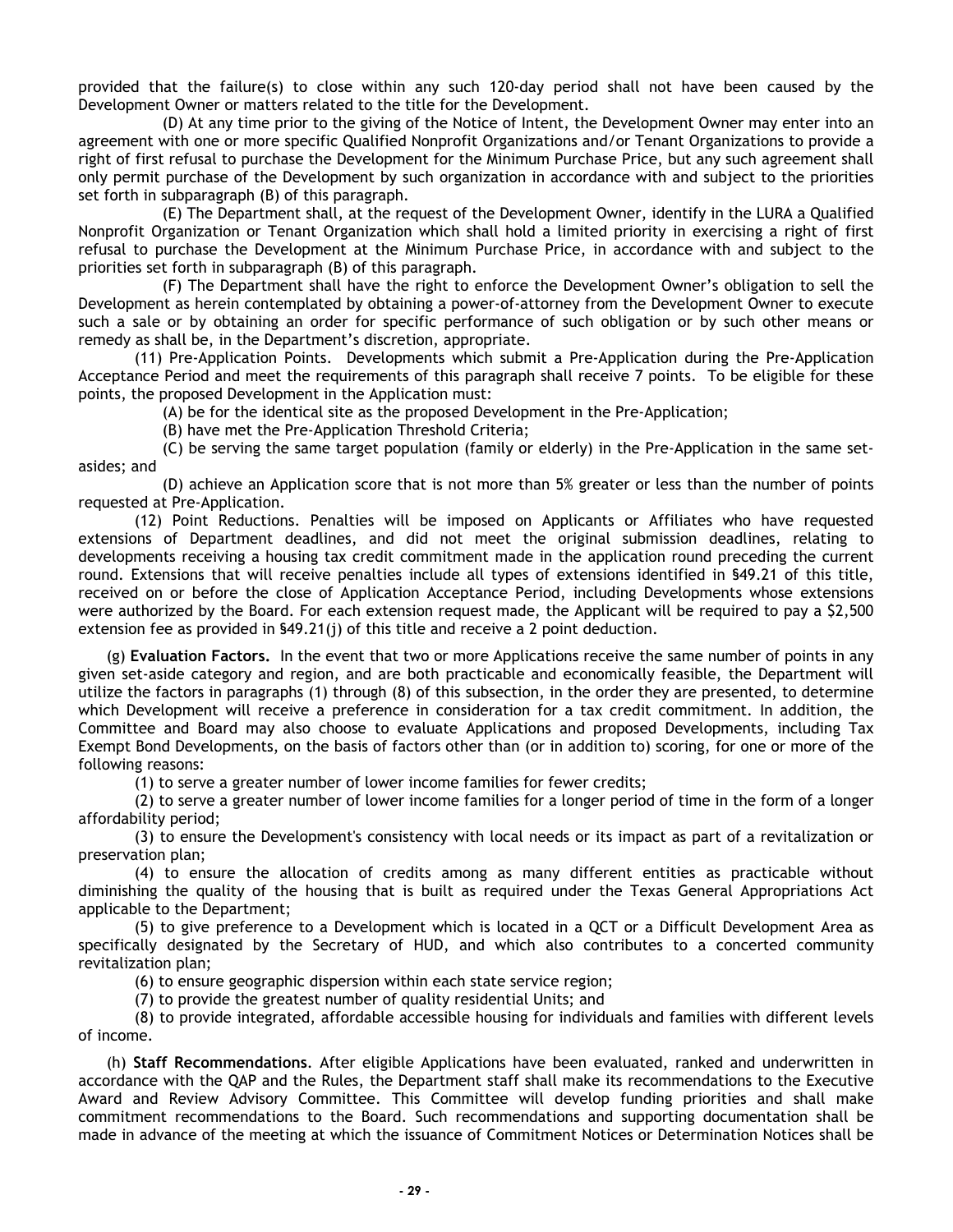provided that the failure(s) to close within any such 120-day period shall not have been caused by the Development Owner or matters related to the title for the Development.

(D) At any time prior to the giving of the Notice of Intent, the Development Owner may enter into an agreement with one or more specific Qualified Nonprofit Organizations and/or Tenant Organizations to provide a right of first refusal to purchase the Development for the Minimum Purchase Price, but any such agreement shall only permit purchase of the Development by such organization in accordance with and subject to the priorities set forth in subparagraph (B) of this paragraph.

(E) The Department shall, at the request of the Development Owner, identify in the LURA a Qualified Nonprofit Organization or Tenant Organization which shall hold a limited priority in exercising a right of first refusal to purchase the Development at the Minimum Purchase Price, in accordance with and subject to the priorities set forth in subparagraph (B) of this paragraph.

(F) The Department shall have the right to enforce the Development Owner's obligation to sell the Development as herein contemplated by obtaining a power-of-attorney from the Development Owner to execute such a sale or by obtaining an order for specific performance of such obligation or by such other means or remedy as shall be, in the Department's discretion, appropriate.

(11) Pre-Application Points. Developments which submit a Pre-Application during the Pre-Application Acceptance Period and meet the requirements of this paragraph shall receive 7 points. To be eligible for these points, the proposed Development in the Application must:

(A) be for the identical site as the proposed Development in the Pre-Application;

(B) have met the Pre-Application Threshold Criteria;

(C) be serving the same target population (family or elderly) in the Pre-Application in the same set-asides; and

(D) achieve an Application score that is not more than 5% greater or less than the number of points requested at Pre-Application.

(12) Point Reductions. Penalties will be imposed on Applicants or Affiliates who have requested extensions of Department deadlines, and did not meet the original submission deadlines, relating to developments receiving a housing tax credit commitment made in the application round preceding the current round. Extensions that will receive penalties include all types of extensions identified in §49.21 of this title, received on or before the close of Application Acceptance Period, including Developments whose extensions were authorized by the Board. For each extension request made, the Applicant will be required to pay a $2,500 extension fee as provided in §49.21(j) of this title and receive a 2 point deduction.

(g) **Evaluation Factors.** In the event that two or more Applications receive the same number of points in any given set-aside category and region, and are both practicable and economically feasible, the Department will utilize the factors in paragraphs (1) through (8) of this subsection, in the order they are presented, to determine which Development will receive a preference in consideration for a tax credit commitment. In addition, the Committee and Board may also choose to evaluate Applications and proposed Developments, including Tax Exempt Bond Developments, on the basis of factors other than (or in addition to) scoring, for one or more of the following reasons:

(1) to serve a greater number of lower income families for fewer credits;

(2) to serve a greater number of lower income families for a longer period of time in the form of a longer affordability period;

(3) to ensure the Development's consistency with local needs or its impact as part of a revitalization or preservation plan;

(4) to ensure the allocation of credits among as many different entities as practicable without diminishing the quality of the housing that is built as required under the Texas General Appropriations Act applicable to the Department;

(5) to give preference to a Development which is located in a QCT or a Difficult Development Area as specifically designated by the Secretary of HUD, and which also contributes to a concerted community revitalization plan;

(6) to ensure geographic dispersion within each state service region;

(7) to provide the greatest number of quality residential Units; and

(8) to provide integrated, affordable accessible housing for individuals and families with different levels of income.

(h) **Staff Recommendations**. After eligible Applications have been evaluated, ranked and underwritten in accordance with the QAP and the Rules, the Department staff shall make its recommendations to the Executive Award and Review Advisory Committee. This Committee will develop funding priorities and shall make commitment recommendations to the Board. Such recommendations and supporting documentation shall be made in advance of the meeting at which the issuance of Commitment Notices or Determination Notices shall be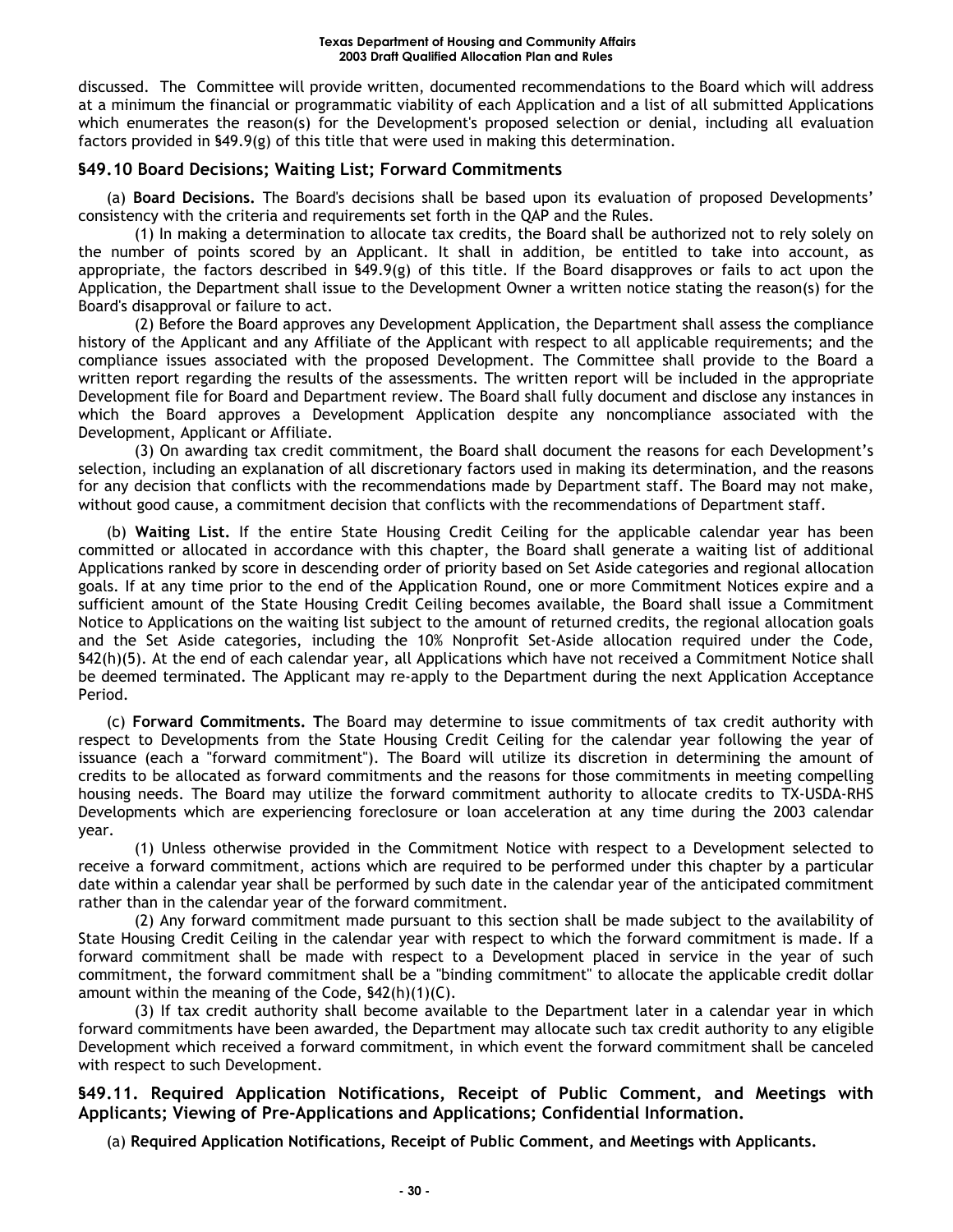discussed. The Committee will provide written, documented recommendations to the Board which will address at a minimum the financial or programmatic viability of each Application and a list of all submitted Applications which enumerates the reason(s) for the Development's proposed selection or denial, including all evaluation factors provided in §49.9(g) of this title that were used in making this determination.

### §49.10 Board Decisions; Waiting List; Forward Commitments

(a) **Board Decisions.** The Board's decisions shall be based upon its evaluation of proposed Developments' consistency with the criteria and requirements set forth in the QAP and the Rules.

(1) In making a determination to allocate tax credits, the Board shall be authorized not to rely solely on the number of points scored by an Applicant. It shall in addition, be entitled to take into account, as appropriate, the factors described in §49.9(g) of this title. If the Board disapproves or fails to act upon the Application, the Department shall issue to the Development Owner a written notice stating the reason(s) for the Board's disapproval or failure to act.

(2) Before the Board approves any Development Application, the Department shall assess the compliance history of the Applicant and any Affiliate of the Applicant with respect to all applicable requirements; and the compliance issues associated with the proposed Development. The Committee shall provide to the Board a written report regarding the results of the assessments. The written report will be included in the appropriate Development file for Board and Department review. The Board shall fully document and disclose any instances in which the Board approves a Development Application despite any noncompliance associated with the Development, Applicant or Affiliate.

(3) On awarding tax credit commitment, the Board shall document the reasons for each Development's selection, including an explanation of all discretionary factors used in making its determination, and the reasons for any decision that conflicts with the recommendations made by Department staff. The Board may not make, without good cause, a commitment decision that conflicts with the recommendations of Department staff.

(b) **Waiting List.** If the entire State Housing Credit Ceiling for the applicable calendar year has been committed or allocated in accordance with this chapter, the Board shall generate a waiting list of additional Applications ranked by score in descending order of priority based on Set Aside categories and regional allocation goals. If at any time prior to the end of the Application Round, one or more Commitment Notices expire and a sufficient amount of the State Housing Credit Ceiling becomes available, the Board shall issue a Commitment Notice to Applications on the waiting list subject to the amount of returned credits, the regional allocation goals and the Set Aside categories, including the 10% Nonprofit Set-Aside allocation required under the Code, §42(h)(5). At the end of each calendar year, all Applications which have not received a Commitment Notice shall be deemed terminated. The Applicant may re-apply to the Department during the next Application Acceptance Period.

(c) **Forward Commitments. T**he Board may determine to issue commitments of tax credit authority with respect to Developments from the State Housing Credit Ceiling for the calendar year following the year of issuance (each a "forward commitment"). The Board will utilize its discretion in determining the amount of credits to be allocated as forward commitments and the reasons for those commitments in meeting compelling housing needs. The Board may utilize the forward commitment authority to allocate credits to TX-USDA-RHS Developments which are experiencing foreclosure or loan acceleration at any time during the 2003 calendar year.

(1) Unless otherwise provided in the Commitment Notice with respect to a Development selected to receive a forward commitment, actions which are required to be performed under this chapter by a particular date within a calendar year shall be performed by such date in the calendar year of the anticipated commitment rather than in the calendar year of the forward commitment.

(2) Any forward commitment made pursuant to this section shall be made subject to the availability of State Housing Credit Ceiling in the calendar year with respect to which the forward commitment is made. If a forward commitment shall be made with respect to a Development placed in service in the year of such commitment, the forward commitment shall be a "binding commitment" to allocate the applicable credit dollar amount within the meaning of the Code, §42(h)(1)(C).

(3) If tax credit authority shall become available to the Department later in a calendar year in which forward commitments have been awarded, the Department may allocate such tax credit authority to any eligible Development which received a forward commitment, in which event the forward commitment shall be canceled with respect to such Development.

### §49.11. Required Application Notifications, Receipt of Public Comment, and Meetings with Applicants; Viewing of Pre-Applications and Applications; Confidential Information.

(a) **Required Application Notifications, Receipt of Public Comment, and Meetings with Applicants.**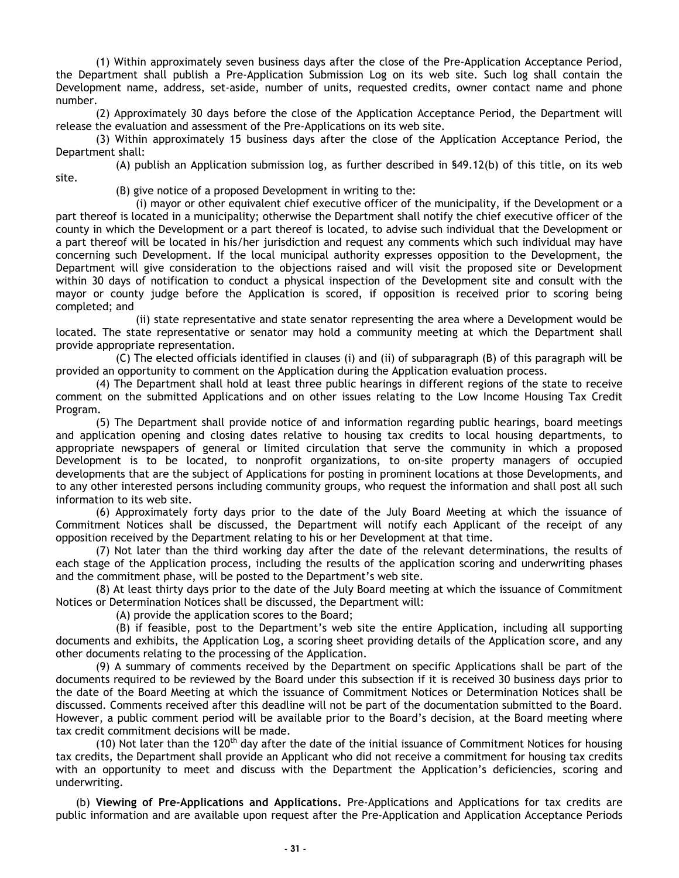(1) Within approximately seven business days after the close of the Pre-Application Acceptance Period, the Department shall publish a Pre-Application Submission Log on its web site. Such log shall contain the Development name, address, set-aside, number of units, requested credits, owner contact name and phone number.

(2) Approximately 30 days before the close of the Application Acceptance Period, the Department will release the evaluation and assessment of the Pre-Applications on its web site.

(3) Within approximately 15 business days after the close of the Application Acceptance Period, the Department shall:

(A) publish an Application submission log, as further described in §49.12(b) of this title, on its web site.

(B) give notice of a proposed Development in writing to the:

(i) mayor or other equivalent chief executive officer of the municipality, if the Development or a part thereof is located in a municipality; otherwise the Department shall notify the chief executive officer of the county in which the Development or a part thereof is located, to advise such individual that the Development or a part thereof will be located in his/her jurisdiction and request any comments which such individual may have concerning such Development. If the local municipal authority expresses opposition to the Development, the Department will give consideration to the objections raised and will visit the proposed site or Development within 30 days of notification to conduct a physical inspection of the Development site and consult with the mayor or county judge before the Application is scored, if opposition is received prior to scoring being completed; and

(ii) state representative and state senator representing the area where a Development would be located. The state representative or senator may hold a community meeting at which the Department shall provide appropriate representation.

(C) The elected officials identified in clauses (i) and (ii) of subparagraph (B) of this paragraph will be provided an opportunity to comment on the Application during the Application evaluation process.

(4) The Department shall hold at least three public hearings in different regions of the state to receive comment on the submitted Applications and on other issues relating to the Low Income Housing Tax Credit Program.

(5) The Department shall provide notice of and information regarding public hearings, board meetings and application opening and closing dates relative to housing tax credits to local housing departments, to appropriate newspapers of general or limited circulation that serve the community in which a proposed Development is to be located, to nonprofit organizations, to on-site property managers of occupied developments that are the subject of Applications for posting in prominent locations at those Developments, and to any other interested persons including community groups, who request the information and shall post all such information to its web site.

(6) Approximately forty days prior to the date of the July Board Meeting at which the issuance of Commitment Notices shall be discussed, the Department will notify each Applicant of the receipt of any opposition received by the Department relating to his or her Development at that time.

(7) Not later than the third working day after the date of the relevant determinations, the results of each stage of the Application process, including the results of the application scoring and underwriting phases and the commitment phase, will be posted to the Department's web site.

(8) At least thirty days prior to the date of the July Board meeting at which the issuance of Commitment Notices or Determination Notices shall be discussed, the Department will:

(A) provide the application scores to the Board;

(B) if feasible, post to the Department's web site the entire Application, including all supporting documents and exhibits, the Application Log, a scoring sheet providing details of the Application score, and any other documents relating to the processing of the Application.

(9) A summary of comments received by the Department on specific Applications shall be part of the documents required to be reviewed by the Board under this subsection if it is received 30 business days prior to the date of the Board Meeting at which the issuance of Commitment Notices or Determination Notices shall be discussed. Comments received after this deadline will not be part of the documentation submitted to the Board. However, a public comment period will be available prior to the Board's decision, at the Board meeting where tax credit commitment decisions will be made.

(10) Not later than the 120th day after the date of the initial issuance of Commitment Notices for housing tax credits, the Department shall provide an Applicant who did not receive a commitment for housing tax credits with an opportunity to meet and discuss with the Department the Application's deficiencies, scoring and underwriting.

(b) **Viewing of Pre-Applications and Applications.** Pre-Applications and Applications for tax credits are public information and are available upon request after the Pre-Application and Application Acceptance Periods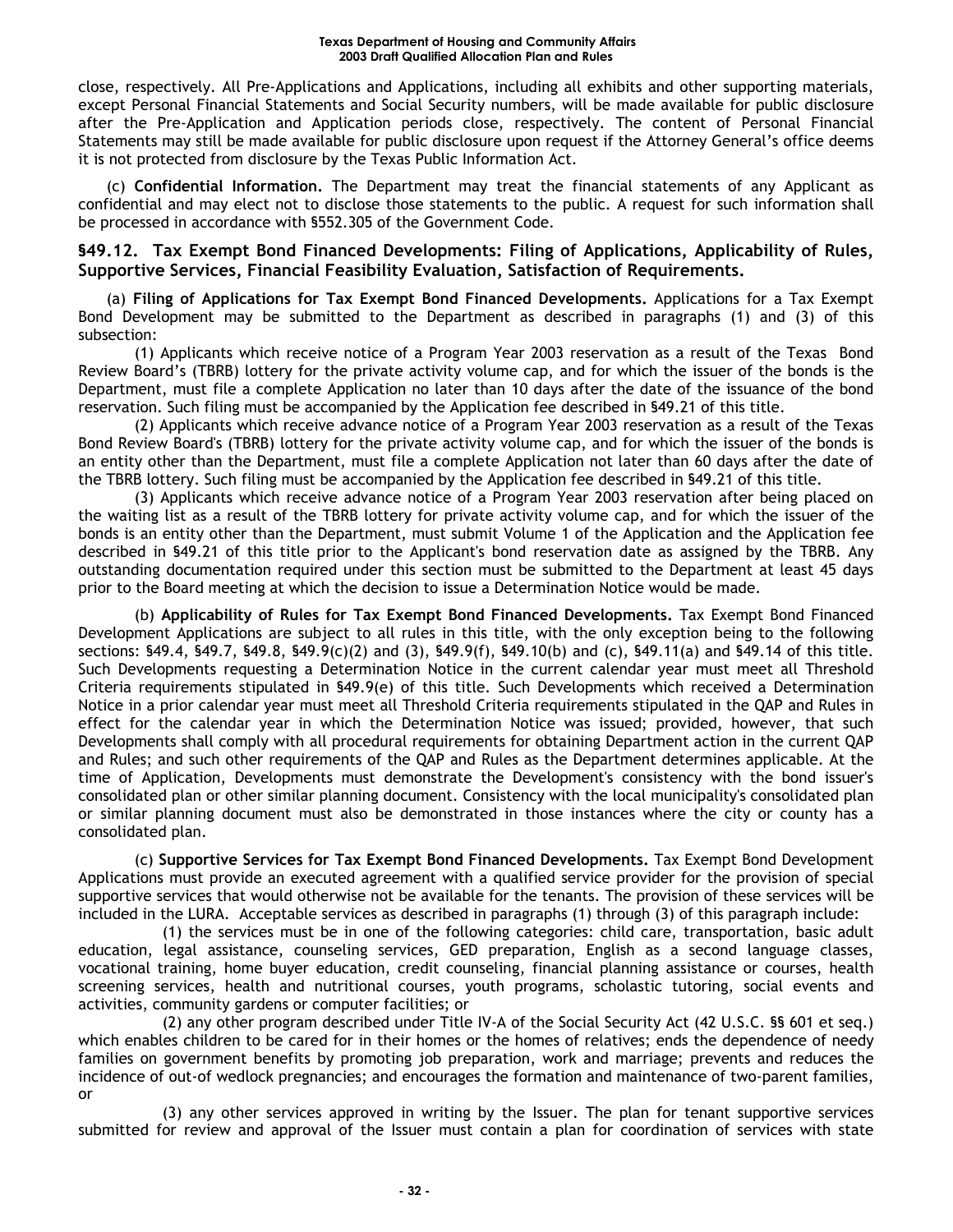close, respectively. All Pre-Applications and Applications, including all exhibits and other supporting materials, except Personal Financial Statements and Social Security numbers, will be made available for public disclosure after the Pre-Application and Application periods close, respectively. The content of Personal Financial Statements may still be made available for public disclosure upon request if the Attorney General's office deems it is not protected from disclosure by the Texas Public Information Act.

(c) **Confidential Information.** The Department may treat the financial statements of any Applicant as confidential and may elect not to disclose those statements to the public. A request for such information shall be processed in accordance with §552.305 of the Government Code.

## §49.12. Tax Exempt Bond Financed Developments: Filing of Applications, Applicability of Rules, Supportive Services, Financial Feasibility Evaluation, Satisfaction of Requirements.

(a) **Filing of Applications for Tax Exempt Bond Financed Developments.** Applications for a Tax Exempt Bond Development may be submitted to the Department as described in paragraphs (1) and (3) of this subsection:

(1) Applicants which receive notice of a Program Year 2003 reservation as a result of the Texas Bond Review Board's (TBRB) lottery for the private activity volume cap, and for which the issuer of the bonds is the Department, must file a complete Application no later than 10 days after the date of the issuance of the bond reservation. Such filing must be accompanied by the Application fee described in §49.21 of this title.

(2) Applicants which receive advance notice of a Program Year 2003 reservation as a result of the Texas Bond Review Board's (TBRB) lottery for the private activity volume cap, and for which the issuer of the bonds is an entity other than the Department, must file a complete Application not later than 60 days after the date of the TBRB lottery. Such filing must be accompanied by the Application fee described in §49.21 of this title.

(3) Applicants which receive advance notice of a Program Year 2003 reservation after being placed on the waiting list as a result of the TBRB lottery for private activity volume cap, and for which the issuer of the bonds is an entity other than the Department, must submit Volume 1 of the Application and the Application fee described in §49.21 of this title prior to the Applicant's bond reservation date as assigned by the TBRB. Any outstanding documentation required under this section must be submitted to the Department at least 45 days prior to the Board meeting at which the decision to issue a Determination Notice would be made.

(b) **Applicability of Rules for Tax Exempt Bond Financed Developments.** Tax Exempt Bond Financed Development Applications are subject to all rules in this title, with the only exception being to the following sections: §49.4, §49.7, §49.8, §49.9(c)(2) and (3), §49.9(f), §49.10(b) and (c), §49.11(a) and §49.14 of this title. Such Developments requesting a Determination Notice in the current calendar year must meet all Threshold Criteria requirements stipulated in §49.9(e) of this title. Such Developments which received a Determination Notice in a prior calendar year must meet all Threshold Criteria requirements stipulated in the QAP and Rules in effect for the calendar year in which the Determination Notice was issued; provided, however, that such Developments shall comply with all procedural requirements for obtaining Department action in the current QAP and Rules; and such other requirements of the QAP and Rules as the Department determines applicable. At the time of Application, Developments must demonstrate the Development's consistency with the bond issuer's consolidated plan or other similar planning document. Consistency with the local municipality's consolidated plan or similar planning document must also be demonstrated in those instances where the city or county has a consolidated plan.

(c) **Supportive Services for Tax Exempt Bond Financed Developments.** Tax Exempt Bond Development Applications must provide an executed agreement with a qualified service provider for the provision of special supportive services that would otherwise not be available for the tenants. The provision of these services will be included in the LURA. Acceptable services as described in paragraphs (1) through (3) of this paragraph include:

(1) the services must be in one of the following categories: child care, transportation, basic adult education, legal assistance, counseling services, GED preparation, English as a second language classes, vocational training, home buyer education, credit counseling, financial planning assistance or courses, health screening services, health and nutritional courses, youth programs, scholastic tutoring, social events and activities, community gardens or computer facilities; or

(2) any other program described under Title IV-A of the Social Security Act (42 U.S.C. §§ 601 et seq.) which enables children to be cared for in their homes or the homes of relatives; ends the dependence of needy families on government benefits by promoting job preparation, work and marriage; prevents and reduces the incidence of out-of wedlock pregnancies; and encourages the formation and maintenance of two-parent families, or

(3) any other services approved in writing by the Issuer. The plan for tenant supportive services submitted for review and approval of the Issuer must contain a plan for coordination of services with state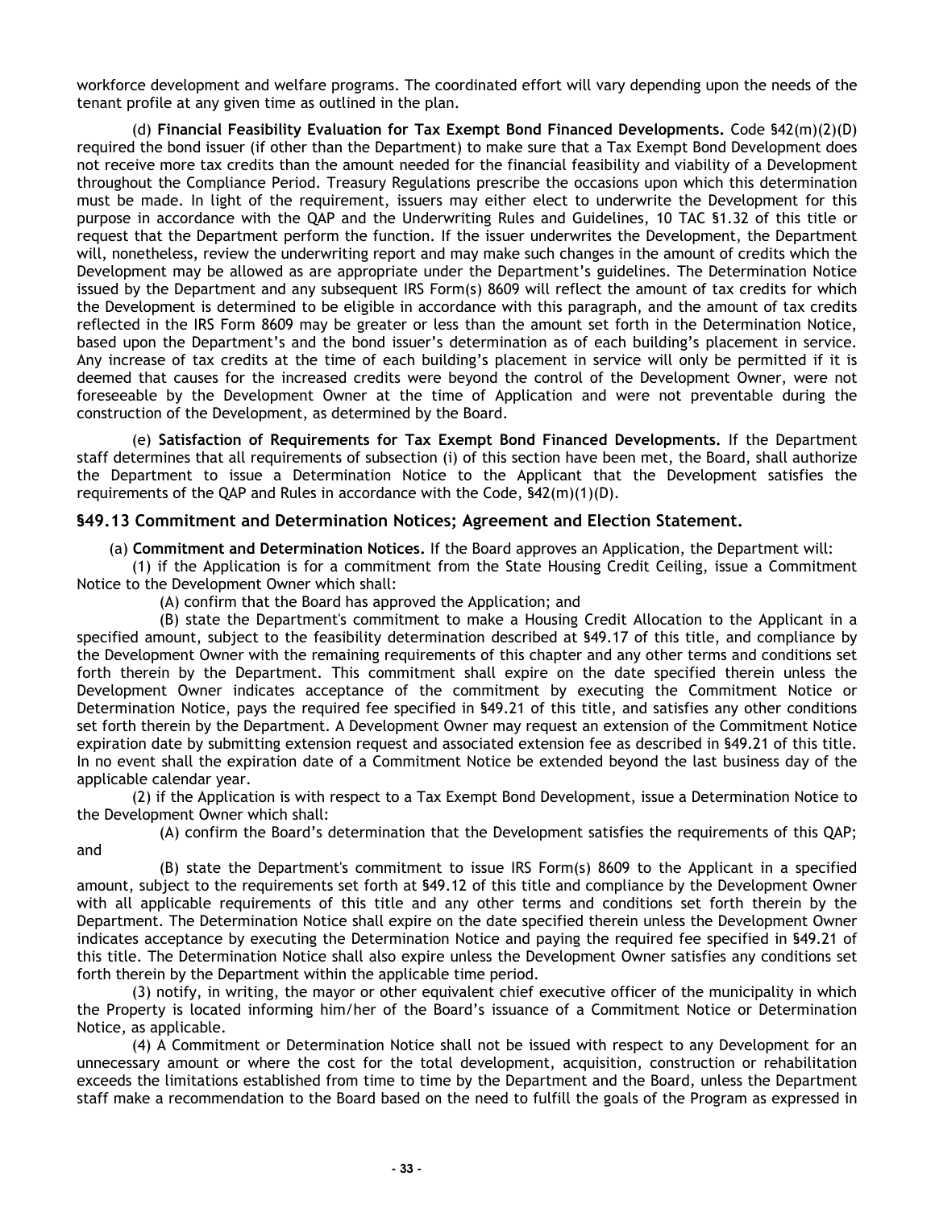workforce development and welfare programs. The coordinated effort will vary depending upon the needs of the tenant profile at any given time as outlined in the plan.

(d) **Financial Feasibility Evaluation for Tax Exempt Bond Financed Developments.** Code §42(m)(2)(D) required the bond issuer (if other than the Department) to make sure that a Tax Exempt Bond Development does not receive more tax credits than the amount needed for the financial feasibility and viability of a Development throughout the Compliance Period. Treasury Regulations prescribe the occasions upon which this determination must be made. In light of the requirement, issuers may either elect to underwrite the Development for this purpose in accordance with the QAP and the Underwriting Rules and Guidelines, 10 TAC §1.32 of this title or request that the Department perform the function. If the issuer underwrites the Development, the Department will, nonetheless, review the underwriting report and may make such changes in the amount of credits which the Development may be allowed as are appropriate under the Department's guidelines. The Determination Notice issued by the Department and any subsequent IRS Form(s) 8609 will reflect the amount of tax credits for which the Development is determined to be eligible in accordance with this paragraph, and the amount of tax credits reflected in the IRS Form 8609 may be greater or less than the amount set forth in the Determination Notice, based upon the Department's and the bond issuer's determination as of each building's placement in service. Any increase of tax credits at the time of each building's placement in service will only be permitted if it is deemed that causes for the increased credits were beyond the control of the Development Owner, were not foreseeable by the Development Owner at the time of Application and were not preventable during the construction of the Development, as determined by the Board.

(e) **Satisfaction of Requirements for Tax Exempt Bond Financed Developments.** If the Department staff determines that all requirements of subsection (i) of this section have been met, the Board, shall authorize the Department to issue a Determination Notice to the Applicant that the Development satisfies the requirements of the QAP and Rules in accordance with the Code, §42(m)(1)(D).

## §49.13 Commitment and Determination Notices; Agreement and Election Statement.

(a) **Commitment and Determination Notices.** If the Board approves an Application, the Department will:

(1) if the Application is for a commitment from the State Housing Credit Ceiling, issue a Commitment Notice to the Development Owner which shall:

(A) confirm that the Board has approved the Application; and

(B) state the Department's commitment to make a Housing Credit Allocation to the Applicant in a specified amount, subject to the feasibility determination described at §49.17 of this title, and compliance by the Development Owner with the remaining requirements of this chapter and any other terms and conditions set forth therein by the Department. This commitment shall expire on the date specified therein unless the Development Owner indicates acceptance of the commitment by executing the Commitment Notice or Determination Notice, pays the required fee specified in §49.21 of this title, and satisfies any other conditions set forth therein by the Department. A Development Owner may request an extension of the Commitment Notice expiration date by submitting extension request and associated extension fee as described in §49.21 of this title. In no event shall the expiration date of a Commitment Notice be extended beyond the last business day of the applicable calendar year.

(2) if the Application is with respect to a Tax Exempt Bond Development, issue a Determination Notice to the Development Owner which shall:

(A) confirm the Board's determination that the Development satisfies the requirements of this QAP; and

(B) state the Department's commitment to issue IRS Form(s) 8609 to the Applicant in a specified amount, subject to the requirements set forth at §49.12 of this title and compliance by the Development Owner with all applicable requirements of this title and any other terms and conditions set forth therein by the Department. The Determination Notice shall expire on the date specified therein unless the Development Owner indicates acceptance by executing the Determination Notice and paying the required fee specified in §49.21 of this title. The Determination Notice shall also expire unless the Development Owner satisfies any conditions set forth therein by the Department within the applicable time period.

(3) notify, in writing, the mayor or other equivalent chief executive officer of the municipality in which the Property is located informing him/her of the Board's issuance of a Commitment Notice or Determination Notice, as applicable.

(4) A Commitment or Determination Notice shall not be issued with respect to any Development for an unnecessary amount or where the cost for the total development, acquisition, construction or rehabilitation exceeds the limitations established from time to time by the Department and the Board, unless the Department staff make a recommendation to the Board based on the need to fulfill the goals of the Program as expressed in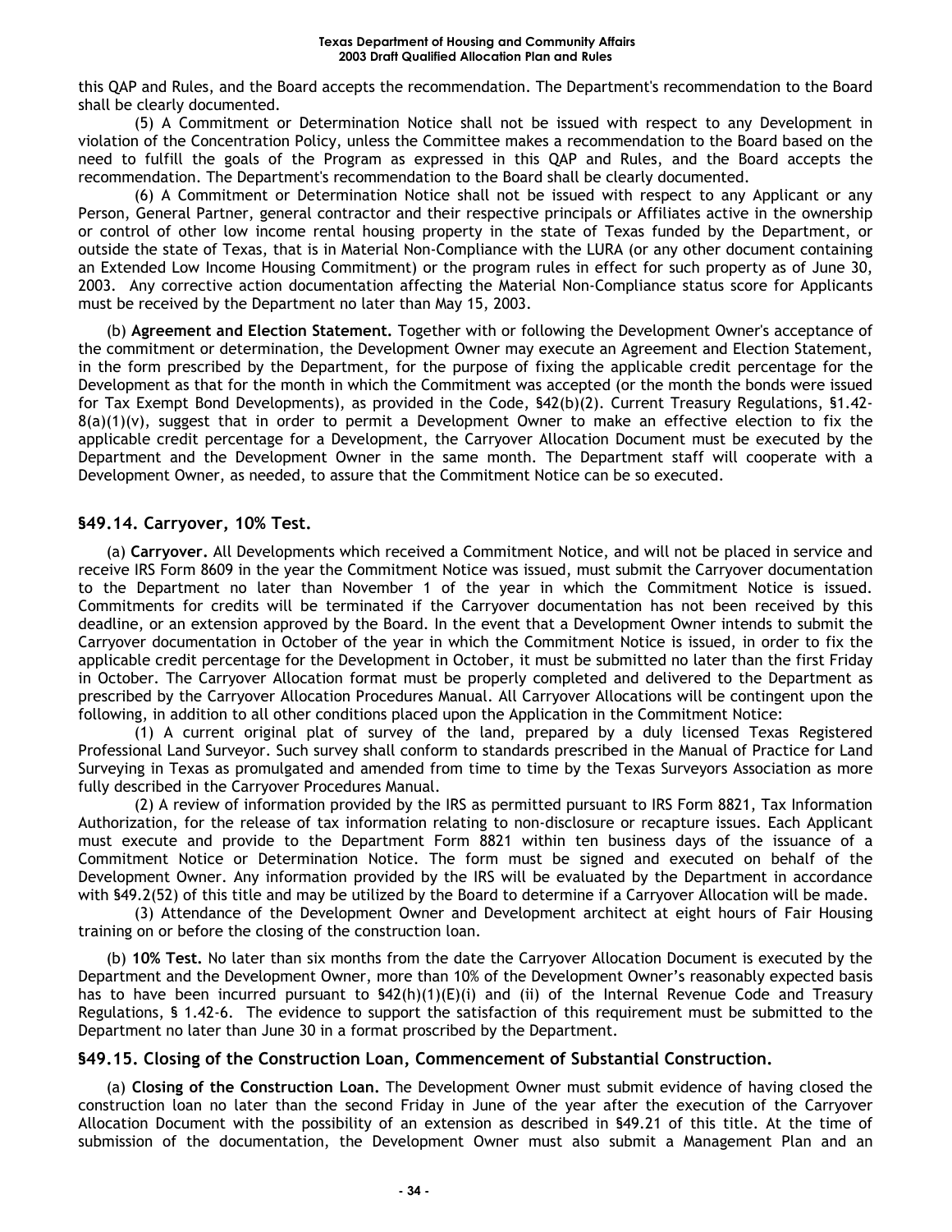this QAP and Rules, and the Board accepts the recommendation. The Department's recommendation to the Board shall be clearly documented.

(5) A Commitment or Determination Notice shall not be issued with respect to any Development in violation of the Concentration Policy, unless the Committee makes a recommendation to the Board based on the need to fulfill the goals of the Program as expressed in this QAP and Rules, and the Board accepts the recommendation. The Department's recommendation to the Board shall be clearly documented.

(6) A Commitment or Determination Notice shall not be issued with respect to any Applicant or any Person, General Partner, general contractor and their respective principals or Affiliates active in the ownership or control of other low income rental housing property in the state of Texas funded by the Department, or outside the state of Texas, that is in Material Non-Compliance with the LURA (or any other document containing an Extended Low Income Housing Commitment) or the program rules in effect for such property as of June 30, 2003. Any corrective action documentation affecting the Material Non-Compliance status score for Applicants must be received by the Department no later than May 15, 2003.

(b) **Agreement and Election Statement.** Together with or following the Development Owner's acceptance of the commitment or determination, the Development Owner may execute an Agreement and Election Statement, in the form prescribed by the Department, for the purpose of fixing the applicable credit percentage for the Development as that for the month in which the Commitment was accepted (or the month the bonds were issued for Tax Exempt Bond Developments), as provided in the Code, §42(b)(2). Current Treasury Regulations, §1.42-8(a)(1)(v), suggest that in order to permit a Development Owner to make an effective election to fix the applicable credit percentage for a Development, the Carryover Allocation Document must be executed by the Department and the Development Owner in the same month. The Department staff will cooperate with a Development Owner, as needed, to assure that the Commitment Notice can be so executed.

## §49.14. Carryover, 10% Test.

(a) **Carryover.** All Developments which received a Commitment Notice, and will not be placed in service and receive IRS Form 8609 in the year the Commitment Notice was issued, must submit the Carryover documentation to the Department no later than November 1 of the year in which the Commitment Notice is issued. Commitments for credits will be terminated if the Carryover documentation has not been received by this deadline, or an extension approved by the Board. In the event that a Development Owner intends to submit the Carryover documentation in October of the year in which the Commitment Notice is issued, in order to fix the applicable credit percentage for the Development in October, it must be submitted no later than the first Friday in October. The Carryover Allocation format must be properly completed and delivered to the Department as prescribed by the Carryover Allocation Procedures Manual. All Carryover Allocations will be contingent upon the following, in addition to all other conditions placed upon the Application in the Commitment Notice:

(1) A current original plat of survey of the land, prepared by a duly licensed Texas Registered Professional Land Surveyor. Such survey shall conform to standards prescribed in the Manual of Practice for Land Surveying in Texas as promulgated and amended from time to time by the Texas Surveyors Association as more fully described in the Carryover Procedures Manual.

(2) A review of information provided by the IRS as permitted pursuant to IRS Form 8821, Tax Information Authorization, for the release of tax information relating to non-disclosure or recapture issues. Each Applicant must execute and provide to the Department Form 8821 within ten business days of the issuance of a Commitment Notice or Determination Notice. The form must be signed and executed on behalf of the Development Owner. Any information provided by the IRS will be evaluated by the Department in accordance with §49.2(52) of this title and may be utilized by the Board to determine if a Carryover Allocation will be made.

(3) Attendance of the Development Owner and Development architect at eight hours of Fair Housing training on or before the closing of the construction loan.

(b) **10% Test.** No later than six months from the date the Carryover Allocation Document is executed by the Department and the Development Owner, more than 10% of the Development Owner's reasonably expected basis has to have been incurred pursuant to §42(h)(1)(E)(i) and (ii) of the Internal Revenue Code and Treasury Regulations, § 1.42-6. The evidence to support the satisfaction of this requirement must be submitted to the Department no later than June 30 in a format proscribed by the Department.

## §49.15. Closing of the Construction Loan, Commencement of Substantial Construction.

(a) **Closing of the Construction Loan.** The Development Owner must submit evidence of having closed the construction loan no later than the second Friday in June of the year after the execution of the Carryover Allocation Document with the possibility of an extension as described in §49.21 of this title. At the time of submission of the documentation, the Development Owner must also submit a Management Plan and an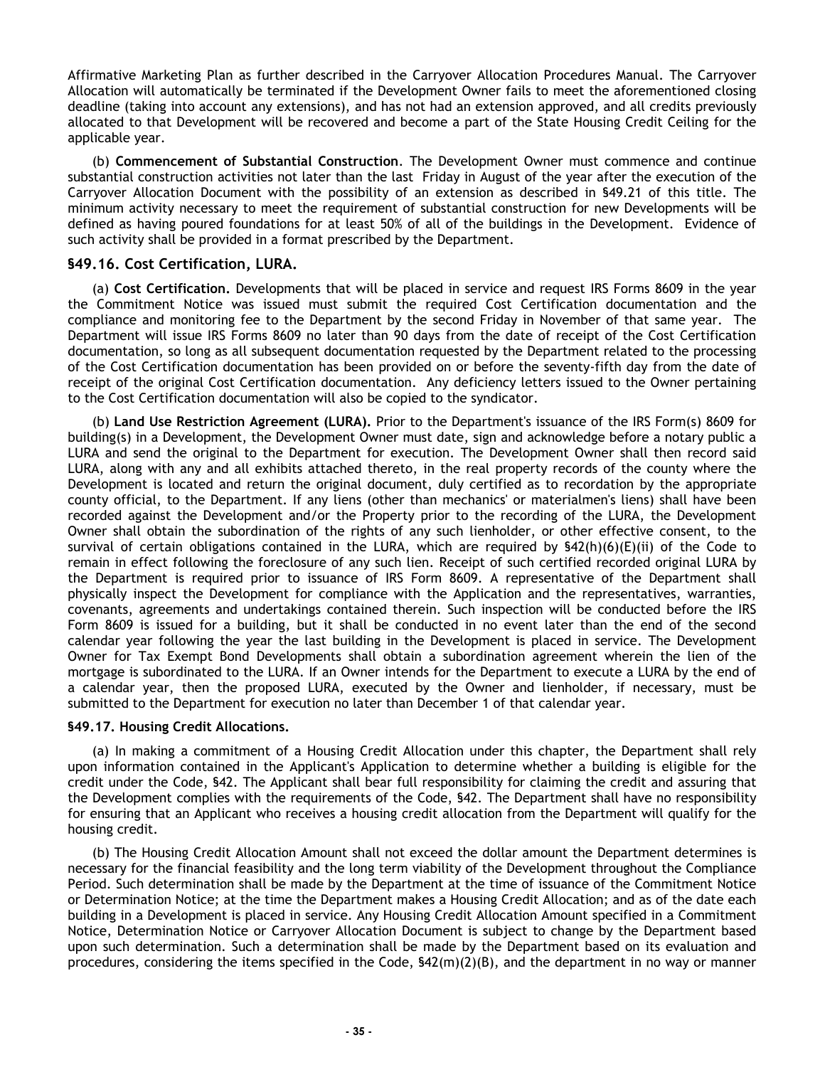Affirmative Marketing Plan as further described in the Carryover Allocation Procedures Manual. The Carryover Allocation will automatically be terminated if the Development Owner fails to meet the aforementioned closing deadline (taking into account any extensions), and has not had an extension approved, and all credits previously allocated to that Development will be recovered and become a part of the State Housing Credit Ceiling for the applicable year.

(b) **Commencement of Substantial Construction**. The Development Owner must commence and continue substantial construction activities not later than the last Friday in August of the year after the execution of the Carryover Allocation Document with the possibility of an extension as described in §49.21 of this title. The minimum activity necessary to meet the requirement of substantial construction for new Developments will be defined as having poured foundations for at least 50% of all of the buildings in the Development. Evidence of such activity shall be provided in a format prescribed by the Department.

### §49.16. Cost Certification, LURA.

(a) **Cost Certification.** Developments that will be placed in service and request IRS Forms 8609 in the year the Commitment Notice was issued must submit the required Cost Certification documentation and the compliance and monitoring fee to the Department by the second Friday in November of that same year. The Department will issue IRS Forms 8609 no later than 90 days from the date of receipt of the Cost Certification documentation, so long as all subsequent documentation requested by the Department related to the processing of the Cost Certification documentation has been provided on or before the seventy-fifth day from the date of receipt of the original Cost Certification documentation. Any deficiency letters issued to the Owner pertaining to the Cost Certification documentation will also be copied to the syndicator.

(b) **Land Use Restriction Agreement (LURA).** Prior to the Department's issuance of the IRS Form(s) 8609 for building(s) in a Development, the Development Owner must date, sign and acknowledge before a notary public a LURA and send the original to the Department for execution. The Development Owner shall then record said LURA, along with any and all exhibits attached thereto, in the real property records of the county where the Development is located and return the original document, duly certified as to recordation by the appropriate county official, to the Department. If any liens (other than mechanics' or materialmen's liens) shall have been recorded against the Development and/or the Property prior to the recording of the LURA, the Development Owner shall obtain the subordination of the rights of any such lienholder, or other effective consent, to the survival of certain obligations contained in the LURA, which are required by §42(h)(6)(E)(ii) of the Code to remain in effect following the foreclosure of any such lien. Receipt of such certified recorded original LURA by the Department is required prior to issuance of IRS Form 8609. A representative of the Department shall physically inspect the Development for compliance with the Application and the representatives, warranties, covenants, agreements and undertakings contained therein. Such inspection will be conducted before the IRS Form 8609 is issued for a building, but it shall be conducted in no event later than the end of the second calendar year following the year the last building in the Development is placed in service. The Development Owner for Tax Exempt Bond Developments shall obtain a subordination agreement wherein the lien of the mortgage is subordinated to the LURA. If an Owner intends for the Department to execute a LURA by the end of a calendar year, then the proposed LURA, executed by the Owner and lienholder, if necessary, must be submitted to the Department for execution no later than December 1 of that calendar year.

### §49.17. Housing Credit Allocations.

(a) In making a commitment of a Housing Credit Allocation under this chapter, the Department shall rely upon information contained in the Applicant's Application to determine whether a building is eligible for the credit under the Code, §42. The Applicant shall bear full responsibility for claiming the credit and assuring that the Development complies with the requirements of the Code, §42. The Department shall have no responsibility for ensuring that an Applicant who receives a housing credit allocation from the Department will qualify for the housing credit.

(b) The Housing Credit Allocation Amount shall not exceed the dollar amount the Department determines is necessary for the financial feasibility and the long term viability of the Development throughout the Compliance Period. Such determination shall be made by the Department at the time of issuance of the Commitment Notice or Determination Notice; at the time the Department makes a Housing Credit Allocation; and as of the date each building in a Development is placed in service. Any Housing Credit Allocation Amount specified in a Commitment Notice, Determination Notice or Carryover Allocation Document is subject to change by the Department based upon such determination. Such a determination shall be made by the Department based on its evaluation and procedures, considering the items specified in the Code, §42(m)(2)(B), and the department in no way or manner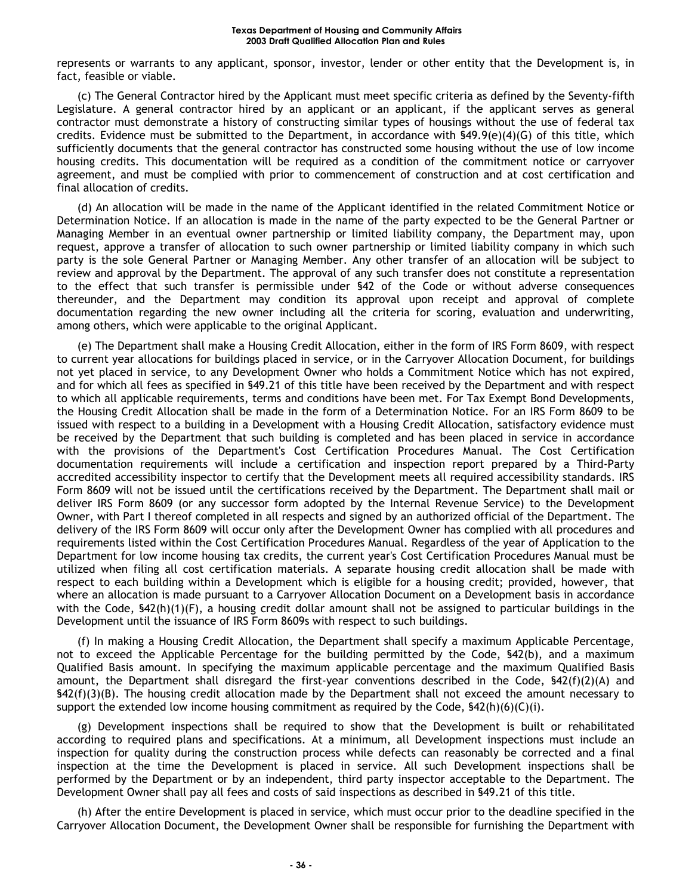represents or warrants to any applicant, sponsor, investor, lender or other entity that the Development is, in fact, feasible or viable.

(c) The General Contractor hired by the Applicant must meet specific criteria as defined by the Seventy-fifth Legislature. A general contractor hired by an applicant or an applicant, if the applicant serves as general contractor must demonstrate a history of constructing similar types of housings without the use of federal tax credits. Evidence must be submitted to the Department, in accordance with §49.9(e)(4)(G) of this title, which sufficiently documents that the general contractor has constructed some housing without the use of low income housing credits. This documentation will be required as a condition of the commitment notice or carryover agreement, and must be complied with prior to commencement of construction and at cost certification and final allocation of credits.

(d) An allocation will be made in the name of the Applicant identified in the related Commitment Notice or Determination Notice. If an allocation is made in the name of the party expected to be the General Partner or Managing Member in an eventual owner partnership or limited liability company, the Department may, upon request, approve a transfer of allocation to such owner partnership or limited liability company in which such party is the sole General Partner or Managing Member. Any other transfer of an allocation will be subject to review and approval by the Department. The approval of any such transfer does not constitute a representation to the effect that such transfer is permissible under §42 of the Code or without adverse consequences thereunder, and the Department may condition its approval upon receipt and approval of complete documentation regarding the new owner including all the criteria for scoring, evaluation and underwriting, among others, which were applicable to the original Applicant.

(e) The Department shall make a Housing Credit Allocation, either in the form of IRS Form 8609, with respect to current year allocations for buildings placed in service, or in the Carryover Allocation Document, for buildings not yet placed in service, to any Development Owner who holds a Commitment Notice which has not expired, and for which all fees as specified in §49.21 of this title have been received by the Department and with respect to which all applicable requirements, terms and conditions have been met. For Tax Exempt Bond Developments, the Housing Credit Allocation shall be made in the form of a Determination Notice. For an IRS Form 8609 to be issued with respect to a building in a Development with a Housing Credit Allocation, satisfactory evidence must be received by the Department that such building is completed and has been placed in service in accordance with the provisions of the Department's Cost Certification Procedures Manual. The Cost Certification documentation requirements will include a certification and inspection report prepared by a Third-Party accredited accessibility inspector to certify that the Development meets all required accessibility standards. IRS Form 8609 will not be issued until the certifications received by the Department. The Department shall mail or deliver IRS Form 8609 (or any successor form adopted by the Internal Revenue Service) to the Development Owner, with Part I thereof completed in all respects and signed by an authorized official of the Department. The delivery of the IRS Form 8609 will occur only after the Development Owner has complied with all procedures and requirements listed within the Cost Certification Procedures Manual. Regardless of the year of Application to the Department for low income housing tax credits, the current year's Cost Certification Procedures Manual must be utilized when filing all cost certification materials. A separate housing credit allocation shall be made with respect to each building within a Development which is eligible for a housing credit; provided, however, that where an allocation is made pursuant to a Carryover Allocation Document on a Development basis in accordance with the Code, §42(h)(1)(F), a housing credit dollar amount shall not be assigned to particular buildings in the Development until the issuance of IRS Form 8609s with respect to such buildings.

(f) In making a Housing Credit Allocation, the Department shall specify a maximum Applicable Percentage, not to exceed the Applicable Percentage for the building permitted by the Code, §42(b), and a maximum Qualified Basis amount. In specifying the maximum applicable percentage and the maximum Qualified Basis amount, the Department shall disregard the first-year conventions described in the Code, §42(f)(2)(A) and §42(f)(3)(B). The housing credit allocation made by the Department shall not exceed the amount necessary to support the extended low income housing commitment as required by the Code, §42(h)(6)(C)(i).

(g) Development inspections shall be required to show that the Development is built or rehabilitated according to required plans and specifications. At a minimum, all Development inspections must include an inspection for quality during the construction process while defects can reasonably be corrected and a final inspection at the time the Development is placed in service. All such Development inspections shall be performed by the Department or by an independent, third party inspector acceptable to the Department. The Development Owner shall pay all fees and costs of said inspections as described in §49.21 of this title.

(h) After the entire Development is placed in service, which must occur prior to the deadline specified in the Carryover Allocation Document, the Development Owner shall be responsible for furnishing the Department with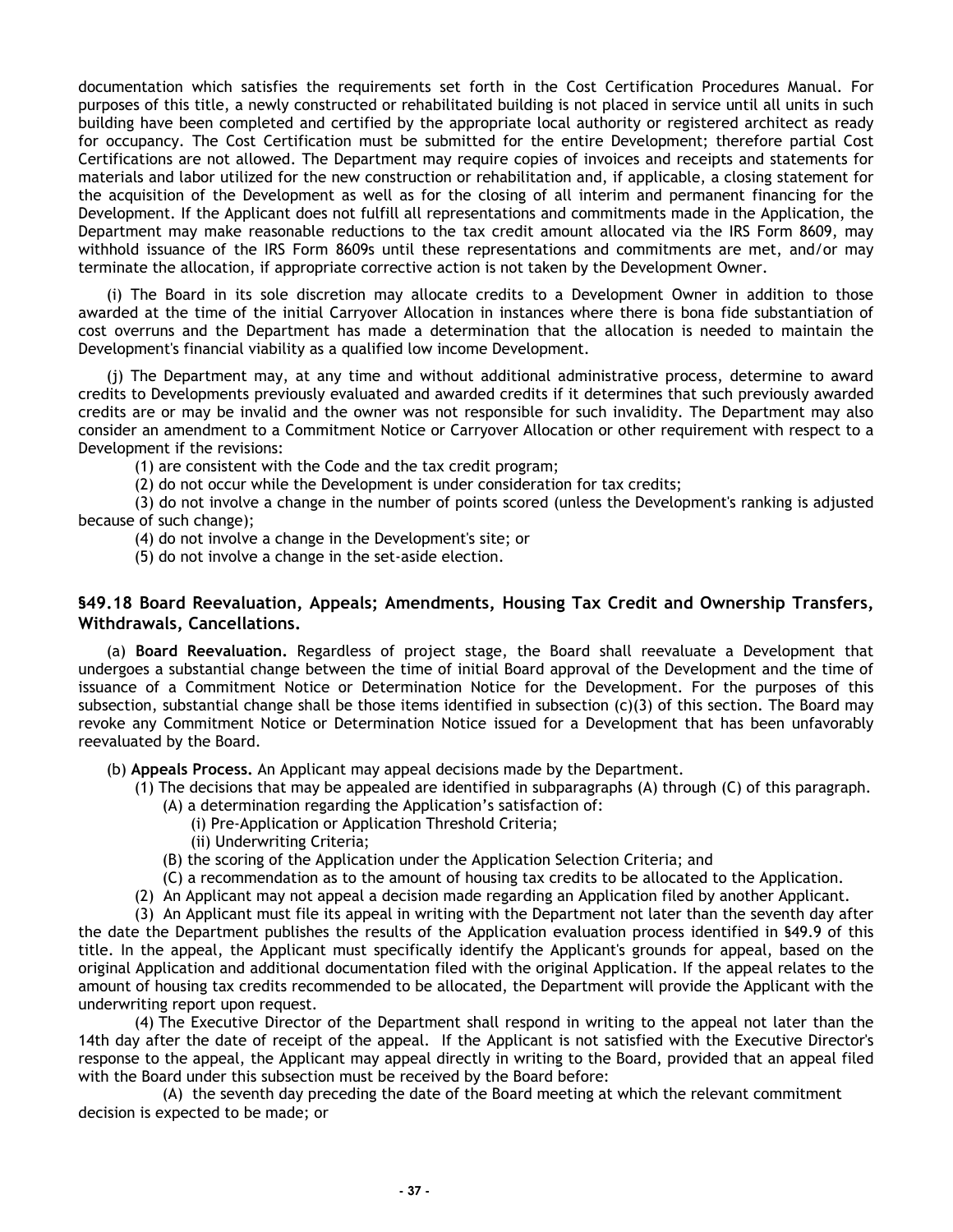documentation which satisfies the requirements set forth in the Cost Certification Procedures Manual. For purposes of this title, a newly constructed or rehabilitated building is not placed in service until all units in such building have been completed and certified by the appropriate local authority or registered architect as ready for occupancy. The Cost Certification must be submitted for the entire Development; therefore partial Cost Certifications are not allowed. The Department may require copies of invoices and receipts and statements for materials and labor utilized for the new construction or rehabilitation and, if applicable, a closing statement for the acquisition of the Development as well as for the closing of all interim and permanent financing for the Development. If the Applicant does not fulfill all representations and commitments made in the Application, the Department may make reasonable reductions to the tax credit amount allocated via the IRS Form 8609, may withhold issuance of the IRS Form 8609s until these representations and commitments are met, and/or may terminate the allocation, if appropriate corrective action is not taken by the Development Owner.

(i) The Board in its sole discretion may allocate credits to a Development Owner in addition to those awarded at the time of the initial Carryover Allocation in instances where there is bona fide substantiation of cost overruns and the Department has made a determination that the allocation is needed to maintain the Development's financial viability as a qualified low income Development.

(j) The Department may, at any time and without additional administrative process, determine to award credits to Developments previously evaluated and awarded credits if it determines that such previously awarded credits are or may be invalid and the owner was not responsible for such invalidity. The Department may also consider an amendment to a Commitment Notice or Carryover Allocation or other requirement with respect to a Development if the revisions:

(1) are consistent with the Code and the tax credit program;

(2) do not occur while the Development is under consideration for tax credits;

(3) do not involve a change in the number of points scored (unless the Development's ranking is adjusted because of such change);

(4) do not involve a change in the Development's site; or

(5) do not involve a change in the set-aside election.

## §49.18 Board Reevaluation, Appeals; Amendments, Housing Tax Credit and Ownership Transfers, Withdrawals, Cancellations.

(a) **Board Reevaluation.** Regardless of project stage, the Board shall reevaluate a Development that undergoes a substantial change between the time of initial Board approval of the Development and the time of issuance of a Commitment Notice or Determination Notice for the Development. For the purposes of this subsection, substantial change shall be those items identified in subsection (c)(3) of this section. The Board may revoke any Commitment Notice or Determination Notice issued for a Development that has been unfavorably reevaluated by the Board.

(b) **Appeals Process.** An Applicant may appeal decisions made by the Department.

(1) The decisions that may be appealed are identified in subparagraphs (A) through (C) of this paragraph.

(A) a determination regarding the Application's satisfaction of:

(i) Pre-Application or Application Threshold Criteria;

(ii) Underwriting Criteria;

(B) the scoring of the Application under the Application Selection Criteria; and

(C) a recommendation as to the amount of housing tax credits to be allocated to the Application.

(2) An Applicant may not appeal a decision made regarding an Application filed by another Applicant.

(3) An Applicant must file its appeal in writing with the Department not later than the seventh day after the date the Department publishes the results of the Application evaluation process identified in §49.9 of this title. In the appeal, the Applicant must specifically identify the Applicant's grounds for appeal, based on the original Application and additional documentation filed with the original Application. If the appeal relates to the amount of housing tax credits recommended to be allocated, the Department will provide the Applicant with the underwriting report upon request.

(4) The Executive Director of the Department shall respond in writing to the appeal not later than the 14th day after the date of receipt of the appeal. If the Applicant is not satisfied with the Executive Director's response to the appeal, the Applicant may appeal directly in writing to the Board, provided that an appeal filed with the Board under this subsection must be received by the Board before:

(A) the seventh day preceding the date of the Board meeting at which the relevant commitment decision is expected to be made; or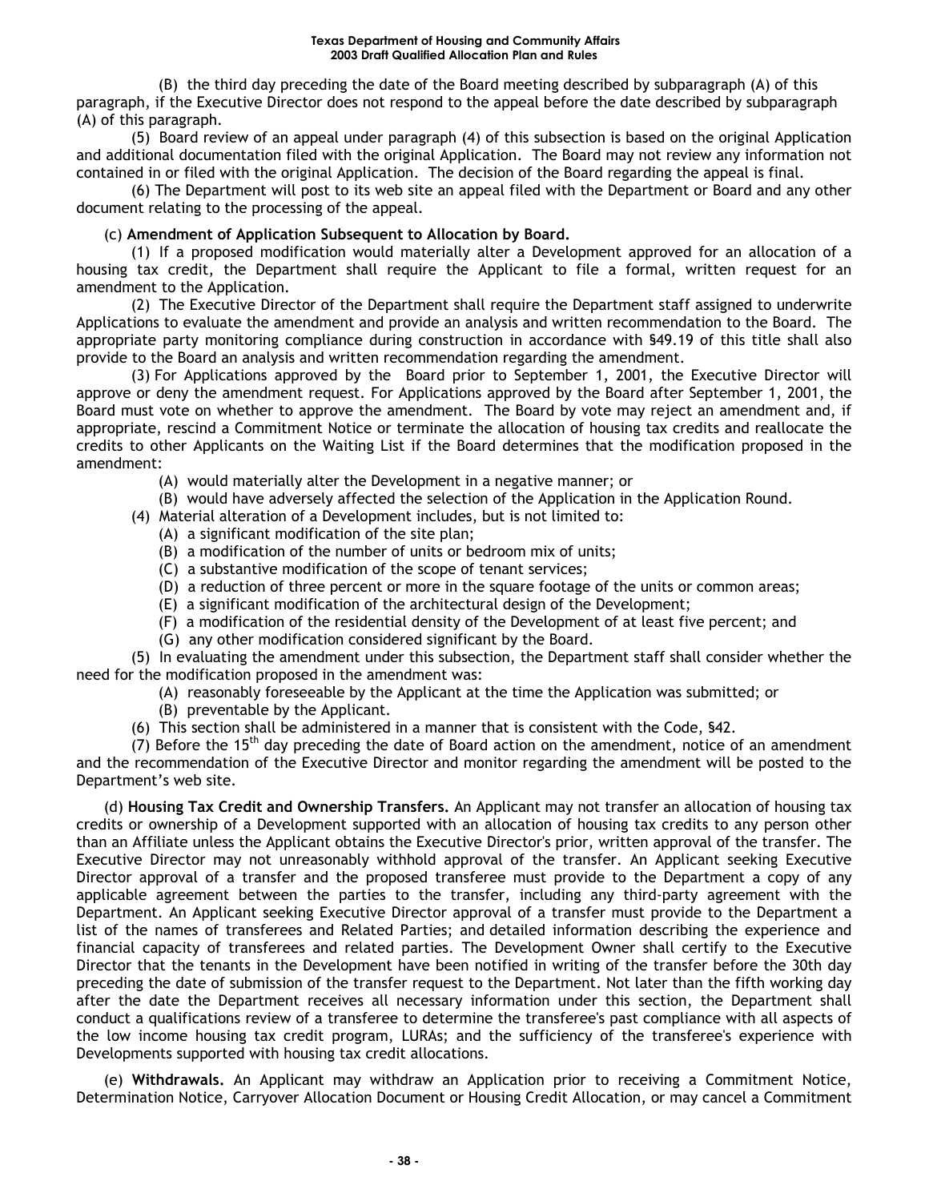(B) the third day preceding the date of the Board meeting described by subparagraph (A) of this paragraph, if the Executive Director does not respond to the appeal before the date described by subparagraph (A) of this paragraph.

(5) Board review of an appeal under paragraph (4) of this subsection is based on the original Application and additional documentation filed with the original Application. The Board may not review any information not contained in or filed with the original Application. The decision of the Board regarding the appeal is final.

(6) The Department will post to its web site an appeal filed with the Department or Board and any other document relating to the processing of the appeal.

(c) **Amendment of Application Subsequent to Allocation by Board.**

(1) If a proposed modification would materially alter a Development approved for an allocation of a housing tax credit, the Department shall require the Applicant to file a formal, written request for an amendment to the Application.

(2) The Executive Director of the Department shall require the Department staff assigned to underwrite Applications to evaluate the amendment and provide an analysis and written recommendation to the Board. The appropriate party monitoring compliance during construction in accordance with §49.19 of this title shall also provide to the Board an analysis and written recommendation regarding the amendment.

(3) For Applications approved by the Board prior to September 1, 2001, the Executive Director will approve or deny the amendment request. For Applications approved by the Board after September 1, 2001, the Board must vote on whether to approve the amendment. The Board by vote may reject an amendment and, if appropriate, rescind a Commitment Notice or terminate the allocation of housing tax credits and reallocate the credits to other Applicants on the Waiting List if the Board determines that the modification proposed in the amendment:

(A) would materially alter the Development in a negative manner; or

(B) would have adversely affected the selection of the Application in the Application Round.

(4) Material alteration of a Development includes, but is not limited to:

(A) a significant modification of the site plan;

(B) a modification of the number of units or bedroom mix of units;

(C) a substantive modification of the scope of tenant services;

(D) a reduction of three percent or more in the square footage of the units or common areas;

(E) a significant modification of the architectural design of the Development;

(F) a modification of the residential density of the Development of at least five percent; and

(G) any other modification considered significant by the Board.

(5) In evaluating the amendment under this subsection, the Department staff shall consider whether the need for the modification proposed in the amendment was:

(A) reasonably foreseeable by the Applicant at the time the Application was submitted; or

(B) preventable by the Applicant.

(6) This section shall be administered in a manner that is consistent with the Code, §42.

(7) Before the 15th day preceding the date of Board action on the amendment, notice of an amendment and the recommendation of the Executive Director and monitor regarding the amendment will be posted to the Department's web site.

(d) **Housing Tax Credit and Ownership Transfers.** An Applicant may not transfer an allocation of housing tax credits or ownership of a Development supported with an allocation of housing tax credits to any person other than an Affiliate unless the Applicant obtains the Executive Director's prior, written approval of the transfer. The Executive Director may not unreasonably withhold approval of the transfer. An Applicant seeking Executive Director approval of a transfer and the proposed transferee must provide to the Department a copy of any applicable agreement between the parties to the transfer, including any third-party agreement with the Department. An Applicant seeking Executive Director approval of a transfer must provide to the Department a list of the names of transferees and Related Parties; and detailed information describing the experience and financial capacity of transferees and related parties. The Development Owner shall certify to the Executive Director that the tenants in the Development have been notified in writing of the transfer before the 30th day preceding the date of submission of the transfer request to the Department. Not later than the fifth working day after the date the Department receives all necessary information under this section, the Department shall conduct a qualifications review of a transferee to determine the transferee's past compliance with all aspects of the low income housing tax credit program, LURAs; and the sufficiency of the transferee's experience with Developments supported with housing tax credit allocations.

(e) **Withdrawals.** An Applicant may withdraw an Application prior to receiving a Commitment Notice, Determination Notice, Carryover Allocation Document or Housing Credit Allocation, or may cancel a Commitment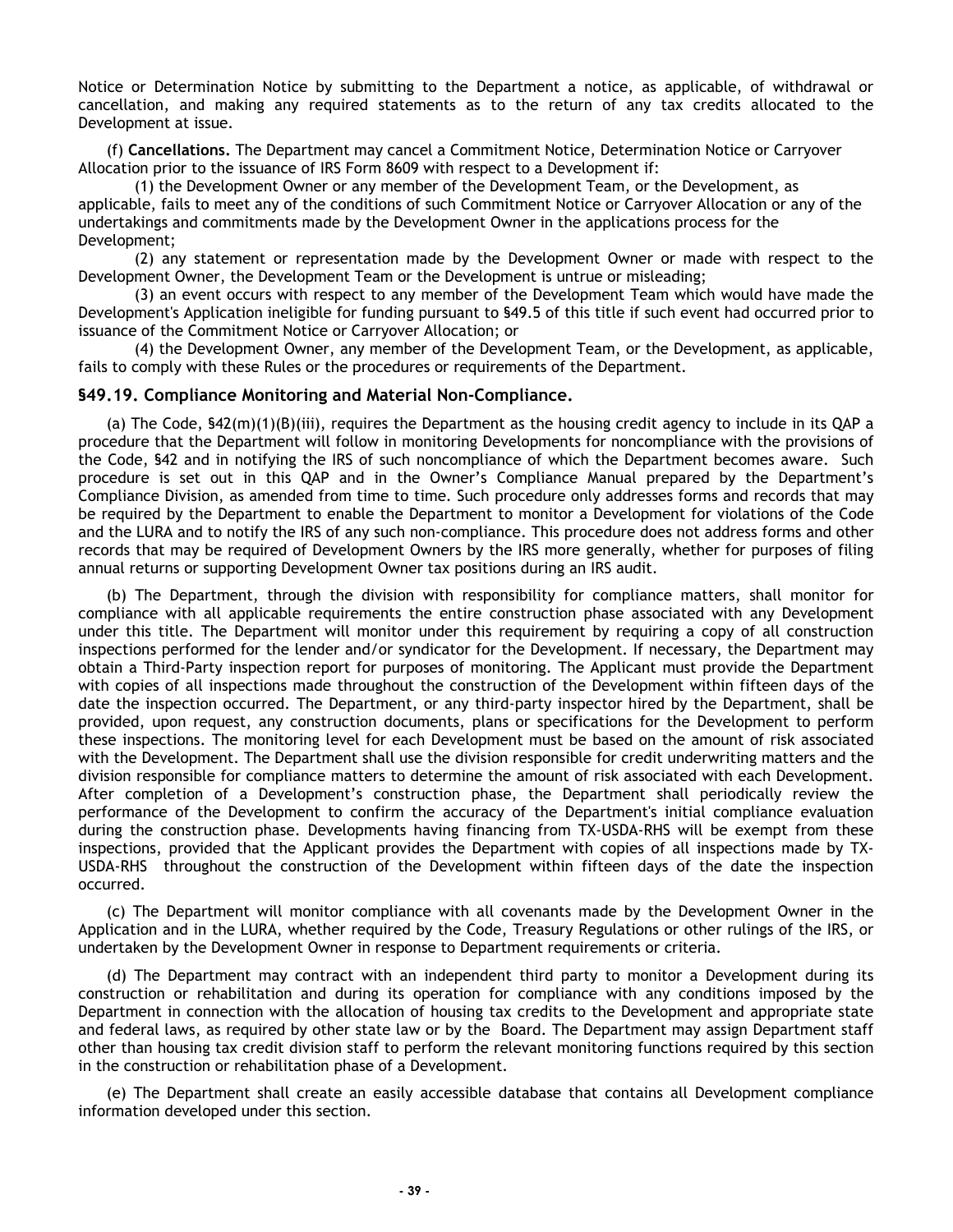Notice or Determination Notice by submitting to the Department a notice, as applicable, of withdrawal or cancellation, and making any required statements as to the return of any tax credits allocated to the Development at issue.

(f) **Cancellations.** The Department may cancel a Commitment Notice, Determination Notice or Carryover Allocation prior to the issuance of IRS Form 8609 with respect to a Development if:

(1) the Development Owner or any member of the Development Team, or the Development, as applicable, fails to meet any of the conditions of such Commitment Notice or Carryover Allocation or any of the undertakings and commitments made by the Development Owner in the applications process for the Development;

(2) any statement or representation made by the Development Owner or made with respect to the Development Owner, the Development Team or the Development is untrue or misleading;

(3) an event occurs with respect to any member of the Development Team which would have made the Development's Application ineligible for funding pursuant to §49.5 of this title if such event had occurred prior to issuance of the Commitment Notice or Carryover Allocation; or

(4) the Development Owner, any member of the Development Team, or the Development, as applicable, fails to comply with these Rules or the procedures or requirements of the Department.

### §49.19. Compliance Monitoring and Material Non-Compliance.

(a) The Code, §42(m)(1)(B)(iii), requires the Department as the housing credit agency to include in its QAP a procedure that the Department will follow in monitoring Developments for noncompliance with the provisions of the Code, §42 and in notifying the IRS of such noncompliance of which the Department becomes aware. Such procedure is set out in this QAP and in the Owner's Compliance Manual prepared by the Department's Compliance Division, as amended from time to time. Such procedure only addresses forms and records that may be required by the Department to enable the Department to monitor a Development for violations of the Code and the LURA and to notify the IRS of any such non-compliance. This procedure does not address forms and other records that may be required of Development Owners by the IRS more generally, whether for purposes of filing annual returns or supporting Development Owner tax positions during an IRS audit.

(b) The Department, through the division with responsibility for compliance matters, shall monitor for compliance with all applicable requirements the entire construction phase associated with any Development under this title. The Department will monitor under this requirement by requiring a copy of all construction inspections performed for the lender and/or syndicator for the Development. If necessary, the Department may obtain a Third-Party inspection report for purposes of monitoring. The Applicant must provide the Department with copies of all inspections made throughout the construction of the Development within fifteen days of the date the inspection occurred. The Department, or any third-party inspector hired by the Department, shall be provided, upon request, any construction documents, plans or specifications for the Development to perform these inspections. The monitoring level for each Development must be based on the amount of risk associated with the Development. The Department shall use the division responsible for credit underwriting matters and the division responsible for compliance matters to determine the amount of risk associated with each Development. After completion of a Development's construction phase, the Department shall periodically review the performance of the Development to confirm the accuracy of the Department's initial compliance evaluation during the construction phase. Developments having financing from TX-USDA-RHS will be exempt from these inspections, provided that the Applicant provides the Department with copies of all inspections made by TX-USDA-RHS throughout the construction of the Development within fifteen days of the date the inspection occurred.

(c) The Department will monitor compliance with all covenants made by the Development Owner in the Application and in the LURA, whether required by the Code, Treasury Regulations or other rulings of the IRS, or undertaken by the Development Owner in response to Department requirements or criteria.

(d) The Department may contract with an independent third party to monitor a Development during its construction or rehabilitation and during its operation for compliance with any conditions imposed by the Department in connection with the allocation of housing tax credits to the Development and appropriate state and federal laws, as required by other state law or by the Board. The Department may assign Department staff other than housing tax credit division staff to perform the relevant monitoring functions required by this section in the construction or rehabilitation phase of a Development.

(e) The Department shall create an easily accessible database that contains all Development compliance information developed under this section.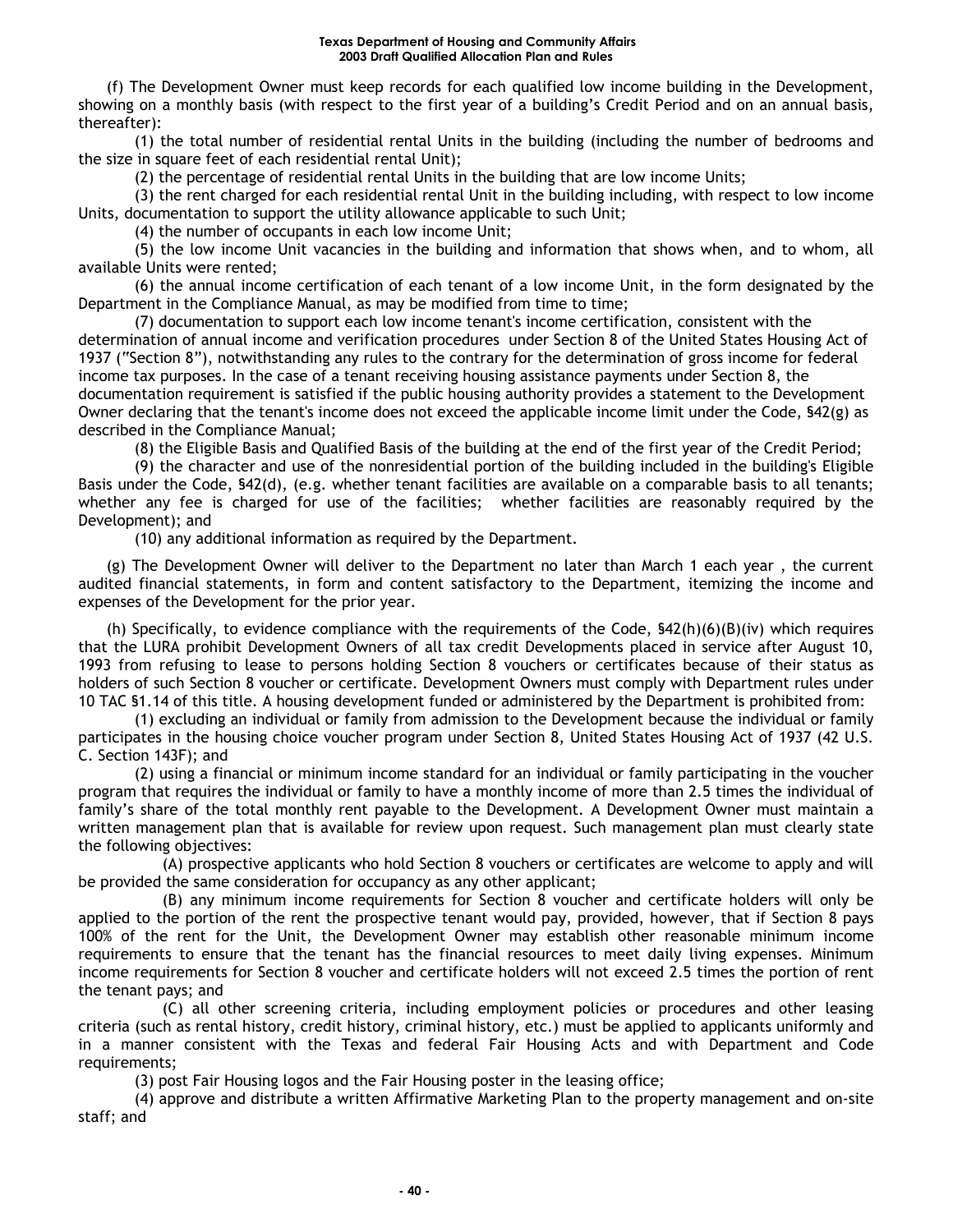(f) The Development Owner must keep records for each qualified low income building in the Development, showing on a monthly basis (with respect to the first year of a building's Credit Period and on an annual basis, thereafter):

(1) the total number of residential rental Units in the building (including the number of bedrooms and the size in square feet of each residential rental Unit);

(2) the percentage of residential rental Units in the building that are low income Units;

(3) the rent charged for each residential rental Unit in the building including, with respect to low income Units, documentation to support the utility allowance applicable to such Unit;

(4) the number of occupants in each low income Unit;

(5) the low income Unit vacancies in the building and information that shows when, and to whom, all available Units were rented;

(6) the annual income certification of each tenant of a low income Unit, in the form designated by the Department in the Compliance Manual, as may be modified from time to time;

(7) documentation to support each low income tenant's income certification, consistent with the determination of annual income and verification procedures under Section 8 of the United States Housing Act of 1937 ("Section 8"), notwithstanding any rules to the contrary for the determination of gross income for federal income tax purposes. In the case of a tenant receiving housing assistance payments under Section 8, the documentation requirement is satisfied if the public housing authority provides a statement to the Development Owner declaring that the tenant's income does not exceed the applicable income limit under the Code, §42(g) as described in the Compliance Manual;

(8) the Eligible Basis and Qualified Basis of the building at the end of the first year of the Credit Period;

(9) the character and use of the nonresidential portion of the building included in the building's Eligible Basis under the Code, §42(d), (e.g. whether tenant facilities are available on a comparable basis to all tenants; whether any fee is charged for use of the facilities; whether facilities are reasonably required by the Development); and

(10) any additional information as required by the Department.

(g) The Development Owner will deliver to the Department no later than March 1 each year , the current audited financial statements, in form and content satisfactory to the Department, itemizing the income and expenses of the Development for the prior year.

(h) Specifically, to evidence compliance with the requirements of the Code, §42(h)(6)(B)(iv) which requires that the LURA prohibit Development Owners of all tax credit Developments placed in service after August 10, 1993 from refusing to lease to persons holding Section 8 vouchers or certificates because of their status as holders of such Section 8 voucher or certificate. Development Owners must comply with Department rules under 10 TAC §1.14 of this title. A housing development funded or administered by the Department is prohibited from:

(1) excluding an individual or family from admission to the Development because the individual or family participates in the housing choice voucher program under Section 8, United States Housing Act of 1937 (42 U.S. C. Section 143F); and

(2) using a financial or minimum income standard for an individual or family participating in the voucher program that requires the individual or family to have a monthly income of more than 2.5 times the individual of family's share of the total monthly rent payable to the Development. A Development Owner must maintain a written management plan that is available for review upon request. Such management plan must clearly state the following objectives:

(A) prospective applicants who hold Section 8 vouchers or certificates are welcome to apply and will be provided the same consideration for occupancy as any other applicant;

(B) any minimum income requirements for Section 8 voucher and certificate holders will only be applied to the portion of the rent the prospective tenant would pay, provided, however, that if Section 8 pays 100% of the rent for the Unit, the Development Owner may establish other reasonable minimum income requirements to ensure that the tenant has the financial resources to meet daily living expenses. Minimum income requirements for Section 8 voucher and certificate holders will not exceed 2.5 times the portion of rent the tenant pays; and

(C) all other screening criteria, including employment policies or procedures and other leasing criteria (such as rental history, credit history, criminal history, etc.) must be applied to applicants uniformly and in a manner consistent with the Texas and federal Fair Housing Acts and with Department and Code requirements;

(3) post Fair Housing logos and the Fair Housing poster in the leasing office;

(4) approve and distribute a written Affirmative Marketing Plan to the property management and on-site staff; and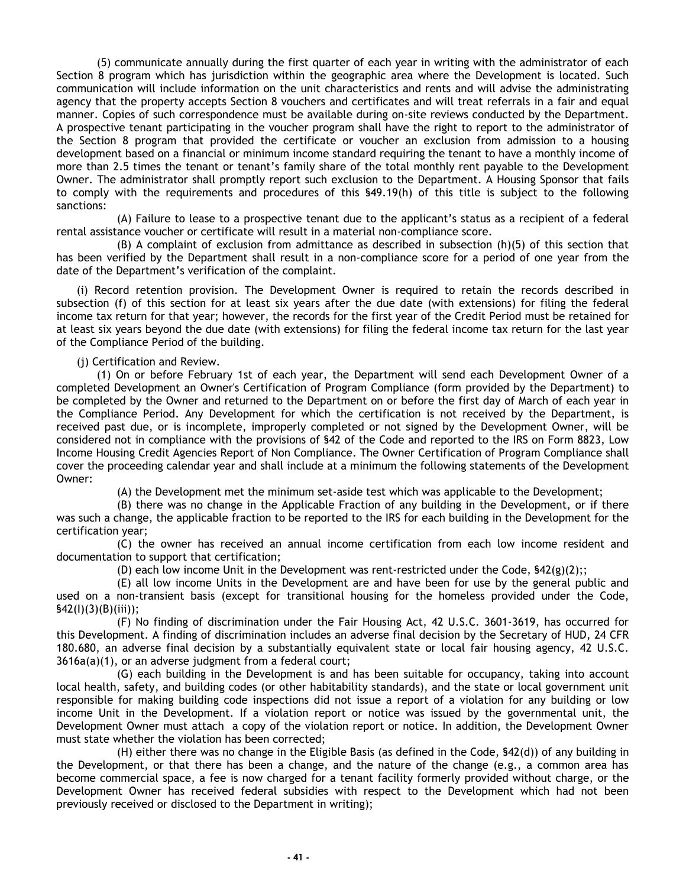(5) communicate annually during the first quarter of each year in writing with the administrator of each Section 8 program which has jurisdiction within the geographic area where the Development is located. Such communication will include information on the unit characteristics and rents and will advise the administrating agency that the property accepts Section 8 vouchers and certificates and will treat referrals in a fair and equal manner. Copies of such correspondence must be available during on-site reviews conducted by the Department. A prospective tenant participating in the voucher program shall have the right to report to the administrator of the Section 8 program that provided the certificate or voucher an exclusion from admission to a housing development based on a financial or minimum income standard requiring the tenant to have a monthly income of more than 2.5 times the tenant or tenant's family share of the total monthly rent payable to the Development Owner. The administrator shall promptly report such exclusion to the Department. A Housing Sponsor that fails to comply with the requirements and procedures of this §49.19(h) of this title is subject to the following sanctions:

(A) Failure to lease to a prospective tenant due to the applicant's status as a recipient of a federal rental assistance voucher or certificate will result in a material non-compliance score.

(B) A complaint of exclusion from admittance as described in subsection (h)(5) of this section that has been verified by the Department shall result in a non-compliance score for a period of one year from the date of the Department's verification of the complaint.

(i) Record retention provision. The Development Owner is required to retain the records described in subsection (f) of this section for at least six years after the due date (with extensions) for filing the federal income tax return for that year; however, the records for the first year of the Credit Period must be retained for at least six years beyond the due date (with extensions) for filing the federal income tax return for the last year of the Compliance Period of the building.

(j) Certification and Review.

(1) On or before February 1st of each year, the Department will send each Development Owner of a completed Development an Owner's Certification of Program Compliance (form provided by the Department) to be completed by the Owner and returned to the Department on or before the first day of March of each year in the Compliance Period. Any Development for which the certification is not received by the Department, is received past due, or is incomplete, improperly completed or not signed by the Development Owner, will be considered not in compliance with the provisions of §42 of the Code and reported to the IRS on Form 8823, Low Income Housing Credit Agencies Report of Non Compliance. The Owner Certification of Program Compliance shall cover the proceeding calendar year and shall include at a minimum the following statements of the Development Owner:

(A) the Development met the minimum set-aside test which was applicable to the Development;

(B) there was no change in the Applicable Fraction of any building in the Development, or if there was such a change, the applicable fraction to be reported to the IRS for each building in the Development for the certification year;

(C) the owner has received an annual income certification from each low income resident and documentation to support that certification;

(D) each low income Unit in the Development was rent-restricted under the Code, §42(g)(2);;

(E) all low income Units in the Development are and have been for use by the general public and used on a non-transient basis (except for transitional housing for the homeless provided under the Code, §42(I)(3)(B)(iii));

(F) No finding of discrimination under the Fair Housing Act, 42 U.S.C. 3601-3619, has occurred for this Development. A finding of discrimination includes an adverse final decision by the Secretary of HUD, 24 CFR 180.680, an adverse final decision by a substantially equivalent state or local fair housing agency, 42 U.S.C. 3616a(a)(1), or an adverse judgment from a federal court;

(G) each building in the Development is and has been suitable for occupancy, taking into account local health, safety, and building codes (or other habitability standards), and the state or local government unit responsible for making building code inspections did not issue a report of a violation for any building or low income Unit in the Development. If a violation report or notice was issued by the governmental unit, the Development Owner must attach a copy of the violation report or notice. In addition, the Development Owner must state whether the violation has been corrected;

(H) either there was no change in the Eligible Basis (as defined in the Code, §42(d)) of any building in the Development, or that there has been a change, and the nature of the change (e.g., a common area has become commercial space, a fee is now charged for a tenant facility formerly provided without charge, or the Development Owner has received federal subsidies with respect to the Development which had not been previously received or disclosed to the Department in writing);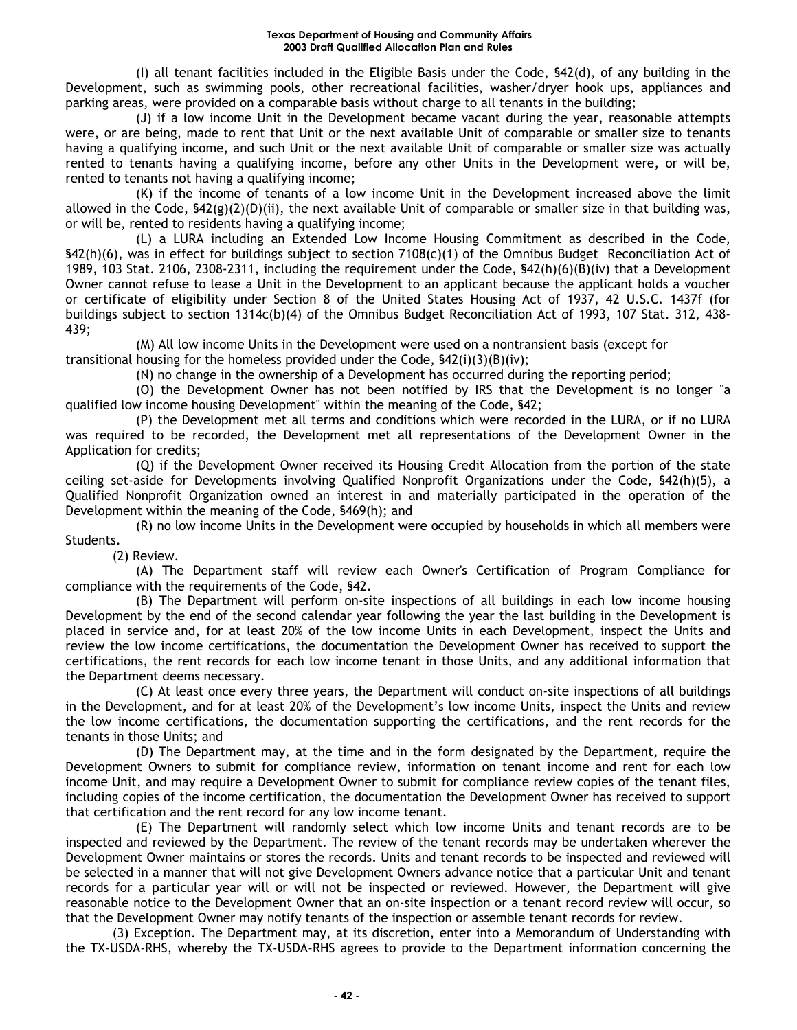(I) all tenant facilities included in the Eligible Basis under the Code, §42(d), of any building in the Development, such as swimming pools, other recreational facilities, washer/dryer hook ups, appliances and parking areas, were provided on a comparable basis without charge to all tenants in the building;

(J) if a low income Unit in the Development became vacant during the year, reasonable attempts were, or are being, made to rent that Unit or the next available Unit of comparable or smaller size to tenants having a qualifying income, and such Unit or the next available Unit of comparable or smaller size was actually rented to tenants having a qualifying income, before any other Units in the Development were, or will be, rented to tenants not having a qualifying income;

(K) if the income of tenants of a low income Unit in the Development increased above the limit allowed in the Code, §42(g)(2)(D)(ii), the next available Unit of comparable or smaller size in that building was, or will be, rented to residents having a qualifying income;

(L) a LURA including an Extended Low Income Housing Commitment as described in the Code, §42(h)(6), was in effect for buildings subject to section 7108(c)(1) of the Omnibus Budget Reconciliation Act of 1989, 103 Stat. 2106, 2308-2311, including the requirement under the Code, §42(h)(6)(B)(iv) that a Development Owner cannot refuse to lease a Unit in the Development to an applicant because the applicant holds a voucher or certificate of eligibility under Section 8 of the United States Housing Act of 1937, 42 U.S.C. 1437f (for buildings subject to section 1314c(b)(4) of the Omnibus Budget Reconciliation Act of 1993, 107 Stat. 312, 438-439;

(M) All low income Units in the Development were used on a nontransient basis (except for transitional housing for the homeless provided under the Code, §42(i)(3)(B)(iv);

(N) no change in the ownership of a Development has occurred during the reporting period;

(O) the Development Owner has not been notified by IRS that the Development is no longer "a qualified low income housing Development" within the meaning of the Code, §42;

(P) the Development met all terms and conditions which were recorded in the LURA, or if no LURA was required to be recorded, the Development met all representations of the Development Owner in the Application for credits;

(Q) if the Development Owner received its Housing Credit Allocation from the portion of the state ceiling set-aside for Developments involving Qualified Nonprofit Organizations under the Code, §42(h)(5), a Qualified Nonprofit Organization owned an interest in and materially participated in the operation of the Development within the meaning of the Code, §469(h); and

(R) no low income Units in the Development were occupied by households in which all members were Students.

(2) Review.

(A) The Department staff will review each Owner's Certification of Program Compliance for compliance with the requirements of the Code, §42.

(B) The Department will perform on-site inspections of all buildings in each low income housing Development by the end of the second calendar year following the year the last building in the Development is placed in service and, for at least 20% of the low income Units in each Development, inspect the Units and review the low income certifications, the documentation the Development Owner has received to support the certifications, the rent records for each low income tenant in those Units, and any additional information that the Department deems necessary.

(C) At least once every three years, the Department will conduct on-site inspections of all buildings in the Development, and for at least 20% of the Development's low income Units, inspect the Units and review the low income certifications, the documentation supporting the certifications, and the rent records for the tenants in those Units; and

(D) The Department may, at the time and in the form designated by the Department, require the Development Owners to submit for compliance review, information on tenant income and rent for each low income Unit, and may require a Development Owner to submit for compliance review copies of the tenant files, including copies of the income certification, the documentation the Development Owner has received to support that certification and the rent record for any low income tenant.

(E) The Department will randomly select which low income Units and tenant records are to be inspected and reviewed by the Department. The review of the tenant records may be undertaken wherever the Development Owner maintains or stores the records. Units and tenant records to be inspected and reviewed will be selected in a manner that will not give Development Owners advance notice that a particular Unit and tenant records for a particular year will or will not be inspected or reviewed. However, the Department will give reasonable notice to the Development Owner that an on-site inspection or a tenant record review will occur, so that the Development Owner may notify tenants of the inspection or assemble tenant records for review.

(3) Exception. The Department may, at its discretion, enter into a Memorandum of Understanding with the TX-USDA-RHS, whereby the TX-USDA-RHS agrees to provide to the Department information concerning the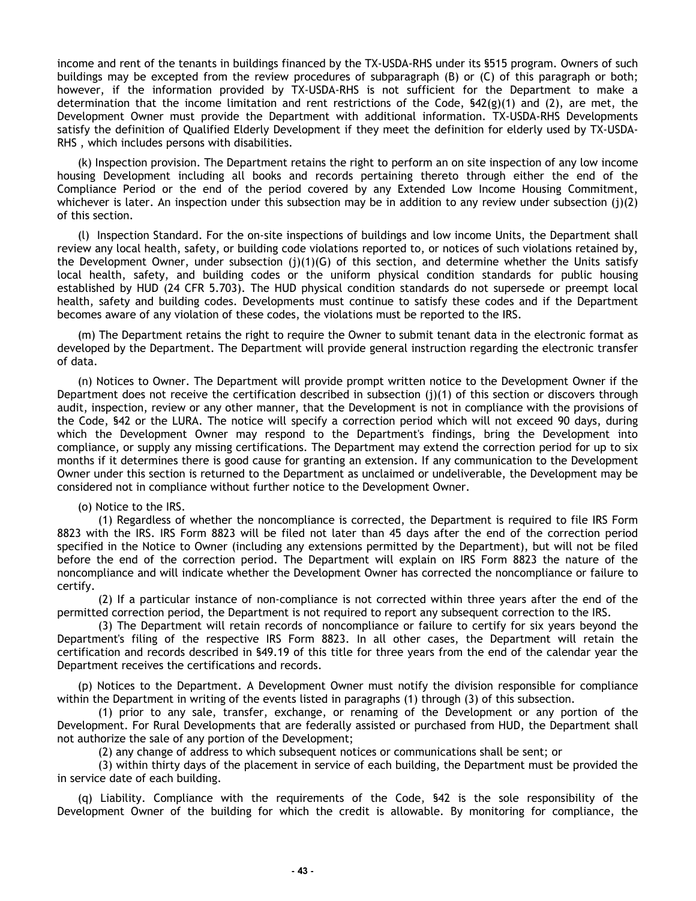income and rent of the tenants in buildings financed by the TX-USDA-RHS under its §515 program. Owners of such buildings may be excepted from the review procedures of subparagraph (B) or (C) of this paragraph or both; however, if the information provided by TX-USDA-RHS is not sufficient for the Department to make a determination that the income limitation and rent restrictions of the Code, §42(g)(1) and (2), are met, the Development Owner must provide the Department with additional information. TX-USDA-RHS Developments satisfy the definition of Qualified Elderly Development if they meet the definition for elderly used by TX-USDA-RHS , which includes persons with disabilities.

(k) Inspection provision. The Department retains the right to perform an on site inspection of any low income housing Development including all books and records pertaining thereto through either the end of the Compliance Period or the end of the period covered by any Extended Low Income Housing Commitment, whichever is later. An inspection under this subsection may be in addition to any review under subsection (j)(2) of this section.

(l) Inspection Standard. For the on-site inspections of buildings and low income Units, the Department shall review any local health, safety, or building code violations reported to, or notices of such violations retained by, the Development Owner, under subsection (j)(1)(G) of this section, and determine whether the Units satisfy local health, safety, and building codes or the uniform physical condition standards for public housing established by HUD (24 CFR 5.703). The HUD physical condition standards do not supersede or preempt local health, safety and building codes. Developments must continue to satisfy these codes and if the Department becomes aware of any violation of these codes, the violations must be reported to the IRS.

(m) The Department retains the right to require the Owner to submit tenant data in the electronic format as developed by the Department. The Department will provide general instruction regarding the electronic transfer of data.

(n) Notices to Owner. The Department will provide prompt written notice to the Development Owner if the Department does not receive the certification described in subsection (j)(1) of this section or discovers through audit, inspection, review or any other manner, that the Development is not in compliance with the provisions of the Code, §42 or the LURA. The notice will specify a correction period which will not exceed 90 days, during which the Development Owner may respond to the Department's findings, bring the Development into compliance, or supply any missing certifications. The Department may extend the correction period for up to six months if it determines there is good cause for granting an extension. If any communication to the Development Owner under this section is returned to the Department as unclaimed or undeliverable, the Development may be considered not in compliance without further notice to the Development Owner.

(o) Notice to the IRS.

(1) Regardless of whether the noncompliance is corrected, the Department is required to file IRS Form 8823 with the IRS. IRS Form 8823 will be filed not later than 45 days after the end of the correction period specified in the Notice to Owner (including any extensions permitted by the Department), but will not be filed before the end of the correction period. The Department will explain on IRS Form 8823 the nature of the noncompliance and will indicate whether the Development Owner has corrected the noncompliance or failure to certify.

(2) If a particular instance of non-compliance is not corrected within three years after the end of the permitted correction period, the Department is not required to report any subsequent correction to the IRS.

(3) The Department will retain records of noncompliance or failure to certify for six years beyond the Department's filing of the respective IRS Form 8823. In all other cases, the Department will retain the certification and records described in §49.19 of this title for three years from the end of the calendar year the Department receives the certifications and records.

(p) Notices to the Department. A Development Owner must notify the division responsible for compliance within the Department in writing of the events listed in paragraphs (1) through (3) of this subsection.

(1) prior to any sale, transfer, exchange, or renaming of the Development or any portion of the Development. For Rural Developments that are federally assisted or purchased from HUD, the Department shall not authorize the sale of any portion of the Development;

(2) any change of address to which subsequent notices or communications shall be sent; or

(3) within thirty days of the placement in service of each building, the Department must be provided the in service date of each building.

(q) Liability. Compliance with the requirements of the Code, §42 is the sole responsibility of the Development Owner of the building for which the credit is allowable. By monitoring for compliance, the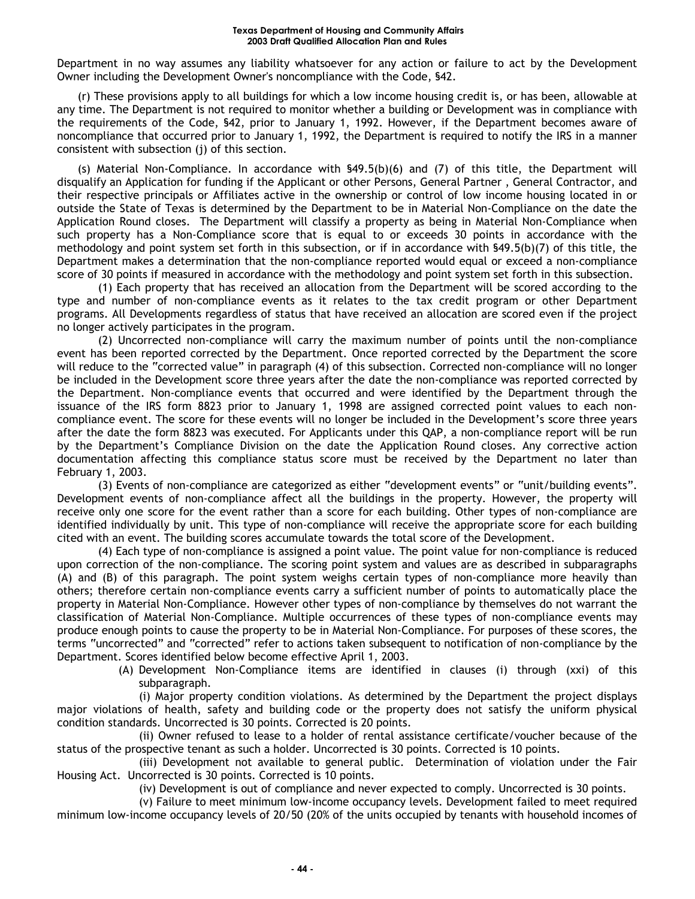Department in no way assumes any liability whatsoever for any action or failure to act by the Development Owner including the Development Owner's noncompliance with the Code, §42.

(r) These provisions apply to all buildings for which a low income housing credit is, or has been, allowable at any time. The Department is not required to monitor whether a building or Development was in compliance with the requirements of the Code, §42, prior to January 1, 1992. However, if the Department becomes aware of noncompliance that occurred prior to January 1, 1992, the Department is required to notify the IRS in a manner consistent with subsection (j) of this section.

(s) Material Non-Compliance. In accordance with §49.5(b)(6) and (7) of this title, the Department will disqualify an Application for funding if the Applicant or other Persons, General Partner , General Contractor, and their respective principals or Affiliates active in the ownership or control of low income housing located in or outside the State of Texas is determined by the Department to be in Material Non-Compliance on the date the Application Round closes. The Department will classify a property as being in Material Non-Compliance when such property has a Non-Compliance score that is equal to or exceeds 30 points in accordance with the methodology and point system set forth in this subsection, or if in accordance with §49.5(b)(7) of this title, the Department makes a determination that the non-compliance reported would equal or exceed a non-compliance score of 30 points if measured in accordance with the methodology and point system set forth in this subsection.

(1) Each property that has received an allocation from the Department will be scored according to the type and number of non-compliance events as it relates to the tax credit program or other Department programs. All Developments regardless of status that have received an allocation are scored even if the project no longer actively participates in the program.

(2) Uncorrected non-compliance will carry the maximum number of points until the non-compliance event has been reported corrected by the Department. Once reported corrected by the Department the score will reduce to the "corrected value" in paragraph (4) of this subsection. Corrected non-compliance will no longer be included in the Development score three years after the date the non-compliance was reported corrected by the Department. Non-compliance events that occurred and were identified by the Department through the issuance of the IRS form 8823 prior to January 1, 1998 are assigned corrected point values to each non-compliance event. The score for these events will no longer be included in the Development's score three years after the date the form 8823 was executed. For Applicants under this QAP, a non-compliance report will be run by the Department's Compliance Division on the date the Application Round closes. Any corrective action documentation affecting this compliance status score must be received by the Department no later than February 1, 2003.

(3) Events of non-compliance are categorized as either "development events" or "unit/building events". Development events of non-compliance affect all the buildings in the property. However, the property will receive only one score for the event rather than a score for each building. Other types of non-compliance are identified individually by unit. This type of non-compliance will receive the appropriate score for each building cited with an event. The building scores accumulate towards the total score of the Development.

(4) Each type of non-compliance is assigned a point value. The point value for non-compliance is reduced upon correction of the non-compliance. The scoring point system and values are as described in subparagraphs (A) and (B) of this paragraph. The point system weighs certain types of non-compliance more heavily than others; therefore certain non-compliance events carry a sufficient number of points to automatically place the property in Material Non-Compliance. However other types of non-compliance by themselves do not warrant the classification of Material Non-Compliance. Multiple occurrences of these types of non-compliance events may produce enough points to cause the property to be in Material Non-Compliance. For purposes of these scores, the terms "uncorrected" and "corrected" refer to actions taken subsequent to notification of non-compliance by the Department. Scores identified below become effective April 1, 2003.

(A) Development Non-Compliance items are identified in clauses (i) through (xxi) of this subparagraph.

(i) Major property condition violations. As determined by the Department the project displays major violations of health, safety and building code or the property does not satisfy the uniform physical condition standards. Uncorrected is 30 points. Corrected is 20 points.

(ii) Owner refused to lease to a holder of rental assistance certificate/voucher because of the status of the prospective tenant as such a holder. Uncorrected is 30 points. Corrected is 10 points.

(iii) Development not available to general public. Determination of violation under the Fair Housing Act. Uncorrected is 30 points. Corrected is 10 points.

(iv) Development is out of compliance and never expected to comply. Uncorrected is 30 points.

(v) Failure to meet minimum low-income occupancy levels. Development failed to meet required minimum low-income occupancy levels of 20/50 (20% of the units occupied by tenants with household incomes of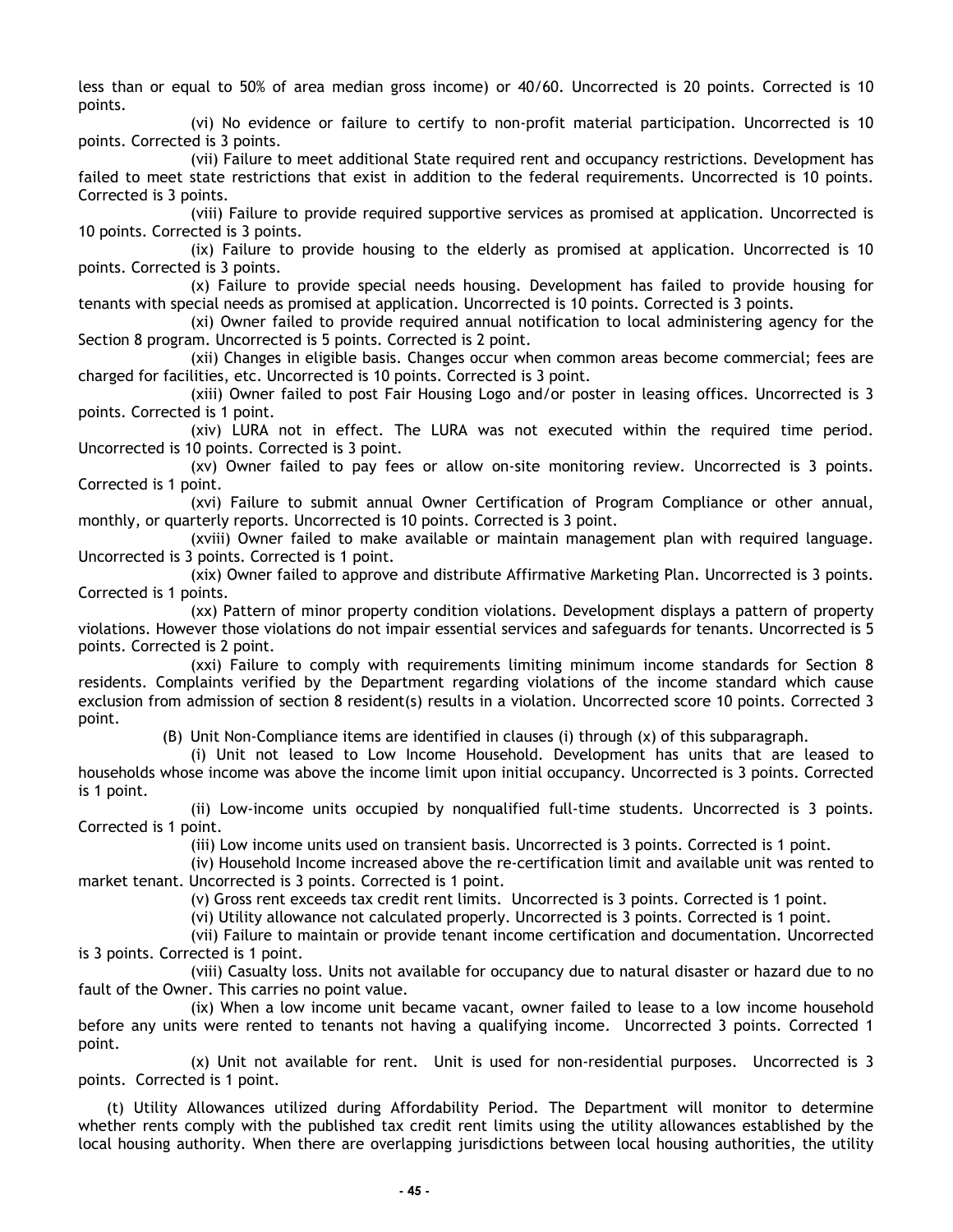less than or equal to 50% of area median gross income) or 40/60. Uncorrected is 20 points. Corrected is 10 points.

(vi) No evidence or failure to certify to non-profit material participation. Uncorrected is 10 points. Corrected is 3 points.

(vii) Failure to meet additional State required rent and occupancy restrictions. Development has failed to meet state restrictions that exist in addition to the federal requirements. Uncorrected is 10 points. Corrected is 3 points.

(viii) Failure to provide required supportive services as promised at application. Uncorrected is 10 points. Corrected is 3 points.

(ix) Failure to provide housing to the elderly as promised at application. Uncorrected is 10 points. Corrected is 3 points.

(x) Failure to provide special needs housing. Development has failed to provide housing for tenants with special needs as promised at application. Uncorrected is 10 points. Corrected is 3 points.

(xi) Owner failed to provide required annual notification to local administering agency for the Section 8 program. Uncorrected is 5 points. Corrected is 2 point.

(xii) Changes in eligible basis. Changes occur when common areas become commercial; fees are charged for facilities, etc. Uncorrected is 10 points. Corrected is 3 point.

(xiii) Owner failed to post Fair Housing Logo and/or poster in leasing offices. Uncorrected is 3 points. Corrected is 1 point.

(xiv) LURA not in effect. The LURA was not executed within the required time period. Uncorrected is 10 points. Corrected is 3 point.

(xv) Owner failed to pay fees or allow on-site monitoring review. Uncorrected is 3 points. Corrected is 1 point.

(xvi) Failure to submit annual Owner Certification of Program Compliance or other annual, monthly, or quarterly reports. Uncorrected is 10 points. Corrected is 3 point.

(xviii) Owner failed to make available or maintain management plan with required language. Uncorrected is 3 points. Corrected is 1 point.

(xix) Owner failed to approve and distribute Affirmative Marketing Plan. Uncorrected is 3 points. Corrected is 1 points.

(xx) Pattern of minor property condition violations. Development displays a pattern of property violations. However those violations do not impair essential services and safeguards for tenants. Uncorrected is 5 points. Corrected is 2 point.

(xxi) Failure to comply with requirements limiting minimum income standards for Section 8 residents. Complaints verified by the Department regarding violations of the income standard which cause exclusion from admission of section 8 resident(s) results in a violation. Uncorrected score 10 points. Corrected 3 point.

(B) Unit Non-Compliance items are identified in clauses (i) through (x) of this subparagraph.

(i) Unit not leased to Low Income Household. Development has units that are leased to households whose income was above the income limit upon initial occupancy. Uncorrected is 3 points. Corrected is 1 point.

(ii) Low-income units occupied by nonqualified full-time students. Uncorrected is 3 points. Corrected is 1 point.

(iii) Low income units used on transient basis. Uncorrected is 3 points. Corrected is 1 point.

(iv) Household Income increased above the re-certification limit and available unit was rented to market tenant. Uncorrected is 3 points. Corrected is 1 point.

(v) Gross rent exceeds tax credit rent limits. Uncorrected is 3 points. Corrected is 1 point.

(vi) Utility allowance not calculated properly. Uncorrected is 3 points. Corrected is 1 point.

(vii) Failure to maintain or provide tenant income certification and documentation. Uncorrected is 3 points. Corrected is 1 point.

(viii) Casualty loss. Units not available for occupancy due to natural disaster or hazard due to no fault of the Owner. This carries no point value.

(ix) When a low income unit became vacant, owner failed to lease to a low income household before any units were rented to tenants not having a qualifying income. Uncorrected 3 points. Corrected 1 point.

(x) Unit not available for rent. Unit is used for non-residential purposes. Uncorrected is 3 points. Corrected is 1 point.

(t) Utility Allowances utilized during Affordability Period. The Department will monitor to determine whether rents comply with the published tax credit rent limits using the utility allowances established by the local housing authority. When there are overlapping jurisdictions between local housing authorities, the utility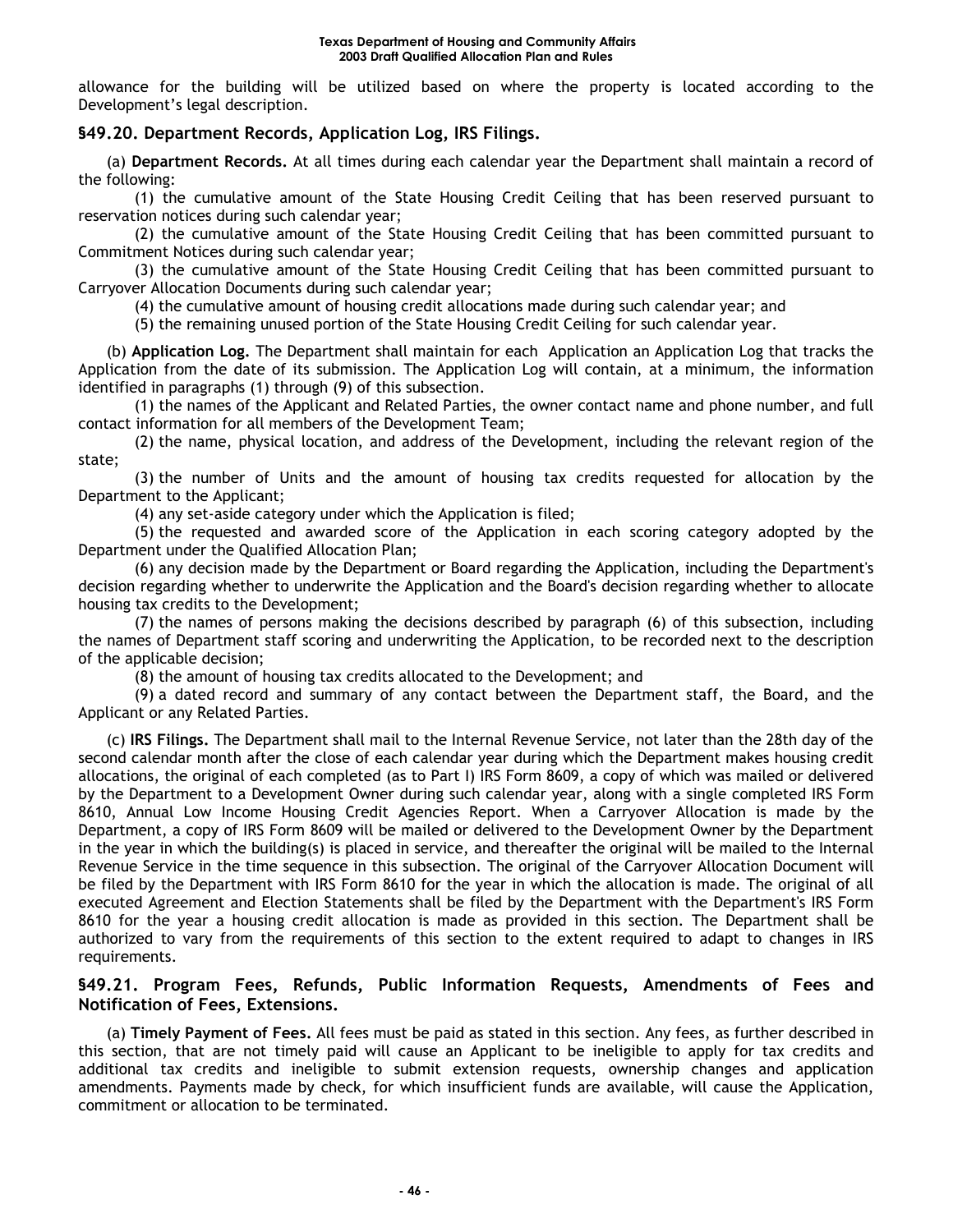allowance for the building will be utilized based on where the property is located according to the Development's legal description.

### §49.20. Department Records, Application Log, IRS Filings.

(a) **Department Records.** At all times during each calendar year the Department shall maintain a record of the following:

(1) the cumulative amount of the State Housing Credit Ceiling that has been reserved pursuant to reservation notices during such calendar year;

(2) the cumulative amount of the State Housing Credit Ceiling that has been committed pursuant to Commitment Notices during such calendar year;

(3) the cumulative amount of the State Housing Credit Ceiling that has been committed pursuant to Carryover Allocation Documents during such calendar year;

(4) the cumulative amount of housing credit allocations made during such calendar year; and

(5) the remaining unused portion of the State Housing Credit Ceiling for such calendar year.

(b) **Application Log.** The Department shall maintain for each Application an Application Log that tracks the Application from the date of its submission. The Application Log will contain, at a minimum, the information identified in paragraphs (1) through (9) of this subsection.

(1) the names of the Applicant and Related Parties, the owner contact name and phone number, and full contact information for all members of the Development Team;

(2) the name, physical location, and address of the Development, including the relevant region of the state;

(3) the number of Units and the amount of housing tax credits requested for allocation by the Department to the Applicant;

(4) any set-aside category under which the Application is filed;

(5) the requested and awarded score of the Application in each scoring category adopted by the Department under the Qualified Allocation Plan;

(6) any decision made by the Department or Board regarding the Application, including the Department's decision regarding whether to underwrite the Application and the Board's decision regarding whether to allocate housing tax credits to the Development;

(7) the names of persons making the decisions described by paragraph (6) of this subsection, including the names of Department staff scoring and underwriting the Application, to be recorded next to the description of the applicable decision;

(8) the amount of housing tax credits allocated to the Development; and

(9) a dated record and summary of any contact between the Department staff, the Board, and the Applicant or any Related Parties.

(c) **IRS Filings.** The Department shall mail to the Internal Revenue Service, not later than the 28th day of the second calendar month after the close of each calendar year during which the Department makes housing credit allocations, the original of each completed (as to Part I) IRS Form 8609, a copy of which was mailed or delivered by the Department to a Development Owner during such calendar year, along with a single completed IRS Form 8610, Annual Low Income Housing Credit Agencies Report. When a Carryover Allocation is made by the Department, a copy of IRS Form 8609 will be mailed or delivered to the Development Owner by the Department in the year in which the building(s) is placed in service, and thereafter the original will be mailed to the Internal Revenue Service in the time sequence in this subsection. The original of the Carryover Allocation Document will be filed by the Department with IRS Form 8610 for the year in which the allocation is made. The original of all executed Agreement and Election Statements shall be filed by the Department with the Department's IRS Form 8610 for the year a housing credit allocation is made as provided in this section. The Department shall be authorized to vary from the requirements of this section to the extent required to adapt to changes in IRS requirements.

### §49.21. Program Fees, Refunds, Public Information Requests, Amendments of Fees and Notification of Fees, Extensions.

(a) **Timely Payment of Fees.** All fees must be paid as stated in this section. Any fees, as further described in this section, that are not timely paid will cause an Applicant to be ineligible to apply for tax credits and additional tax credits and ineligible to submit extension requests, ownership changes and application amendments. Payments made by check, for which insufficient funds are available, will cause the Application, commitment or allocation to be terminated.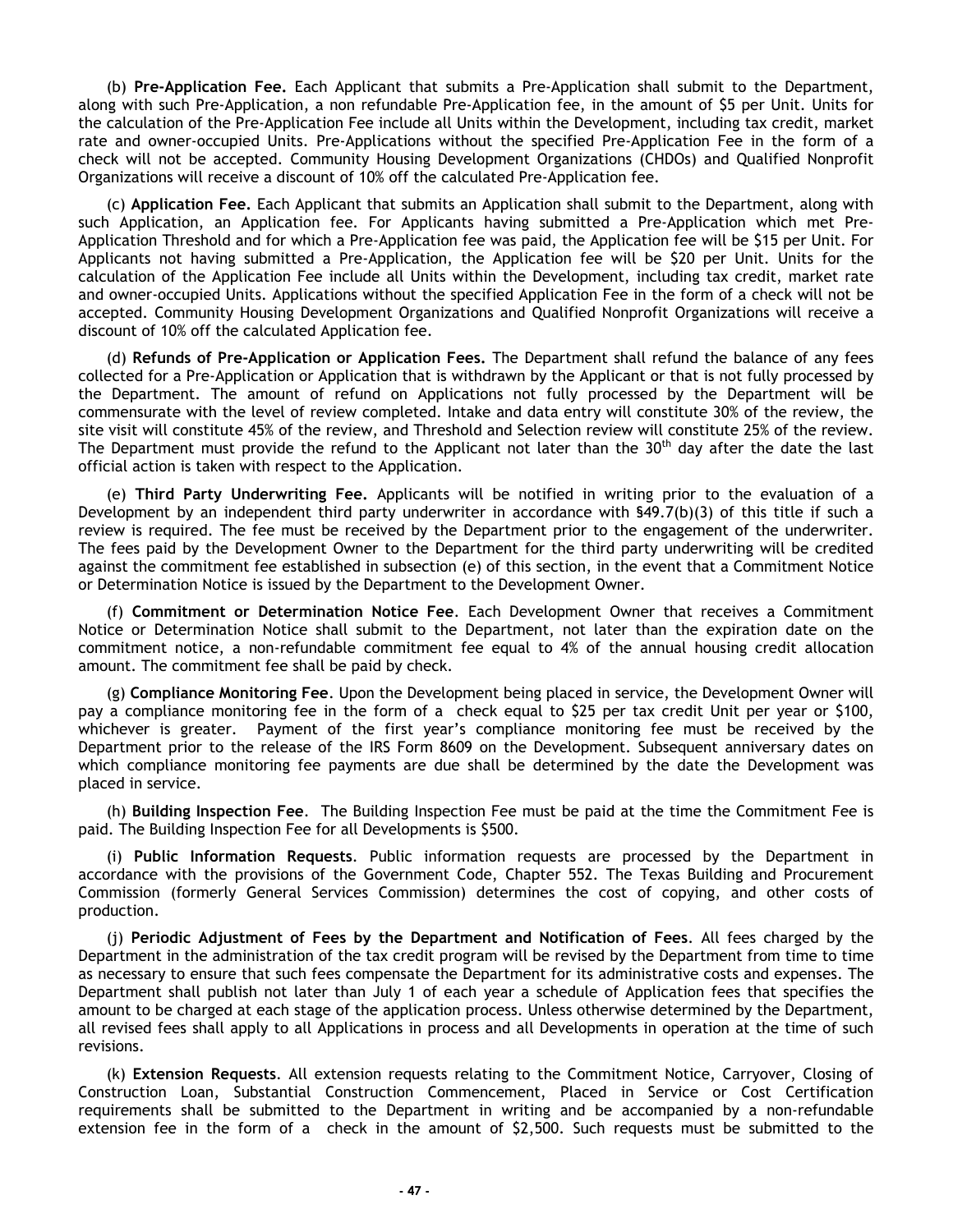(b) **Pre-Application Fee.** Each Applicant that submits a Pre-Application shall submit to the Department, along with such Pre-Application, a non refundable Pre-Application fee, in the amount of $5 per Unit. Units for the calculation of the Pre-Application Fee include all Units within the Development, including tax credit, market rate and owner-occupied Units. Pre-Applications without the specified Pre-Application Fee in the form of a check will not be accepted. Community Housing Development Organizations (CHDOs) and Qualified Nonprofit Organizations will receive a discount of 10% off the calculated Pre-Application fee.

(c) **Application Fee.** Each Applicant that submits an Application shall submit to the Department, along with such Application, an Application fee. For Applicants having submitted a Pre-Application which met Pre-Application Threshold and for which a Pre-Application fee was paid, the Application fee will be $15 per Unit. For Applicants not having submitted a Pre-Application, the Application fee will be $20 per Unit. Units for the calculation of the Application Fee include all Units within the Development, including tax credit, market rate and owner-occupied Units. Applications without the specified Application Fee in the form of a check will not be accepted. Community Housing Development Organizations and Qualified Nonprofit Organizations will receive a discount of 10% off the calculated Application fee.

(d) **Refunds of Pre-Application or Application Fees.** The Department shall refund the balance of any fees collected for a Pre-Application or Application that is withdrawn by the Applicant or that is not fully processed by the Department. The amount of refund on Applications not fully processed by the Department will be commensurate with the level of review completed. Intake and data entry will constitute 30% of the review, the site visit will constitute 45% of the review, and Threshold and Selection review will constitute 25% of the review. The Department must provide the refund to the Applicant not later than the 30th day after the date the last official action is taken with respect to the Application.

(e) **Third Party Underwriting Fee.** Applicants will be notified in writing prior to the evaluation of a Development by an independent third party underwriter in accordance with §49.7(b)(3) of this title if such a review is required. The fee must be received by the Department prior to the engagement of the underwriter. The fees paid by the Development Owner to the Department for the third party underwriting will be credited against the commitment fee established in subsection (e) of this section, in the event that a Commitment Notice or Determination Notice is issued by the Department to the Development Owner.

(f) **Commitment or Determination Notice Fee**. Each Development Owner that receives a Commitment Notice or Determination Notice shall submit to the Department, not later than the expiration date on the commitment notice, a non-refundable commitment fee equal to 4% of the annual housing credit allocation amount. The commitment fee shall be paid by check.

(g) **Compliance Monitoring Fee**. Upon the Development being placed in service, the Development Owner will pay a compliance monitoring fee in the form of a check equal to $25 per tax credit Unit per year or $100, whichever is greater. Payment of the first year's compliance monitoring fee must be received by the Department prior to the release of the IRS Form 8609 on the Development. Subsequent anniversary dates on which compliance monitoring fee payments are due shall be determined by the date the Development was placed in service.

(h) **Building Inspection Fee**. The Building Inspection Fee must be paid at the time the Commitment Fee is paid. The Building Inspection Fee for all Developments is $500.

(i) **Public Information Requests**. Public information requests are processed by the Department in accordance with the provisions of the Government Code, Chapter 552. The Texas Building and Procurement Commission (formerly General Services Commission) determines the cost of copying, and other costs of production.

(j) **Periodic Adjustment of Fees by the Department and Notification of Fees**. All fees charged by the Department in the administration of the tax credit program will be revised by the Department from time to time as necessary to ensure that such fees compensate the Department for its administrative costs and expenses. The Department shall publish not later than July 1 of each year a schedule of Application fees that specifies the amount to be charged at each stage of the application process. Unless otherwise determined by the Department, all revised fees shall apply to all Applications in process and all Developments in operation at the time of such revisions.

(k) **Extension Requests**. All extension requests relating to the Commitment Notice, Carryover, Closing of Construction Loan, Substantial Construction Commencement, Placed in Service or Cost Certification requirements shall be submitted to the Department in writing and be accompanied by a non-refundable extension fee in the form of a check in the amount of $2,500. Such requests must be submitted to the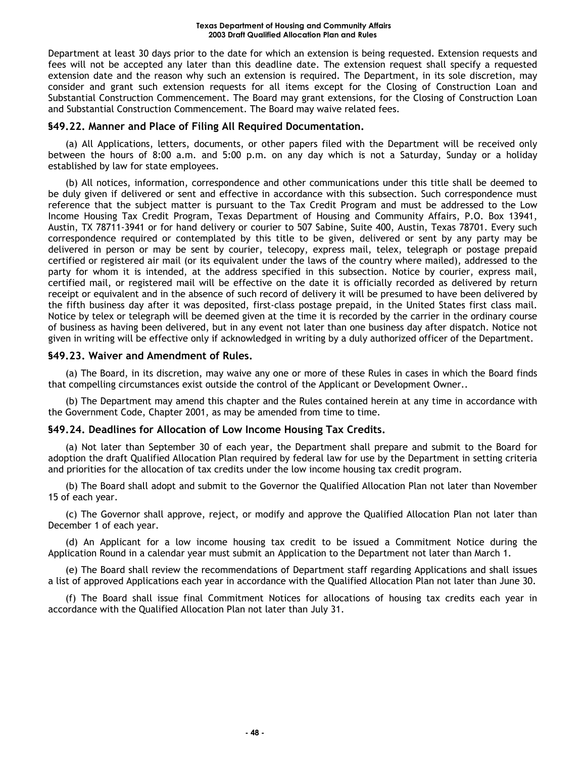Department at least 30 days prior to the date for which an extension is being requested. Extension requests and fees will not be accepted any later than this deadline date. The extension request shall specify a requested extension date and the reason why such an extension is required. The Department, in its sole discretion, may consider and grant such extension requests for all items except for the Closing of Construction Loan and Substantial Construction Commencement. The Board may grant extensions, for the Closing of Construction Loan and Substantial Construction Commencement. The Board may waive related fees.

### §49.22. Manner and Place of Filing All Required Documentation.

(a) All Applications, letters, documents, or other papers filed with the Department will be received only between the hours of 8:00 a.m. and 5:00 p.m. on any day which is not a Saturday, Sunday or a holiday established by law for state employees.

(b) All notices, information, correspondence and other communications under this title shall be deemed to be duly given if delivered or sent and effective in accordance with this subsection. Such correspondence must reference that the subject matter is pursuant to the Tax Credit Program and must be addressed to the Low Income Housing Tax Credit Program, Texas Department of Housing and Community Affairs, P.O. Box 13941, Austin, TX 78711-3941 or for hand delivery or courier to 507 Sabine, Suite 400, Austin, Texas 78701. Every such correspondence required or contemplated by this title to be given, delivered or sent by any party may be delivered in person or may be sent by courier, telecopy, express mail, telex, telegraph or postage prepaid certified or registered air mail (or its equivalent under the laws of the country where mailed), addressed to the party for whom it is intended, at the address specified in this subsection. Notice by courier, express mail, certified mail, or registered mail will be effective on the date it is officially recorded as delivered by return receipt or equivalent and in the absence of such record of delivery it will be presumed to have been delivered by the fifth business day after it was deposited, first-class postage prepaid, in the United States first class mail. Notice by telex or telegraph will be deemed given at the time it is recorded by the carrier in the ordinary course of business as having been delivered, but in any event not later than one business day after dispatch. Notice not given in writing will be effective only if acknowledged in writing by a duly authorized officer of the Department.

### §49.23. Waiver and Amendment of Rules.

(a) The Board, in its discretion, may waive any one or more of these Rules in cases in which the Board finds that compelling circumstances exist outside the control of the Applicant or Development Owner..

(b) The Department may amend this chapter and the Rules contained herein at any time in accordance with the Government Code, Chapter 2001, as may be amended from time to time.

### §49.24. Deadlines for Allocation of Low Income Housing Tax Credits.

(a) Not later than September 30 of each year, the Department shall prepare and submit to the Board for adoption the draft Qualified Allocation Plan required by federal law for use by the Department in setting criteria and priorities for the allocation of tax credits under the low income housing tax credit program.

(b) The Board shall adopt and submit to the Governor the Qualified Allocation Plan not later than November 15 of each year.

(c) The Governor shall approve, reject, or modify and approve the Qualified Allocation Plan not later than December 1 of each year.

(d) An Applicant for a low income housing tax credit to be issued a Commitment Notice during the Application Round in a calendar year must submit an Application to the Department not later than March 1.

(e) The Board shall review the recommendations of Department staff regarding Applications and shall issues a list of approved Applications each year in accordance with the Qualified Allocation Plan not later than June 30.

(f) The Board shall issue final Commitment Notices for allocations of housing tax credits each year in accordance with the Qualified Allocation Plan not later than July 31.